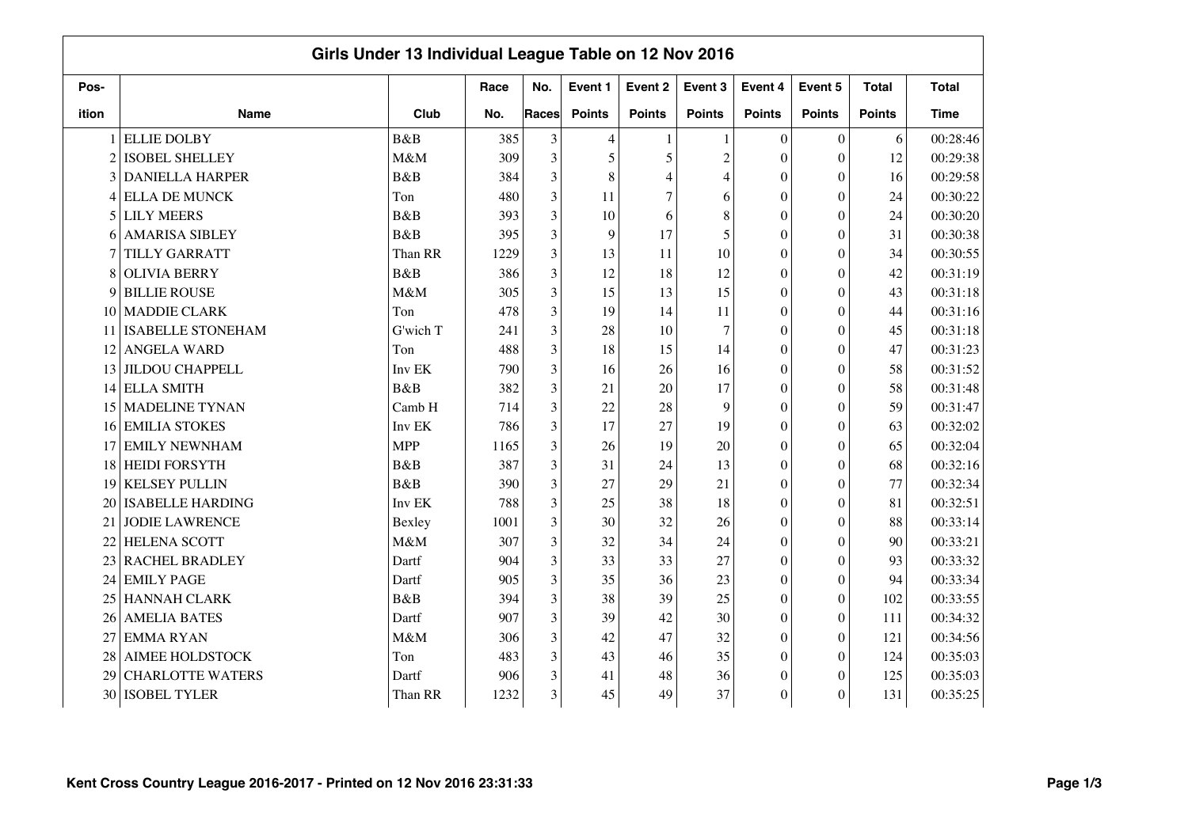# Girls Under 13 Individual League Table on 12 Nov 2016

| Pos-ition | Name | Club | Race No. | No. Races | Event 1 Points | Event 2 Points | Event 3 Points | Event 4 Points | Event 5 Points | Total Points | Total Time |
|---|---|---|---|---|---|---|---|---|---|---|---|
| 1 | ELLIE DOLBY | B&B | 385 | 3 | 4 | 1 | 1 | 0 | 0 | 6 | 00:28:46 |
| 2 | ISOBEL SHELLEY | M&M | 309 | 3 | 5 | 5 | 2 | 0 | 0 | 12 | 00:29:38 |
| 3 | DANIELLA HARPER | B&B | 384 | 3 | 8 | 4 | 4 | 0 | 0 | 16 | 00:29:58 |
| 4 | ELLA DE MUNCK | Ton | 480 | 3 | 11 | 7 | 6 | 0 | 0 | 24 | 00:30:22 |
| 5 | LILY MEERS | B&B | 393 | 3 | 10 | 6 | 8 | 0 | 0 | 24 | 00:30:20 |
| 6 | AMARISA SIBLEY | B&B | 395 | 3 | 9 | 17 | 5 | 0 | 0 | 31 | 00:30:38 |
| 7 | TILLY GARRATT | Than RR | 1229 | 3 | 13 | 11 | 10 | 0 | 0 | 34 | 00:30:55 |
| 8 | OLIVIA BERRY | B&B | 386 | 3 | 12 | 18 | 12 | 0 | 0 | 42 | 00:31:19 |
| 9 | BILLIE ROUSE | M&M | 305 | 3 | 15 | 13 | 15 | 0 | 0 | 43 | 00:31:18 |
| 10 | MADDIE CLARK | Ton | 478 | 3 | 19 | 14 | 11 | 0 | 0 | 44 | 00:31:16 |
| 11 | ISABELLE STONEHAM | G'wich T | 241 | 3 | 28 | 10 | 7 | 0 | 0 | 45 | 00:31:18 |
| 12 | ANGELA WARD | Ton | 488 | 3 | 18 | 15 | 14 | 0 | 0 | 47 | 00:31:23 |
| 13 | JILDOU CHAPPELL | Inv EK | 790 | 3 | 16 | 26 | 16 | 0 | 0 | 58 | 00:31:52 |
| 14 | ELLA SMITH | B&B | 382 | 3 | 21 | 20 | 17 | 0 | 0 | 58 | 00:31:48 |
| 15 | MADELINE TYNAN | Camb H | 714 | 3 | 22 | 28 | 9 | 0 | 0 | 59 | 00:31:47 |
| 16 | EMILIA STOKES | Inv EK | 786 | 3 | 17 | 27 | 19 | 0 | 0 | 63 | 00:32:02 |
| 17 | EMILY NEWNHAM | MPP | 1165 | 3 | 26 | 19 | 20 | 0 | 0 | 65 | 00:32:04 |
| 18 | HEIDI FORSYTH | B&B | 387 | 3 | 31 | 24 | 13 | 0 | 0 | 68 | 00:32:16 |
| 19 | KELSEY PULLIN | B&B | 390 | 3 | 27 | 29 | 21 | 0 | 0 | 77 | 00:32:34 |
| 20 | ISABELLE HARDING | Inv EK | 788 | 3 | 25 | 38 | 18 | 0 | 0 | 81 | 00:32:51 |
| 21 | JODIE LAWRENCE | Bexley | 1001 | 3 | 30 | 32 | 26 | 0 | 0 | 88 | 00:33:14 |
| 22 | HELENA SCOTT | M&M | 307 | 3 | 32 | 34 | 24 | 0 | 0 | 90 | 00:33:21 |
| 23 | RACHEL BRADLEY | Dartf | 904 | 3 | 33 | 33 | 27 | 0 | 0 | 93 | 00:33:32 |
| 24 | EMILY PAGE | Dartf | 905 | 3 | 35 | 36 | 23 | 0 | 0 | 94 | 00:33:34 |
| 25 | HANNAH CLARK | B&B | 394 | 3 | 38 | 39 | 25 | 0 | 0 | 102 | 00:33:55 |
| 26 | AMELIA BATES | Dartf | 907 | 3 | 39 | 42 | 30 | 0 | 0 | 111 | 00:34:32 |
| 27 | EMMA RYAN | M&M | 306 | 3 | 42 | 47 | 32 | 0 | 0 | 121 | 00:34:56 |
| 28 | AIMEE HOLDSTOCK | Ton | 483 | 3 | 43 | 46 | 35 | 0 | 0 | 124 | 00:35:03 |
| 29 | CHARLOTTE WATERS | Dartf | 906 | 3 | 41 | 48 | 36 | 0 | 0 | 125 | 00:35:03 |
| 30 | ISOBEL TYLER | Than RR | 1232 | 3 | 45 | 49 | 37 | 0 | 0 | 131 | 00:35:25 |

Kent Cross Country League 2016-2017 - Printed on 12 Nov 2016 23:31:33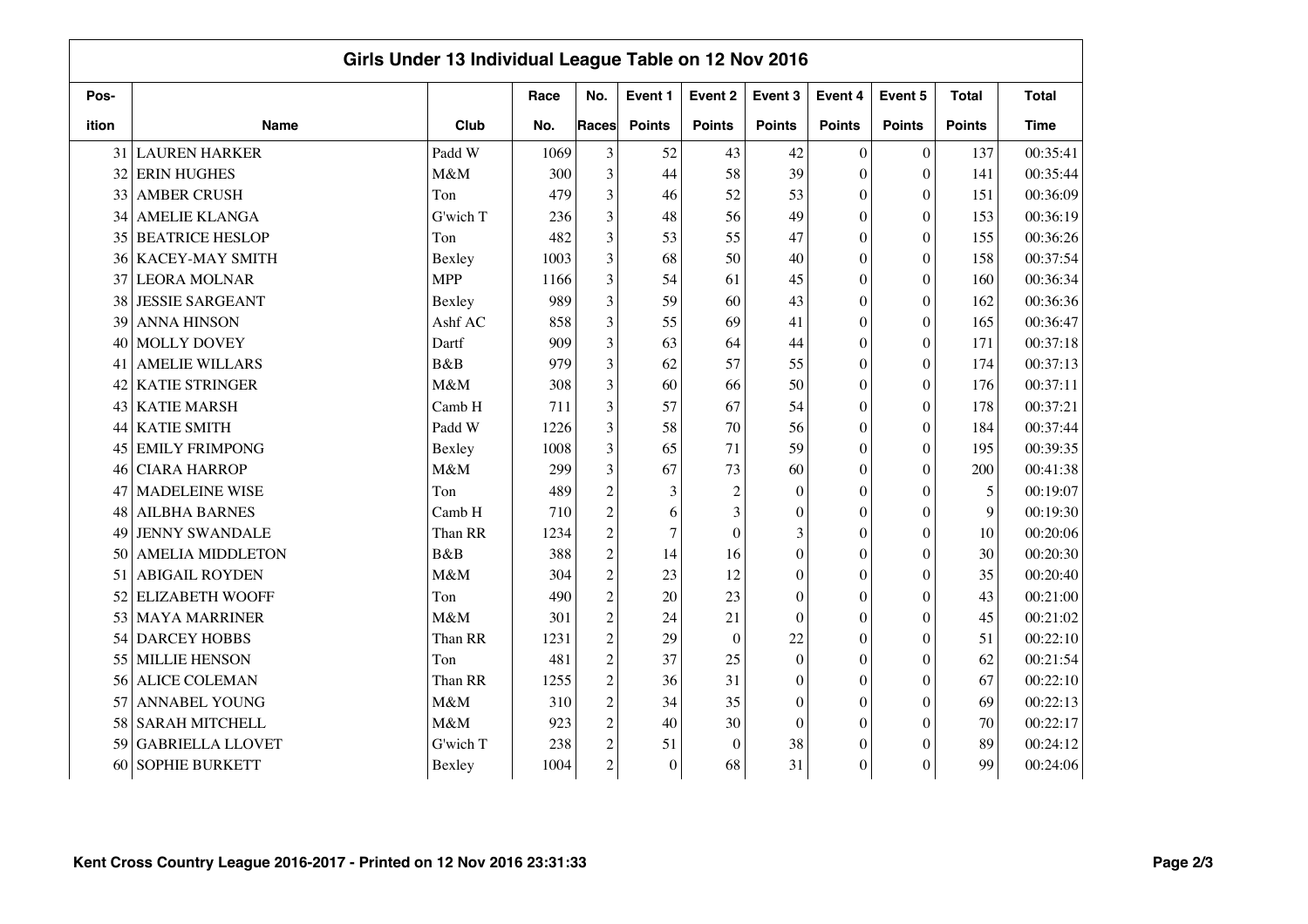# Girls Under 13 Individual League Table on 12 Nov 2016

| Position | Name | Club | Race No. | No. Races | Event 1 Points | Event 2 Points | Event 3 Points | Event 4 Points | Event 5 Points | Total Points | Total Time |
|---|---|---|---|---|---|---|---|---|---|---|---|
| 31 | LAUREN HARKER | Padd W | 1069 | 3 | 52 | 43 | 42 | 0 | 0 | 137 | 00:35:41 |
| 32 | ERIN HUGHES | M&M | 300 | 3 | 44 | 58 | 39 | 0 | 0 | 141 | 00:35:44 |
| 33 | AMBER CRUSH | Ton | 479 | 3 | 46 | 52 | 53 | 0 | 0 | 151 | 00:36:09 |
| 34 | AMELIE KLANGA | G'wich T | 236 | 3 | 48 | 56 | 49 | 0 | 0 | 153 | 00:36:19 |
| 35 | BEATRICE HESLOP | Ton | 482 | 3 | 53 | 55 | 47 | 0 | 0 | 155 | 00:36:26 |
| 36 | KACEY-MAY SMITH | Bexley | 1003 | 3 | 68 | 50 | 40 | 0 | 0 | 158 | 00:37:54 |
| 37 | LEORA MOLNAR | MPP | 1166 | 3 | 54 | 61 | 45 | 0 | 0 | 160 | 00:36:34 |
| 38 | JESSIE SARGEANT | Bexley | 989 | 3 | 59 | 60 | 43 | 0 | 0 | 162 | 00:36:36 |
| 39 | ANNA HINSON | Ashf AC | 858 | 3 | 55 | 69 | 41 | 0 | 0 | 165 | 00:36:47 |
| 40 | MOLLY DOVEY | Dartf | 909 | 3 | 63 | 64 | 44 | 0 | 0 | 171 | 00:37:18 |
| 41 | AMELIE WILLARS | B&B | 979 | 3 | 62 | 57 | 55 | 0 | 0 | 174 | 00:37:13 |
| 42 | KATIE STRINGER | M&M | 308 | 3 | 60 | 66 | 50 | 0 | 0 | 176 | 00:37:11 |
| 43 | KATIE MARSH | Camb H | 711 | 3 | 57 | 67 | 54 | 0 | 0 | 178 | 00:37:21 |
| 44 | KATIE SMITH | Padd W | 1226 | 3 | 58 | 70 | 56 | 0 | 0 | 184 | 00:37:44 |
| 45 | EMILY FRIMPONG | Bexley | 1008 | 3 | 65 | 71 | 59 | 0 | 0 | 195 | 00:39:35 |
| 46 | CIARA HARROP | M&M | 299 | 3 | 67 | 73 | 60 | 0 | 0 | 200 | 00:41:38 |
| 47 | MADELEINE WISE | Ton | 489 | 2 | 3 | 2 | 0 | 0 | 0 | 5 | 00:19:07 |
| 48 | AILBHA BARNES | Camb H | 710 | 2 | 6 | 3 | 0 | 0 | 0 | 9 | 00:19:30 |
| 49 | JENNY SWANDALE | Than RR | 1234 | 2 | 7 | 0 | 3 | 0 | 0 | 10 | 00:20:06 |
| 50 | AMELIA MIDDLETON | B&B | 388 | 2 | 14 | 16 | 0 | 0 | 0 | 30 | 00:20:30 |
| 51 | ABIGAIL ROYDEN | M&M | 304 | 2 | 23 | 12 | 0 | 0 | 0 | 35 | 00:20:40 |
| 52 | ELIZABETH WOOFF | Ton | 490 | 2 | 20 | 23 | 0 | 0 | 0 | 43 | 00:21:00 |
| 53 | MAYA MARRINER | M&M | 301 | 2 | 24 | 21 | 0 | 0 | 0 | 45 | 00:21:02 |
| 54 | DARCEY HOBBS | Than RR | 1231 | 2 | 29 | 0 | 22 | 0 | 0 | 51 | 00:22:10 |
| 55 | MILLIE HENSON | Ton | 481 | 2 | 37 | 25 | 0 | 0 | 0 | 62 | 00:21:54 |
| 56 | ALICE COLEMAN | Than RR | 1255 | 2 | 36 | 31 | 0 | 0 | 0 | 67 | 00:22:10 |
| 57 | ANNABEL YOUNG | M&M | 310 | 2 | 34 | 35 | 0 | 0 | 0 | 69 | 00:22:13 |
| 58 | SARAH MITCHELL | M&M | 923 | 2 | 40 | 30 | 0 | 0 | 0 | 70 | 00:22:17 |
| 59 | GABRIELLA LLOVET | G'wich T | 238 | 2 | 51 | 0 | 38 | 0 | 0 | 89 | 00:24:12 |
| 60 | SOPHIE BURKETT | Bexley | 1004 | 2 | 0 | 68 | 31 | 0 | 0 | 99 | 00:24:06 |

Kent Cross Country League 2016-2017 - Printed on 12 Nov 2016 23:31:33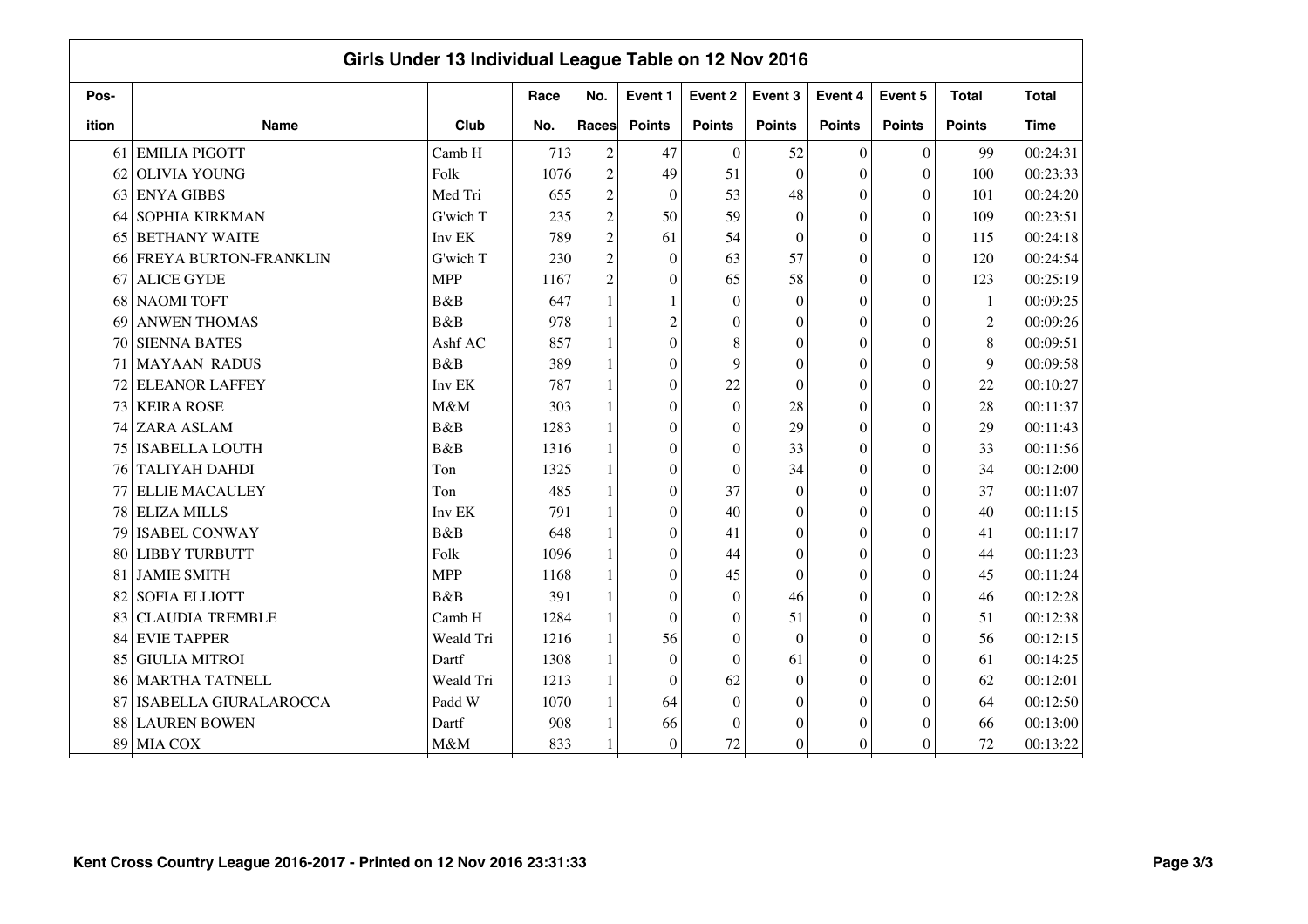## Girls Under 13 Individual League Table on 12 Nov 2016

| Pos-ition | Name | Club | Race No. | No. Races | Event 1 Points | Event 2 Points | Event 3 Points | Event 4 Points | Event 5 Points | Total Points | Total Time |
|---|---|---|---|---|---|---|---|---|---|---|---|
| 61 | EMILIA PIGOTT | Camb H | 713 | 2 | 47 | 0 | 52 | 0 | 0 | 99 | 00:24:31 |
| 62 | OLIVIA YOUNG | Folk | 1076 | 2 | 49 | 51 | 0 | 0 | 0 | 100 | 00:23:33 |
| 63 | ENYA GIBBS | Med Tri | 655 | 2 | 0 | 53 | 48 | 0 | 0 | 101 | 00:24:20 |
| 64 | SOPHIA KIRKMAN | G'wich T | 235 | 2 | 50 | 59 | 0 | 0 | 0 | 109 | 00:23:51 |
| 65 | BETHANY WAITE | Inv EK | 789 | 2 | 61 | 54 | 0 | 0 | 0 | 115 | 00:24:18 |
| 66 | FREYA BURTON-FRANKLIN | G'wich T | 230 | 2 | 0 | 63 | 57 | 0 | 0 | 120 | 00:24:54 |
| 67 | ALICE GYDE | MPP | 1167 | 2 | 0 | 65 | 58 | 0 | 0 | 123 | 00:25:19 |
| 68 | NAOMI TOFT | B&B | 647 | 1 | 1 | 0 | 0 | 0 | 0 | 1 | 00:09:25 |
| 69 | ANWEN THOMAS | B&B | 978 | 1 | 2 | 0 | 0 | 0 | 0 | 2 | 00:09:26 |
| 70 | SIENNA BATES | Ashf AC | 857 | 1 | 0 | 8 | 0 | 0 | 0 | 8 | 00:09:51 |
| 71 | MAYAAN RADUS | B&B | 389 | 1 | 0 | 9 | 0 | 0 | 0 | 9 | 00:09:58 |
| 72 | ELEANOR LAFFEY | Inv EK | 787 | 1 | 0 | 22 | 0 | 0 | 0 | 22 | 00:10:27 |
| 73 | KEIRA ROSE | M&M | 303 | 1 | 0 | 0 | 28 | 0 | 0 | 28 | 00:11:37 |
| 74 | ZARA ASLAM | B&B | 1283 | 1 | 0 | 0 | 29 | 0 | 0 | 29 | 00:11:43 |
| 75 | ISABELLA LOUTH | B&B | 1316 | 1 | 0 | 0 | 33 | 0 | 0 | 33 | 00:11:56 |
| 76 | TALIYAH DAHDI | Ton | 1325 | 1 | 0 | 0 | 34 | 0 | 0 | 34 | 00:12:00 |
| 77 | ELLIE MACAULEY | Ton | 485 | 1 | 0 | 37 | 0 | 0 | 0 | 37 | 00:11:07 |
| 78 | ELIZA MILLS | Inv EK | 791 | 1 | 0 | 40 | 0 | 0 | 0 | 40 | 00:11:15 |
| 79 | ISABEL CONWAY | B&B | 648 | 1 | 0 | 41 | 0 | 0 | 0 | 41 | 00:11:17 |
| 80 | LIBBY TURBUTT | Folk | 1096 | 1 | 0 | 44 | 0 | 0 | 0 | 44 | 00:11:23 |
| 81 | JAMIE SMITH | MPP | 1168 | 1 | 0 | 45 | 0 | 0 | 0 | 45 | 00:11:24 |
| 82 | SOFIA ELLIOTT | B&B | 391 | 1 | 0 | 0 | 46 | 0 | 0 | 46 | 00:12:28 |
| 83 | CLAUDIA TREMBLE | Camb H | 1284 | 1 | 0 | 0 | 51 | 0 | 0 | 51 | 00:12:38 |
| 84 | EVIE TAPPER | Weald Tri | 1216 | 1 | 56 | 0 | 0 | 0 | 0 | 56 | 00:12:15 |
| 85 | GIULIA MITROI | Dartf | 1308 | 1 | 0 | 0 | 61 | 0 | 0 | 61 | 00:14:25 |
| 86 | MARTHA TATNELL | Weald Tri | 1213 | 1 | 0 | 62 | 0 | 0 | 0 | 62 | 00:12:01 |
| 87 | ISABELLA GIURALAROCCA | Padd W | 1070 | 1 | 64 | 0 | 0 | 0 | 0 | 64 | 00:12:50 |
| 88 | LAUREN BOWEN | Dartf | 908 | 1 | 66 | 0 | 0 | 0 | 0 | 66 | 00:13:00 |
| 89 | MIA COX | M&M | 833 | 1 | 0 | 72 | 0 | 0 | 0 | 72 | 00:13:22 |

Kent Cross Country League 2016-2017 - Printed on 12 Nov 2016 23:31:33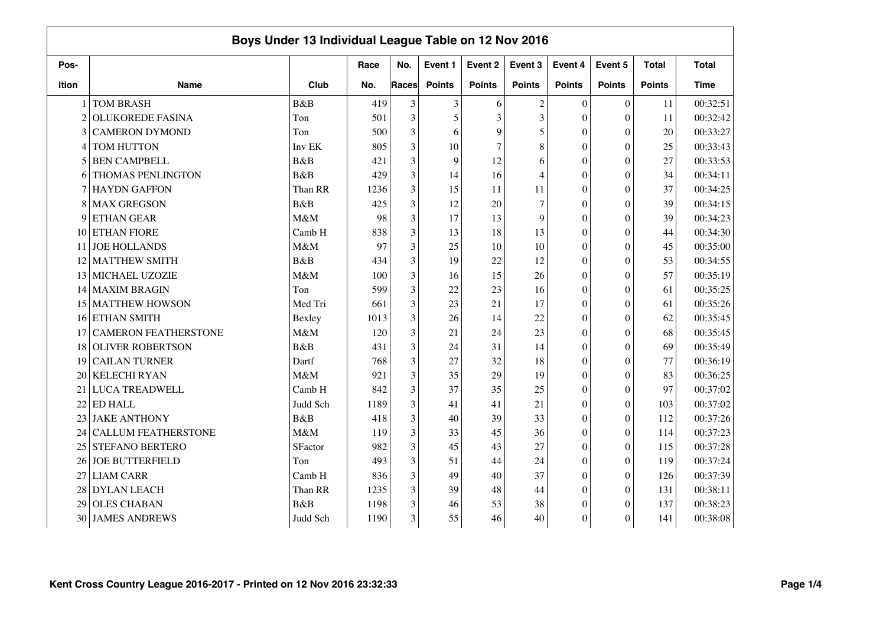## Boys Under 13 Individual League Table on 12 Nov 2016

| Pos-ition | Name | Club | Race No. | No. Races | Event 1 Points | Event 2 Points | Event 3 Points | Event 4 Points | Event 5 Points | Total Points | Total Time |
|---|---|---|---|---|---|---|---|---|---|---|---|
| 1 | TOM BRASH | B&B | 419 | 3 | 3 | 6 | 2 | 0 | 0 | 11 | 00:32:51 |
| 2 | OLUKOREDE FASINA | Ton | 501 | 3 | 5 | 3 | 3 | 0 | 0 | 11 | 00:32:42 |
| 3 | CAMERON DYMOND | Ton | 500 | 3 | 6 | 9 | 5 | 0 | 0 | 20 | 00:33:27 |
| 4 | TOM HUTTON | Inv EK | 805 | 3 | 10 | 7 | 8 | 0 | 0 | 25 | 00:33:43 |
| 5 | BEN CAMPBELL | B&B | 421 | 3 | 9 | 12 | 6 | 0 | 0 | 27 | 00:33:53 |
| 6 | THOMAS PENLINGTON | B&B | 429 | 3 | 14 | 16 | 4 | 0 | 0 | 34 | 00:34:11 |
| 7 | HAYDN GAFFON | Than RR | 1236 | 3 | 15 | 11 | 11 | 0 | 0 | 37 | 00:34:25 |
| 8 | MAX GREGSON | B&B | 425 | 3 | 12 | 20 | 7 | 0 | 0 | 39 | 00:34:15 |
| 9 | ETHAN GEAR | M&M | 98 | 3 | 17 | 13 | 9 | 0 | 0 | 39 | 00:34:23 |
| 10 | ETHAN FIORE | Camb H | 838 | 3 | 13 | 18 | 13 | 0 | 0 | 44 | 00:34:30 |
| 11 | JOE HOLLANDS | M&M | 97 | 3 | 25 | 10 | 10 | 0 | 0 | 45 | 00:35:00 |
| 12 | MATTHEW SMITH | B&B | 434 | 3 | 19 | 22 | 12 | 0 | 0 | 53 | 00:34:55 |
| 13 | MICHAEL UZOZIE | M&M | 100 | 3 | 16 | 15 | 26 | 0 | 0 | 57 | 00:35:19 |
| 14 | MAXIM BRAGIN | Ton | 599 | 3 | 22 | 23 | 16 | 0 | 0 | 61 | 00:35:25 |
| 15 | MATTHEW HOWSON | Med Tri | 661 | 3 | 23 | 21 | 17 | 0 | 0 | 61 | 00:35:26 |
| 16 | ETHAN SMITH | Bexley | 1013 | 3 | 26 | 14 | 22 | 0 | 0 | 62 | 00:35:45 |
| 17 | CAMERON FEATHERSTONE | M&M | 120 | 3 | 21 | 24 | 23 | 0 | 0 | 68 | 00:35:45 |
| 18 | OLIVER ROBERTSON | B&B | 431 | 3 | 24 | 31 | 14 | 0 | 0 | 69 | 00:35:49 |
| 19 | CAILAN TURNER | Dartf | 768 | 3 | 27 | 32 | 18 | 0 | 0 | 77 | 00:36:19 |
| 20 | KELECHI RYAN | M&M | 921 | 3 | 35 | 29 | 19 | 0 | 0 | 83 | 00:36:25 |
| 21 | LUCA TREADWELL | Camb H | 842 | 3 | 37 | 35 | 25 | 0 | 0 | 97 | 00:37:02 |
| 22 | ED HALL | Judd Sch | 1189 | 3 | 41 | 41 | 21 | 0 | 0 | 103 | 00:37:02 |
| 23 | JAKE ANTHONY | B&B | 418 | 3 | 40 | 39 | 33 | 0 | 0 | 112 | 00:37:26 |
| 24 | CALLUM FEATHERSTONE | M&M | 119 | 3 | 33 | 45 | 36 | 0 | 0 | 114 | 00:37:23 |
| 25 | STEFANO BERTERO | SFactor | 982 | 3 | 45 | 43 | 27 | 0 | 0 | 115 | 00:37:28 |
| 26 | JOE BUTTERFIELD | Ton | 493 | 3 | 51 | 44 | 24 | 0 | 0 | 119 | 00:37:24 |
| 27 | LIAM CARR | Camb H | 836 | 3 | 49 | 40 | 37 | 0 | 0 | 126 | 00:37:39 |
| 28 | DYLAN LEACH | Than RR | 1235 | 3 | 39 | 48 | 44 | 0 | 0 | 131 | 00:38:11 |
| 29 | OLES CHABAN | B&B | 1198 | 3 | 46 | 53 | 38 | 0 | 0 | 137 | 00:38:23 |
| 30 | JAMES ANDREWS | Judd Sch | 1190 | 3 | 55 | 46 | 40 | 0 | 0 | 141 | 00:38:08 |

Kent Cross Country League 2016-2017 - Printed on 12 Nov 2016 23:32:33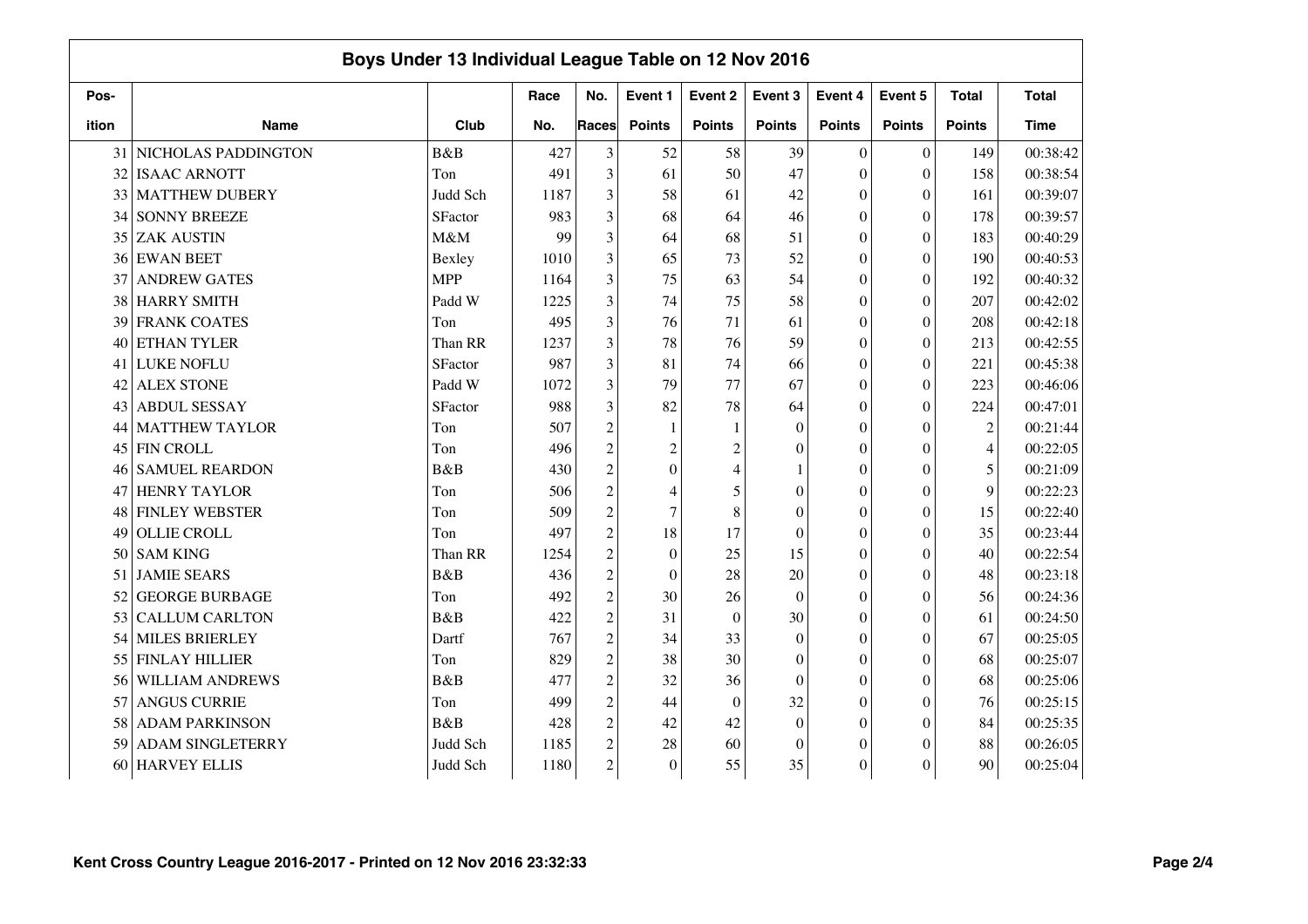## Boys Under 13 Individual League Table on 12 Nov 2016

| Pos-ition | Name | Club | Race No. | No. Races | Event 1 Points | Event 2 Points | Event 3 Points | Event 4 Points | Event 5 Points | Total Points | Total Time |
|---|---|---|---|---|---|---|---|---|---|---|---|
| 31 | NICHOLAS PADDINGTON | B&B | 427 | 3 | 52 | 58 | 39 | 0 | 0 | 149 | 00:38:42 |
| 32 | ISAAC ARNOTT | Ton | 491 | 3 | 61 | 50 | 47 | 0 | 0 | 158 | 00:38:54 |
| 33 | MATTHEW DUBERY | Judd Sch | 1187 | 3 | 58 | 61 | 42 | 0 | 0 | 161 | 00:39:07 |
| 34 | SONNY BREEZE | SFactor | 983 | 3 | 68 | 64 | 46 | 0 | 0 | 178 | 00:39:57 |
| 35 | ZAK AUSTIN | M&M | 99 | 3 | 64 | 68 | 51 | 0 | 0 | 183 | 00:40:29 |
| 36 | EWAN BEET | Bexley | 1010 | 3 | 65 | 73 | 52 | 0 | 0 | 190 | 00:40:53 |
| 37 | ANDREW GATES | MPP | 1164 | 3 | 75 | 63 | 54 | 0 | 0 | 192 | 00:40:32 |
| 38 | HARRY SMITH | Padd W | 1225 | 3 | 74 | 75 | 58 | 0 | 0 | 207 | 00:42:02 |
| 39 | FRANK COATES | Ton | 495 | 3 | 76 | 71 | 61 | 0 | 0 | 208 | 00:42:18 |
| 40 | ETHAN TYLER | Than RR | 1237 | 3 | 78 | 76 | 59 | 0 | 0 | 213 | 00:42:55 |
| 41 | LUKE NOFLU | SFactor | 987 | 3 | 81 | 74 | 66 | 0 | 0 | 221 | 00:45:38 |
| 42 | ALEX STONE | Padd W | 1072 | 3 | 79 | 77 | 67 | 0 | 0 | 223 | 00:46:06 |
| 43 | ABDUL SESSAY | SFactor | 988 | 3 | 82 | 78 | 64 | 0 | 0 | 224 | 00:47:01 |
| 44 | MATTHEW TAYLOR | Ton | 507 | 2 | 1 | 1 | 0 | 0 | 0 | 2 | 00:21:44 |
| 45 | FIN CROLL | Ton | 496 | 2 | 2 | 2 | 0 | 0 | 0 | 4 | 00:22:05 |
| 46 | SAMUEL REARDON | B&B | 430 | 2 | 0 | 4 | 1 | 0 | 0 | 5 | 00:21:09 |
| 47 | HENRY TAYLOR | Ton | 506 | 2 | 4 | 5 | 0 | 0 | 0 | 9 | 00:22:23 |
| 48 | FINLEY WEBSTER | Ton | 509 | 2 | 7 | 8 | 0 | 0 | 0 | 15 | 00:22:40 |
| 49 | OLLIE CROLL | Ton | 497 | 2 | 18 | 17 | 0 | 0 | 0 | 35 | 00:23:44 |
| 50 | SAM KING | Than RR | 1254 | 2 | 0 | 25 | 15 | 0 | 0 | 40 | 00:22:54 |
| 51 | JAMIE SEARS | B&B | 436 | 2 | 0 | 28 | 20 | 0 | 0 | 48 | 00:23:18 |
| 52 | GEORGE BURBAGE | Ton | 492 | 2 | 30 | 26 | 0 | 0 | 0 | 56 | 00:24:36 |
| 53 | CALLUM CARLTON | B&B | 422 | 2 | 31 | 0 | 30 | 0 | 0 | 61 | 00:24:50 |
| 54 | MILES BRIERLEY | Dartf | 767 | 2 | 34 | 33 | 0 | 0 | 0 | 67 | 00:25:05 |
| 55 | FINLAY HILLIER | Ton | 829 | 2 | 38 | 30 | 0 | 0 | 0 | 68 | 00:25:07 |
| 56 | WILLIAM ANDREWS | B&B | 477 | 2 | 32 | 36 | 0 | 0 | 0 | 68 | 00:25:06 |
| 57 | ANGUS CURRIE | Ton | 499 | 2 | 44 | 0 | 32 | 0 | 0 | 76 | 00:25:15 |
| 58 | ADAM PARKINSON | B&B | 428 | 2 | 42 | 42 | 0 | 0 | 0 | 84 | 00:25:35 |
| 59 | ADAM SINGLETERRY | Judd Sch | 1185 | 2 | 28 | 60 | 0 | 0 | 0 | 88 | 00:26:05 |
| 60 | HARVEY ELLIS | Judd Sch | 1180 | 2 | 0 | 55 | 35 | 0 | 0 | 90 | 00:25:04 |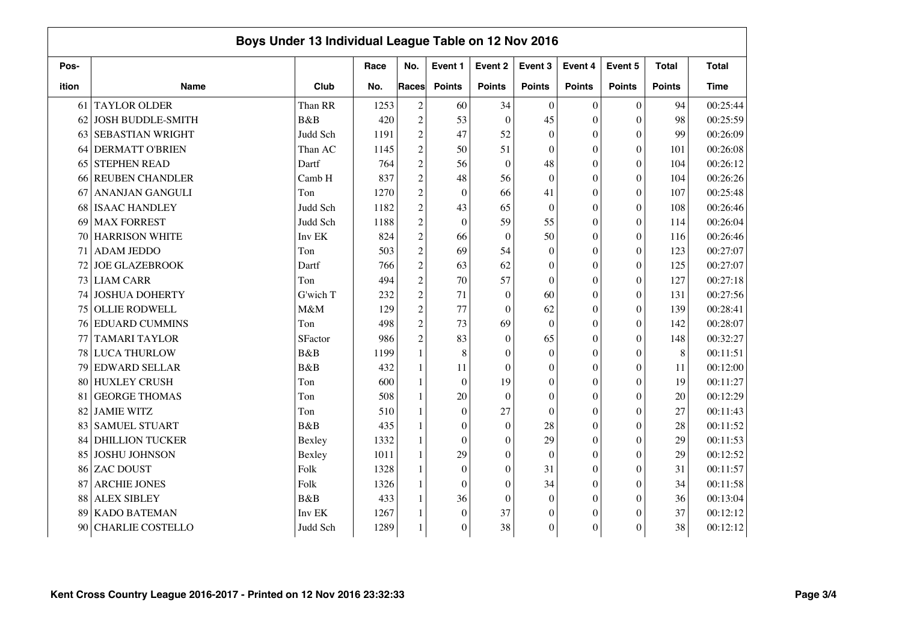# Boys Under 13 Individual League Table on 12 Nov 2016

| Pos-ition | Name | Club | Race No. | No. Races | Event 1 Points | Event 2 Points | Event 3 Points | Event 4 Points | Event 5 Points | Total Points | Total Time |
|---|---|---|---|---|---|---|---|---|---|---|---|
| 61 | TAYLOR OLDER | Than RR | 1253 | 2 | 60 | 34 | 0 | 0 | 0 | 94 | 00:25:44 |
| 62 | JOSH BUDDLE-SMITH | B&B | 420 | 2 | 53 | 0 | 45 | 0 | 0 | 98 | 00:25:59 |
| 63 | SEBASTIAN WRIGHT | Judd Sch | 1191 | 2 | 47 | 52 | 0 | 0 | 0 | 99 | 00:26:09 |
| 64 | DERMATT O'BRIEN | Than AC | 1145 | 2 | 50 | 51 | 0 | 0 | 0 | 101 | 00:26:08 |
| 65 | STEPHEN READ | Dartf | 764 | 2 | 56 | 0 | 48 | 0 | 0 | 104 | 00:26:12 |
| 66 | REUBEN CHANDLER | Camb H | 837 | 2 | 48 | 56 | 0 | 0 | 0 | 104 | 00:26:26 |
| 67 | ANANJAN GANGULI | Ton | 1270 | 2 | 0 | 66 | 41 | 0 | 0 | 107 | 00:25:48 |
| 68 | ISAAC HANDLEY | Judd Sch | 1182 | 2 | 43 | 65 | 0 | 0 | 0 | 108 | 00:26:46 |
| 69 | MAX FORREST | Judd Sch | 1188 | 2 | 0 | 59 | 55 | 0 | 0 | 114 | 00:26:04 |
| 70 | HARRISON WHITE | Inv EK | 824 | 2 | 66 | 0 | 50 | 0 | 0 | 116 | 00:26:46 |
| 71 | ADAM JEDDO | Ton | 503 | 2 | 69 | 54 | 0 | 0 | 0 | 123 | 00:27:07 |
| 72 | JOE GLAZEBROOK | Dartf | 766 | 2 | 63 | 62 | 0 | 0 | 0 | 125 | 00:27:07 |
| 73 | LIAM CARR | Ton | 494 | 2 | 70 | 57 | 0 | 0 | 0 | 127 | 00:27:18 |
| 74 | JOSHUA DOHERTY | G'wich T | 232 | 2 | 71 | 0 | 60 | 0 | 0 | 131 | 00:27:56 |
| 75 | OLLIE RODWELL | M&M | 129 | 2 | 77 | 0 | 62 | 0 | 0 | 139 | 00:28:41 |
| 76 | EDUARD CUMMINS | Ton | 498 | 2 | 73 | 69 | 0 | 0 | 0 | 142 | 00:28:07 |
| 77 | TAMARI TAYLOR | SFactor | 986 | 2 | 83 | 0 | 65 | 0 | 0 | 148 | 00:32:27 |
| 78 | LUCA THURLOW | B&B | 1199 | 1 | 8 | 0 | 0 | 0 | 0 | 8 | 00:11:51 |
| 79 | EDWARD SELLAR | B&B | 432 | 1 | 11 | 0 | 0 | 0 | 0 | 11 | 00:12:00 |
| 80 | HUXLEY CRUSH | Ton | 600 | 1 | 0 | 19 | 0 | 0 | 0 | 19 | 00:11:27 |
| 81 | GEORGE THOMAS | Ton | 508 | 1 | 20 | 0 | 0 | 0 | 0 | 20 | 00:12:29 |
| 82 | JAMIE WITZ | Ton | 510 | 1 | 0 | 27 | 0 | 0 | 0 | 27 | 00:11:43 |
| 83 | SAMUEL STUART | B&B | 435 | 1 | 0 | 0 | 28 | 0 | 0 | 28 | 00:11:52 |
| 84 | DHILLION TUCKER | Bexley | 1332 | 1 | 0 | 0 | 29 | 0 | 0 | 29 | 00:11:53 |
| 85 | JOSHU JOHNSON | Bexley | 1011 | 1 | 29 | 0 | 0 | 0 | 0 | 29 | 00:12:52 |
| 86 | ZAC DOUST | Folk | 1328 | 1 | 0 | 0 | 31 | 0 | 0 | 31 | 00:11:57 |
| 87 | ARCHIE JONES | Folk | 1326 | 1 | 0 | 0 | 34 | 0 | 0 | 34 | 00:11:58 |
| 88 | ALEX SIBLEY | B&B | 433 | 1 | 36 | 0 | 0 | 0 | 0 | 36 | 00:13:04 |
| 89 | KADO BATEMAN | Inv EK | 1267 | 1 | 0 | 37 | 0 | 0 | 0 | 37 | 00:12:12 |
| 90 | CHARLIE COSTELLO | Judd Sch | 1289 | 1 | 0 | 38 | 0 | 0 | 0 | 38 | 00:12:12 |

Kent Cross Country League 2016-2017 - Printed on 12 Nov 2016 23:32:33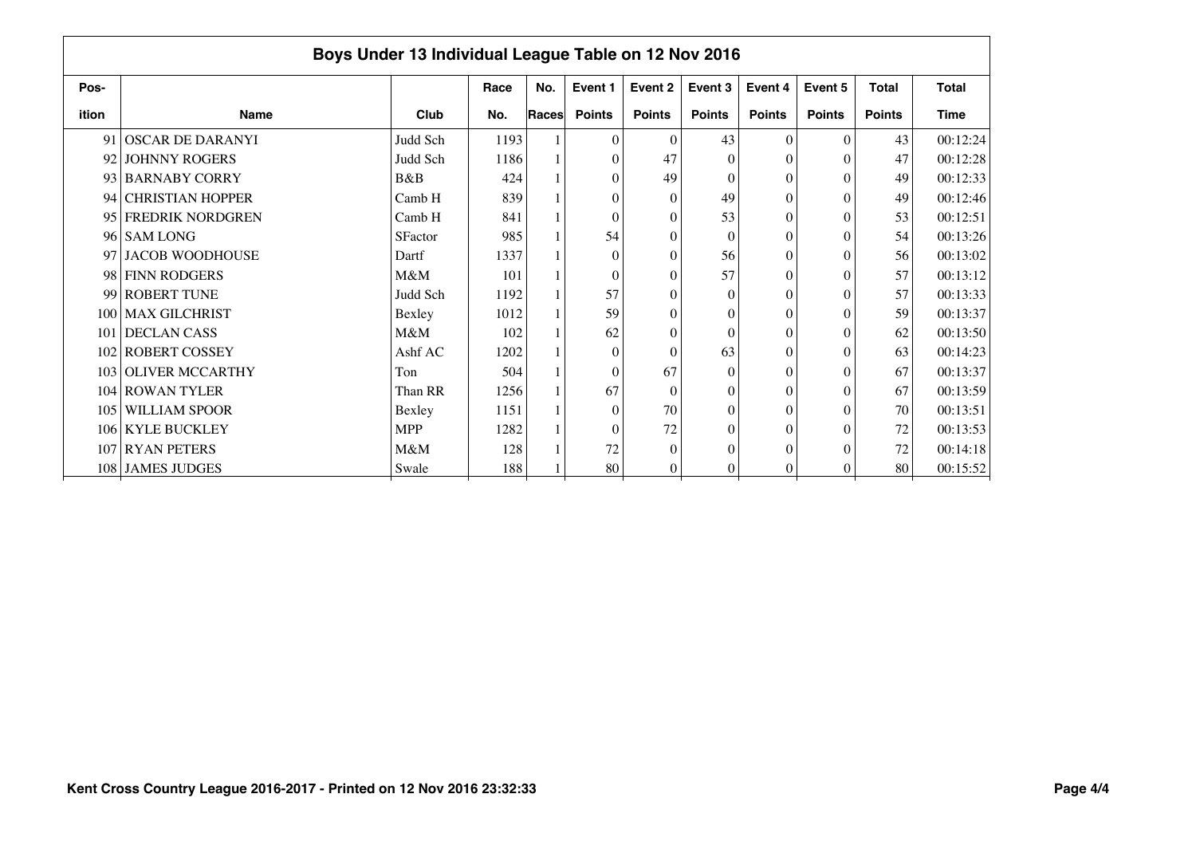## Boys Under 13 Individual League Table on 12 Nov 2016

| Pos-ition | Name | Club | Race No. | No. Races | Event 1 Points | Event 2 Points | Event 3 Points | Event 4 Points | Event 5 Points | Total Points | Total Time |
|---|---|---|---|---|---|---|---|---|---|---|---|
| 91 | OSCAR DE DARANYI | Judd Sch | 1193 | 1 | 0 | 0 | 43 | 0 | 0 | 43 | 00:12:24 |
| 92 | JOHNNY ROGERS | Judd Sch | 1186 | 1 | 0 | 47 | 0 | 0 | 0 | 47 | 00:12:28 |
| 93 | BARNABY CORRY | B&B | 424 | 1 | 0 | 49 | 0 | 0 | 0 | 49 | 00:12:33 |
| 94 | CHRISTIAN HOPPER | Camb H | 839 | 1 | 0 | 0 | 49 | 0 | 0 | 49 | 00:12:46 |
| 95 | FREDRIK NORDGREN | Camb H | 841 | 1 | 0 | 0 | 53 | 0 | 0 | 53 | 00:12:51 |
| 96 | SAM LONG | SFactor | 985 | 1 | 54 | 0 | 0 | 0 | 0 | 54 | 00:13:26 |
| 97 | JACOB WOODHOUSE | Dartf | 1337 | 1 | 0 | 0 | 56 | 0 | 0 | 56 | 00:13:02 |
| 98 | FINN RODGERS | M&M | 101 | 1 | 0 | 0 | 57 | 0 | 0 | 57 | 00:13:12 |
| 99 | ROBERT TUNE | Judd Sch | 1192 | 1 | 57 | 0 | 0 | 0 | 0 | 57 | 00:13:33 |
| 100 | MAX GILCHRIST | Bexley | 1012 | 1 | 59 | 0 | 0 | 0 | 0 | 59 | 00:13:37 |
| 101 | DECLAN CASS | M&M | 102 | 1 | 62 | 0 | 0 | 0 | 0 | 62 | 00:13:50 |
| 102 | ROBERT COSSEY | Ashf AC | 1202 | 1 | 0 | 0 | 63 | 0 | 0 | 63 | 00:14:23 |
| 103 | OLIVER MCCARTHY | Ton | 504 | 1 | 0 | 67 | 0 | 0 | 0 | 67 | 00:13:37 |
| 104 | ROWAN TYLER | Than RR | 1256 | 1 | 67 | 0 | 0 | 0 | 0 | 67 | 00:13:59 |
| 105 | WILLIAM SPOOR | Bexley | 1151 | 1 | 0 | 70 | 0 | 0 | 0 | 70 | 00:13:51 |
| 106 | KYLE BUCKLEY | MPP | 1282 | 1 | 0 | 72 | 0 | 0 | 0 | 72 | 00:13:53 |
| 107 | RYAN PETERS | M&M | 128 | 1 | 72 | 0 | 0 | 0 | 0 | 72 | 00:14:18 |
| 108 | JAMES JUDGES | Swale | 188 | 1 | 80 | 0 | 0 | 0 | 0 | 80 | 00:15:52 |

Kent Cross Country League 2016-2017 - Printed on 12 Nov 2016 23:32:33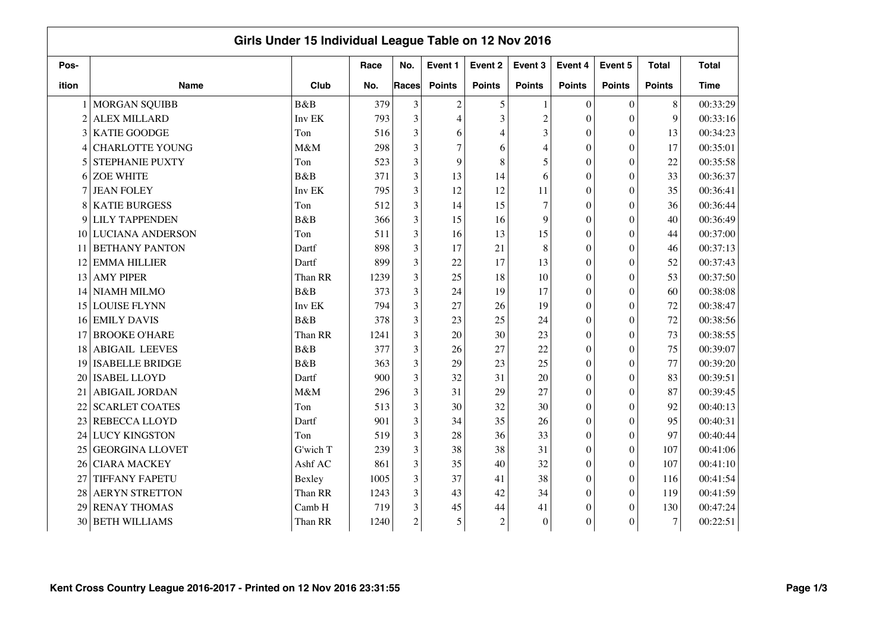## Girls Under 15 Individual League Table on 12 Nov 2016

| Pos-ition | Name | Club | Race No. | No. Races | Event 1 Points | Event 2 Points | Event 3 Points | Event 4 Points | Event 5 Points | Total Points | Total Time |
|---|---|---|---|---|---|---|---|---|---|---|---|
| 1 | MORGAN SQUIBB | B&B | 379 | 3 | 2 | 5 | 1 | 0 | 0 | 8 | 00:33:29 |
| 2 | ALEX MILLARD | Inv EK | 793 | 3 | 4 | 3 | 2 | 0 | 0 | 9 | 00:33:16 |
| 3 | KATIE GOODGE | Ton | 516 | 3 | 6 | 4 | 3 | 0 | 0 | 13 | 00:34:23 |
| 4 | CHARLOTTE YOUNG | M&M | 298 | 3 | 7 | 6 | 4 | 0 | 0 | 17 | 00:35:01 |
| 5 | STEPHANIE PUXTY | Ton | 523 | 3 | 9 | 8 | 5 | 0 | 0 | 22 | 00:35:58 |
| 6 | ZOE WHITE | B&B | 371 | 3 | 13 | 14 | 6 | 0 | 0 | 33 | 00:36:37 |
| 7 | JEAN FOLEY | Inv EK | 795 | 3 | 12 | 12 | 11 | 0 | 0 | 35 | 00:36:41 |
| 8 | KATIE BURGESS | Ton | 512 | 3 | 14 | 15 | 7 | 0 | 0 | 36 | 00:36:44 |
| 9 | LILY TAPPENDEN | B&B | 366 | 3 | 15 | 16 | 9 | 0 | 0 | 40 | 00:36:49 |
| 10 | LUCIANA ANDERSON | Ton | 511 | 3 | 16 | 13 | 15 | 0 | 0 | 44 | 00:37:00 |
| 11 | BETHANY PANTON | Dartf | 898 | 3 | 17 | 21 | 8 | 0 | 0 | 46 | 00:37:13 |
| 12 | EMMA HILLIER | Dartf | 899 | 3 | 22 | 17 | 13 | 0 | 0 | 52 | 00:37:43 |
| 13 | AMY PIPER | Than RR | 1239 | 3 | 25 | 18 | 10 | 0 | 0 | 53 | 00:37:50 |
| 14 | NIAMH MILMO | B&B | 373 | 3 | 24 | 19 | 17 | 0 | 0 | 60 | 00:38:08 |
| 15 | LOUISE FLYNN | Inv EK | 794 | 3 | 27 | 26 | 19 | 0 | 0 | 72 | 00:38:47 |
| 16 | EMILY DAVIS | B&B | 378 | 3 | 23 | 25 | 24 | 0 | 0 | 72 | 00:38:56 |
| 17 | BROOKE O'HARE | Than RR | 1241 | 3 | 20 | 30 | 23 | 0 | 0 | 73 | 00:38:55 |
| 18 | ABIGAIL  LEEVES | B&B | 377 | 3 | 26 | 27 | 22 | 0 | 0 | 75 | 00:39:07 |
| 19 | ISABELLE BRIDGE | B&B | 363 | 3 | 29 | 23 | 25 | 0 | 0 | 77 | 00:39:20 |
| 20 | ISABEL LLOYD | Dartf | 900 | 3 | 32 | 31 | 20 | 0 | 0 | 83 | 00:39:51 |
| 21 | ABIGAIL JORDAN | M&M | 296 | 3 | 31 | 29 | 27 | 0 | 0 | 87 | 00:39:45 |
| 22 | SCARLET COATES | Ton | 513 | 3 | 30 | 32 | 30 | 0 | 0 | 92 | 00:40:13 |
| 23 | REBECCA LLOYD | Dartf | 901 | 3 | 34 | 35 | 26 | 0 | 0 | 95 | 00:40:31 |
| 24 | LUCY KINGSTON | Ton | 519 | 3 | 28 | 36 | 33 | 0 | 0 | 97 | 00:40:44 |
| 25 | GEORGINA LLOVET | G'wich T | 239 | 3 | 38 | 38 | 31 | 0 | 0 | 107 | 00:41:06 |
| 26 | CIARA MACKEY | Ashf AC | 861 | 3 | 35 | 40 | 32 | 0 | 0 | 107 | 00:41:10 |
| 27 | TIFFANY FAPETU | Bexley | 1005 | 3 | 37 | 41 | 38 | 0 | 0 | 116 | 00:41:54 |
| 28 | AERYN STRETTON | Than RR | 1243 | 3 | 43 | 42 | 34 | 0 | 0 | 119 | 00:41:59 |
| 29 | RENAY THOMAS | Camb H | 719 | 3 | 45 | 44 | 41 | 0 | 0 | 130 | 00:47:24 |
| 30 | BETH WILLIAMS | Than RR | 1240 | 2 | 5 | 2 | 0 | 0 | 0 | 7 | 00:22:51 |

Kent Cross Country League 2016-2017 - Printed on 12 Nov 2016 23:31:55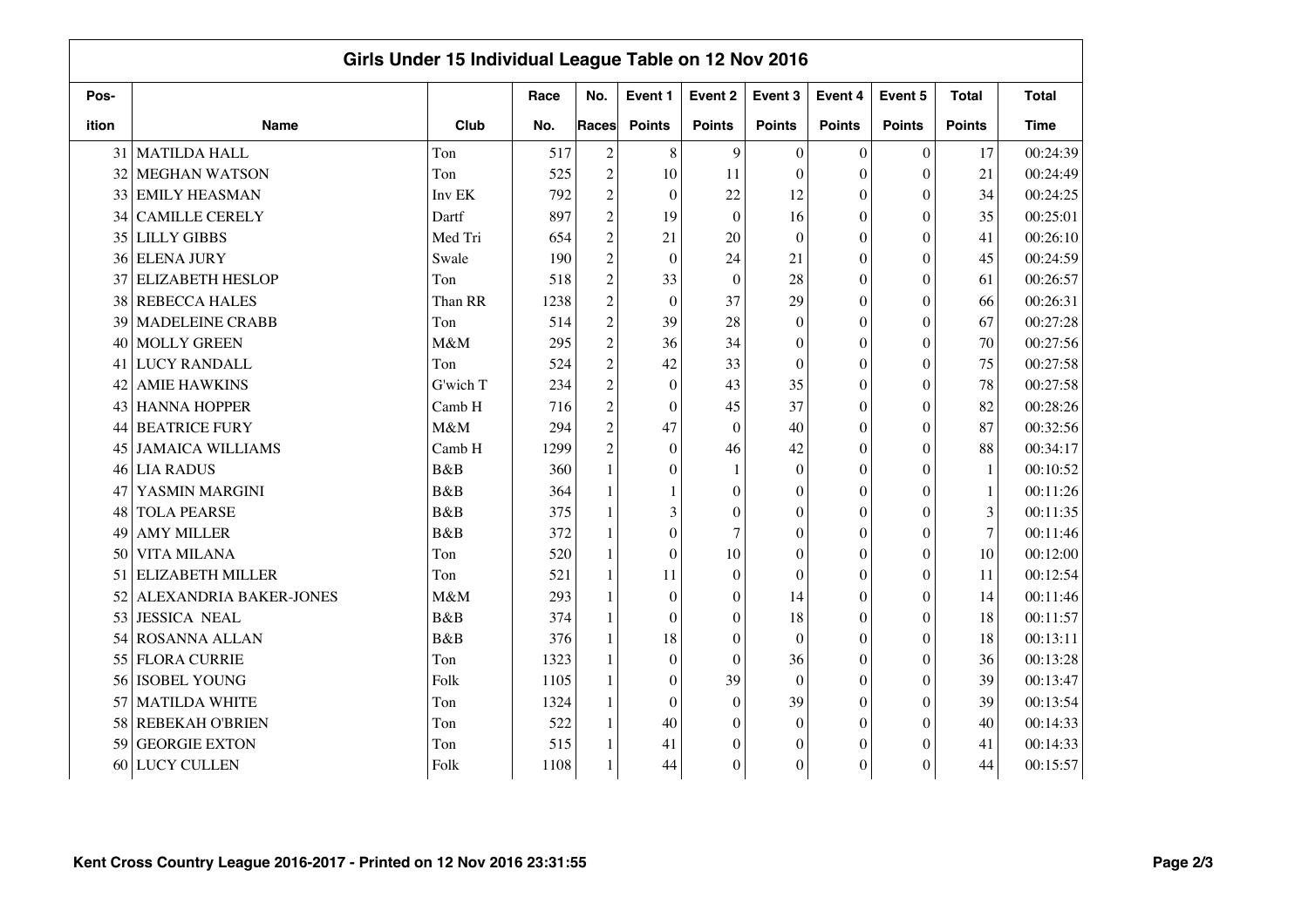## Girls Under 15 Individual League Table on 12 Nov 2016

| Pos-ition | Name | Club | Race No. | No. Races | Event 1 Points | Event 2 Points | Event 3 Points | Event 4 Points | Event 5 Points | Total Points | Total Time |
|---|---|---|---|---|---|---|---|---|---|---|---|
| 31 | MATILDA HALL | Ton | 517 | 2 | 8 | 9 | 0 | 0 | 0 | 17 | 00:24:39 |
| 32 | MEGHAN WATSON | Ton | 525 | 2 | 10 | 11 | 0 | 0 | 0 | 21 | 00:24:49 |
| 33 | EMILY HEASMAN | Inv EK | 792 | 2 | 0 | 22 | 12 | 0 | 0 | 34 | 00:24:25 |
| 34 | CAMILLE CERELY | Dartf | 897 | 2 | 19 | 0 | 16 | 0 | 0 | 35 | 00:25:01 |
| 35 | LILLY GIBBS | Med Tri | 654 | 2 | 21 | 20 | 0 | 0 | 0 | 41 | 00:26:10 |
| 36 | ELENA JURY | Swale | 190 | 2 | 0 | 24 | 21 | 0 | 0 | 45 | 00:24:59 |
| 37 | ELIZABETH HESLOP | Ton | 518 | 2 | 33 | 0 | 28 | 0 | 0 | 61 | 00:26:57 |
| 38 | REBECCA HALES | Than RR | 1238 | 2 | 0 | 37 | 29 | 0 | 0 | 66 | 00:26:31 |
| 39 | MADELEINE CRABB | Ton | 514 | 2 | 39 | 28 | 0 | 0 | 0 | 67 | 00:27:28 |
| 40 | MOLLY GREEN | M&M | 295 | 2 | 36 | 34 | 0 | 0 | 0 | 70 | 00:27:56 |
| 41 | LUCY RANDALL | Ton | 524 | 2 | 42 | 33 | 0 | 0 | 0 | 75 | 00:27:58 |
| 42 | AMIE HAWKINS | G'wich T | 234 | 2 | 0 | 43 | 35 | 0 | 0 | 78 | 00:27:58 |
| 43 | HANNA HOPPER | Camb H | 716 | 2 | 0 | 45 | 37 | 0 | 0 | 82 | 00:28:26 |
| 44 | BEATRICE FURY | M&M | 294 | 2 | 47 | 0 | 40 | 0 | 0 | 87 | 00:32:56 |
| 45 | JAMAICA WILLIAMS | Camb H | 1299 | 2 | 0 | 46 | 42 | 0 | 0 | 88 | 00:34:17 |
| 46 | LIA RADUS | B&B | 360 | 1 | 0 | 1 | 0 | 0 | 0 | 1 | 00:10:52 |
| 47 | YASMIN MARGINI | B&B | 364 | 1 | 1 | 0 | 0 | 0 | 0 | 1 | 00:11:26 |
| 48 | TOLA PEARSE | B&B | 375 | 1 | 3 | 0 | 0 | 0 | 0 | 3 | 00:11:35 |
| 49 | AMY MILLER | B&B | 372 | 1 | 0 | 7 | 0 | 0 | 0 | 7 | 00:11:46 |
| 50 | VITA MILANA | Ton | 520 | 1 | 0 | 10 | 0 | 0 | 0 | 10 | 00:12:00 |
| 51 | ELIZABETH MILLER | Ton | 521 | 1 | 11 | 0 | 0 | 0 | 0 | 11 | 00:12:54 |
| 52 | ALEXANDRIA BAKER-JONES | M&M | 293 | 1 | 0 | 0 | 14 | 0 | 0 | 14 | 00:11:46 |
| 53 | JESSICA NEAL | B&B | 374 | 1 | 0 | 0 | 18 | 0 | 0 | 18 | 00:11:57 |
| 54 | ROSANNA ALLAN | B&B | 376 | 1 | 18 | 0 | 0 | 0 | 0 | 18 | 00:13:11 |
| 55 | FLORA CURRIE | Ton | 1323 | 1 | 0 | 0 | 36 | 0 | 0 | 36 | 00:13:28 |
| 56 | ISOBEL YOUNG | Folk | 1105 | 1 | 0 | 39 | 0 | 0 | 0 | 39 | 00:13:47 |
| 57 | MATILDA WHITE | Ton | 1324 | 1 | 0 | 0 | 39 | 0 | 0 | 39 | 00:13:54 |
| 58 | REBEKAH O'BRIEN | Ton | 522 | 1 | 40 | 0 | 0 | 0 | 0 | 40 | 00:14:33 |
| 59 | GEORGIE EXTON | Ton | 515 | 1 | 41 | 0 | 0 | 0 | 0 | 41 | 00:14:33 |
| 60 | LUCY CULLEN | Folk | 1108 | 1 | 44 | 0 | 0 | 0 | 0 | 44 | 00:15:57 |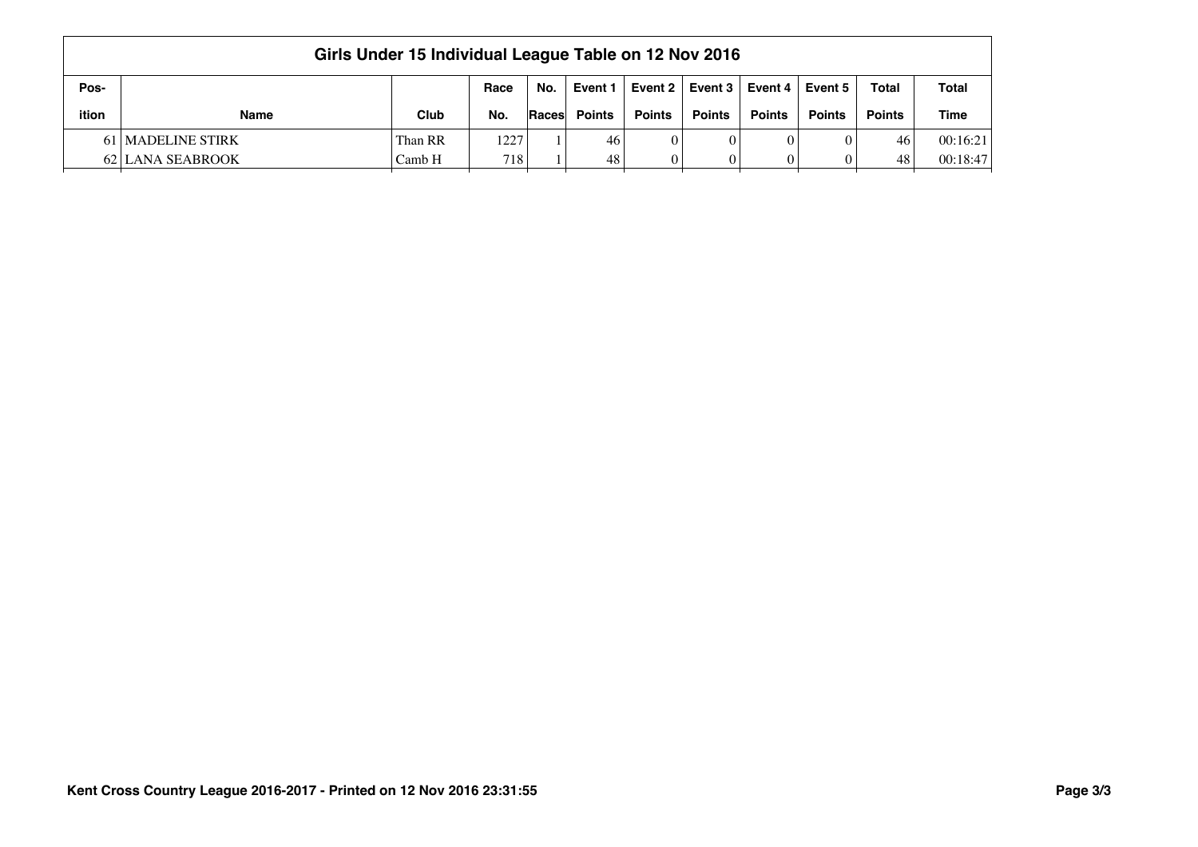## Girls Under 15 Individual League Table on 12 Nov 2016

| Pos-ition | Name | Club | Race No. | No. Races | Event 1 Points | Event 2 Points | Event 3 Points | Event 4 Points | Event 5 Points | Total Points | Total Time |
|---|---|---|---|---|---|---|---|---|---|---|---|
| 61 | MADELINE STIRK | Than RR | 1227 | 1 | 46 | 0 | 0 | 0 | 0 | 46 | 00:16:21 |
| 62 | LANA SEABROOK | Camb H | 718 | 1 | 48 | 0 | 0 | 0 | 0 | 48 | 00:18:47 |

**Kent Cross Country League 2016-2017 - Printed on 12 Nov 2016 23:31:55**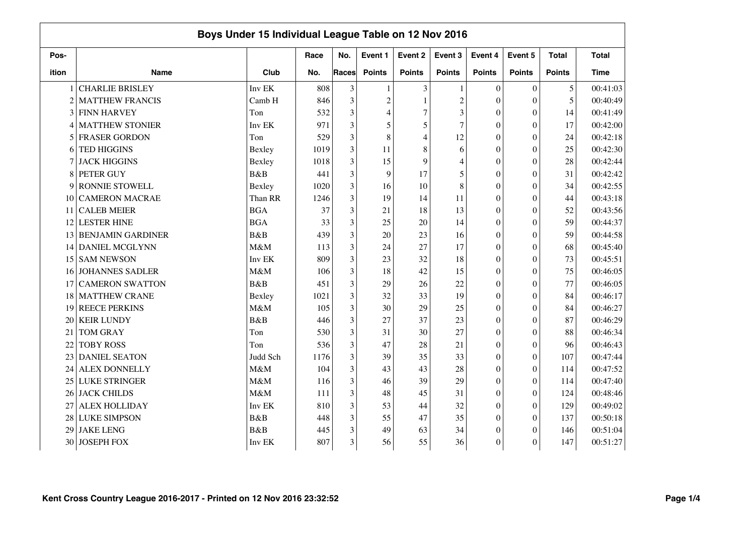## Boys Under 15 Individual League Table on 12 Nov 2016

| Pos-<br>ition | Name | Club | Race No. | No. Races | Event 1 Points | Event 2 Points | Event 3 Points | Event 4 Points | Event 5 Points | Total Points | Total Time |
|---|---|---|---|---|---|---|---|---|---|---|---|
| 1 | CHARLIE BRISLEY | Inv EK | 808 | 3 | 1 | 3 | 1 | 0 | 0 | 5 | 00:41:03 |
| 2 | MATTHEW FRANCIS | Camb H | 846 | 3 | 2 | 1 | 2 | 0 | 0 | 5 | 00:40:49 |
| 3 | FINN HARVEY | Ton | 532 | 3 | 4 | 7 | 3 | 0 | 0 | 14 | 00:41:49 |
| 4 | MATTHEW STONIER | Inv EK | 971 | 3 | 5 | 5 | 7 | 0 | 0 | 17 | 00:42:00 |
| 5 | FRASER GORDON | Ton | 529 | 3 | 8 | 4 | 12 | 0 | 0 | 24 | 00:42:18 |
| 6 | TED HIGGINS | Bexley | 1019 | 3 | 11 | 8 | 6 | 0 | 0 | 25 | 00:42:30 |
| 7 | JACK HIGGINS | Bexley | 1018 | 3 | 15 | 9 | 4 | 0 | 0 | 28 | 00:42:44 |
| 8 | PETER GUY | B&B | 441 | 3 | 9 | 17 | 5 | 0 | 0 | 31 | 00:42:42 |
| 9 | RONNIE STOWELL | Bexley | 1020 | 3 | 16 | 10 | 8 | 0 | 0 | 34 | 00:42:55 |
| 10 | CAMERON MACRAE | Than RR | 1246 | 3 | 19 | 14 | 11 | 0 | 0 | 44 | 00:43:18 |
| 11 | CALEB MEIER | BGA | 37 | 3 | 21 | 18 | 13 | 0 | 0 | 52 | 00:43:56 |
| 12 | LESTER HINE | BGA | 33 | 3 | 25 | 20 | 14 | 0 | 0 | 59 | 00:44:37 |
| 13 | BENJAMIN GARDINER | B&B | 439 | 3 | 20 | 23 | 16 | 0 | 0 | 59 | 00:44:58 |
| 14 | DANIEL MCGLYNN | M&M | 113 | 3 | 24 | 27 | 17 | 0 | 0 | 68 | 00:45:40 |
| 15 | SAM NEWSON | Inv EK | 809 | 3 | 23 | 32 | 18 | 0 | 0 | 73 | 00:45:51 |
| 16 | JOHANNES SADLER | M&M | 106 | 3 | 18 | 42 | 15 | 0 | 0 | 75 | 00:46:05 |
| 17 | CAMERON SWATTON | B&B | 451 | 3 | 29 | 26 | 22 | 0 | 0 | 77 | 00:46:05 |
| 18 | MATTHEW CRANE | Bexley | 1021 | 3 | 32 | 33 | 19 | 0 | 0 | 84 | 00:46:17 |
| 19 | REECE PERKINS | M&M | 105 | 3 | 30 | 29 | 25 | 0 | 0 | 84 | 00:46:27 |
| 20 | KEIR LUNDY | B&B | 446 | 3 | 27 | 37 | 23 | 0 | 0 | 87 | 00:46:29 |
| 21 | TOM GRAY | Ton | 530 | 3 | 31 | 30 | 27 | 0 | 0 | 88 | 00:46:34 |
| 22 | TOBY ROSS | Ton | 536 | 3 | 47 | 28 | 21 | 0 | 0 | 96 | 00:46:43 |
| 23 | DANIEL SEATON | Judd Sch | 1176 | 3 | 39 | 35 | 33 | 0 | 0 | 107 | 00:47:44 |
| 24 | ALEX DONNELLY | M&M | 104 | 3 | 43 | 43 | 28 | 0 | 0 | 114 | 00:47:52 |
| 25 | LUKE STRINGER | M&M | 116 | 3 | 46 | 39 | 29 | 0 | 0 | 114 | 00:47:40 |
| 26 | JACK CHILDS | M&M | 111 | 3 | 48 | 45 | 31 | 0 | 0 | 124 | 00:48:46 |
| 27 | ALEX HOLLIDAY | Inv EK | 810 | 3 | 53 | 44 | 32 | 0 | 0 | 129 | 00:49:02 |
| 28 | LUKE SIMPSON | B&B | 448 | 3 | 55 | 47 | 35 | 0 | 0 | 137 | 00:50:18 |
| 29 | JAKE LENG | B&B | 445 | 3 | 49 | 63 | 34 | 0 | 0 | 146 | 00:51:04 |
| 30 | JOSEPH FOX | Inv EK | 807 | 3 | 56 | 55 | 36 | 0 | 0 | 147 | 00:51:27 |

Kent Cross Country League 2016-2017 - Printed on 12 Nov 2016 23:32:52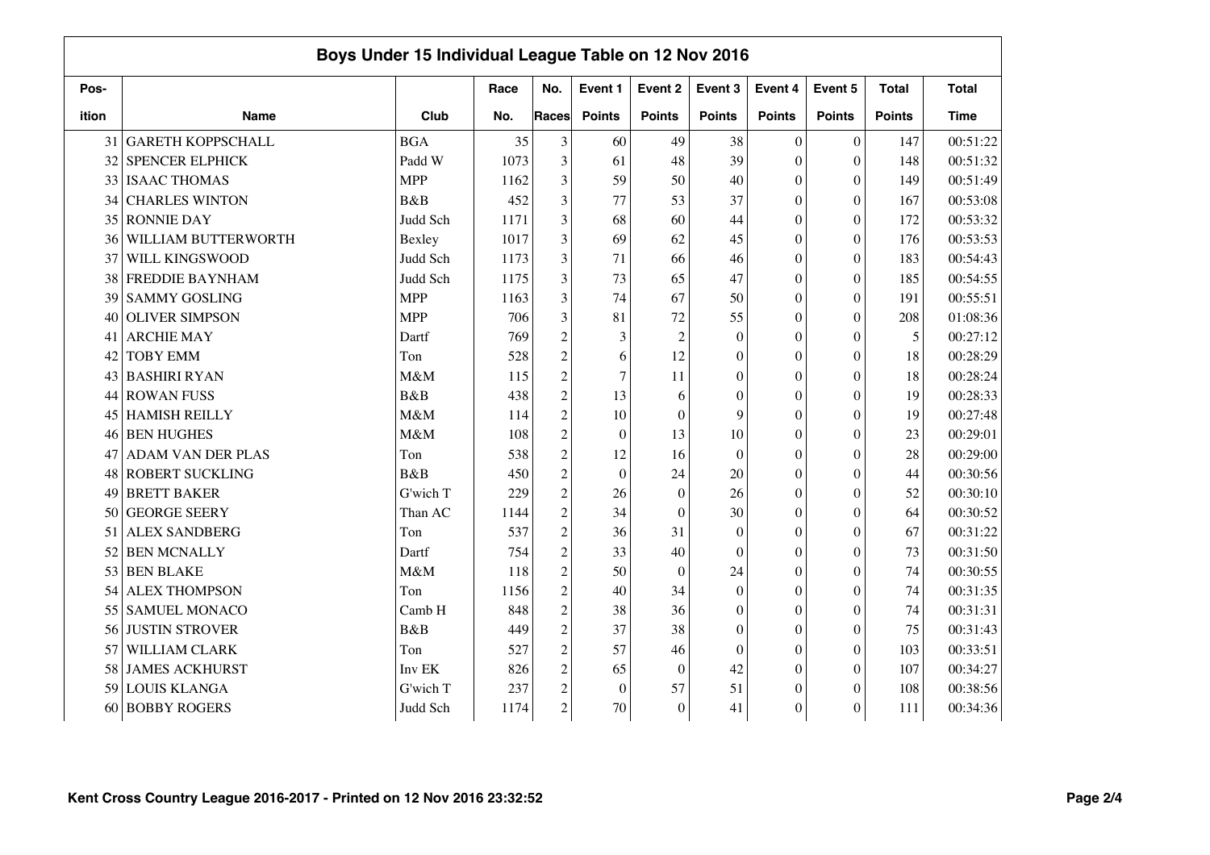## Boys Under 15 Individual League Table on 12 Nov 2016

| Pos-ition | Name | Club | Race No. | No. Races | Event 1 Points | Event 2 Points | Event 3 Points | Event 4 Points | Event 5 Points | Total Points | Total Time |
|---|---|---|---|---|---|---|---|---|---|---|---|
| 31 | GARETH KOPPSCHALL | BGA | 35 | 3 | 60 | 49 | 38 | 0 | 0 | 147 | 00:51:22 |
| 32 | SPENCER ELPHICK | Padd W | 1073 | 3 | 61 | 48 | 39 | 0 | 0 | 148 | 00:51:32 |
| 33 | ISAAC THOMAS | MPP | 1162 | 3 | 59 | 50 | 40 | 0 | 0 | 149 | 00:51:49 |
| 34 | CHARLES WINTON | B&B | 452 | 3 | 77 | 53 | 37 | 0 | 0 | 167 | 00:53:08 |
| 35 | RONNIE DAY | Judd Sch | 1171 | 3 | 68 | 60 | 44 | 0 | 0 | 172 | 00:53:32 |
| 36 | WILLIAM BUTTERWORTH | Bexley | 1017 | 3 | 69 | 62 | 45 | 0 | 0 | 176 | 00:53:53 |
| 37 | WILL KINGSWOOD | Judd Sch | 1173 | 3 | 71 | 66 | 46 | 0 | 0 | 183 | 00:54:43 |
| 38 | FREDDIE BAYNHAM | Judd Sch | 1175 | 3 | 73 | 65 | 47 | 0 | 0 | 185 | 00:54:55 |
| 39 | SAMMY GOSLING | MPP | 1163 | 3 | 74 | 67 | 50 | 0 | 0 | 191 | 00:55:51 |
| 40 | OLIVER SIMPSON | MPP | 706 | 3 | 81 | 72 | 55 | 0 | 0 | 208 | 01:08:36 |
| 41 | ARCHIE MAY | Dartf | 769 | 2 | 3 | 2 | 0 | 0 | 0 | 5 | 00:27:12 |
| 42 | TOBY EMM | Ton | 528 | 2 | 6 | 12 | 0 | 0 | 0 | 18 | 00:28:29 |
| 43 | BASHIRI RYAN | M&M | 115 | 2 | 7 | 11 | 0 | 0 | 0 | 18 | 00:28:24 |
| 44 | ROWAN FUSS | B&B | 438 | 2 | 13 | 6 | 0 | 0 | 0 | 19 | 00:28:33 |
| 45 | HAMISH REILLY | M&M | 114 | 2 | 10 | 0 | 9 | 0 | 0 | 19 | 00:27:48 |
| 46 | BEN HUGHES | M&M | 108 | 2 | 0 | 13 | 10 | 0 | 0 | 23 | 00:29:01 |
| 47 | ADAM VAN DER PLAS | Ton | 538 | 2 | 12 | 16 | 0 | 0 | 0 | 28 | 00:29:00 |
| 48 | ROBERT SUCKLING | B&B | 450 | 2 | 0 | 24 | 20 | 0 | 0 | 44 | 00:30:56 |
| 49 | BRETT BAKER | G'wich T | 229 | 2 | 26 | 0 | 26 | 0 | 0 | 52 | 00:30:10 |
| 50 | GEORGE SEERY | Than AC | 1144 | 2 | 34 | 0 | 30 | 0 | 0 | 64 | 00:30:52 |
| 51 | ALEX SANDBERG | Ton | 537 | 2 | 36 | 31 | 0 | 0 | 0 | 67 | 00:31:22 |
| 52 | BEN MCNALLY | Dartf | 754 | 2 | 33 | 40 | 0 | 0 | 0 | 73 | 00:31:50 |
| 53 | BEN BLAKE | M&M | 118 | 2 | 50 | 0 | 24 | 0 | 0 | 74 | 00:30:55 |
| 54 | ALEX THOMPSON | Ton | 1156 | 2 | 40 | 34 | 0 | 0 | 0 | 74 | 00:31:35 |
| 55 | SAMUEL MONACO | Camb H | 848 | 2 | 38 | 36 | 0 | 0 | 0 | 74 | 00:31:31 |
| 56 | JUSTIN STROVER | B&B | 449 | 2 | 37 | 38 | 0 | 0 | 0 | 75 | 00:31:43 |
| 57 | WILLIAM CLARK | Ton | 527 | 2 | 57 | 46 | 0 | 0 | 0 | 103 | 00:33:51 |
| 58 | JAMES ACKHURST | Inv EK | 826 | 2 | 65 | 0 | 42 | 0 | 0 | 107 | 00:34:27 |
| 59 | LOUIS KLANGA | G'wich T | 237 | 2 | 0 | 57 | 51 | 0 | 0 | 108 | 00:38:56 |
| 60 | BOBBY ROGERS | Judd Sch | 1174 | 2 | 70 | 0 | 41 | 0 | 0 | 111 | 00:34:36 |

Kent Cross Country League 2016-2017 - Printed on 12 Nov 2016 23:32:52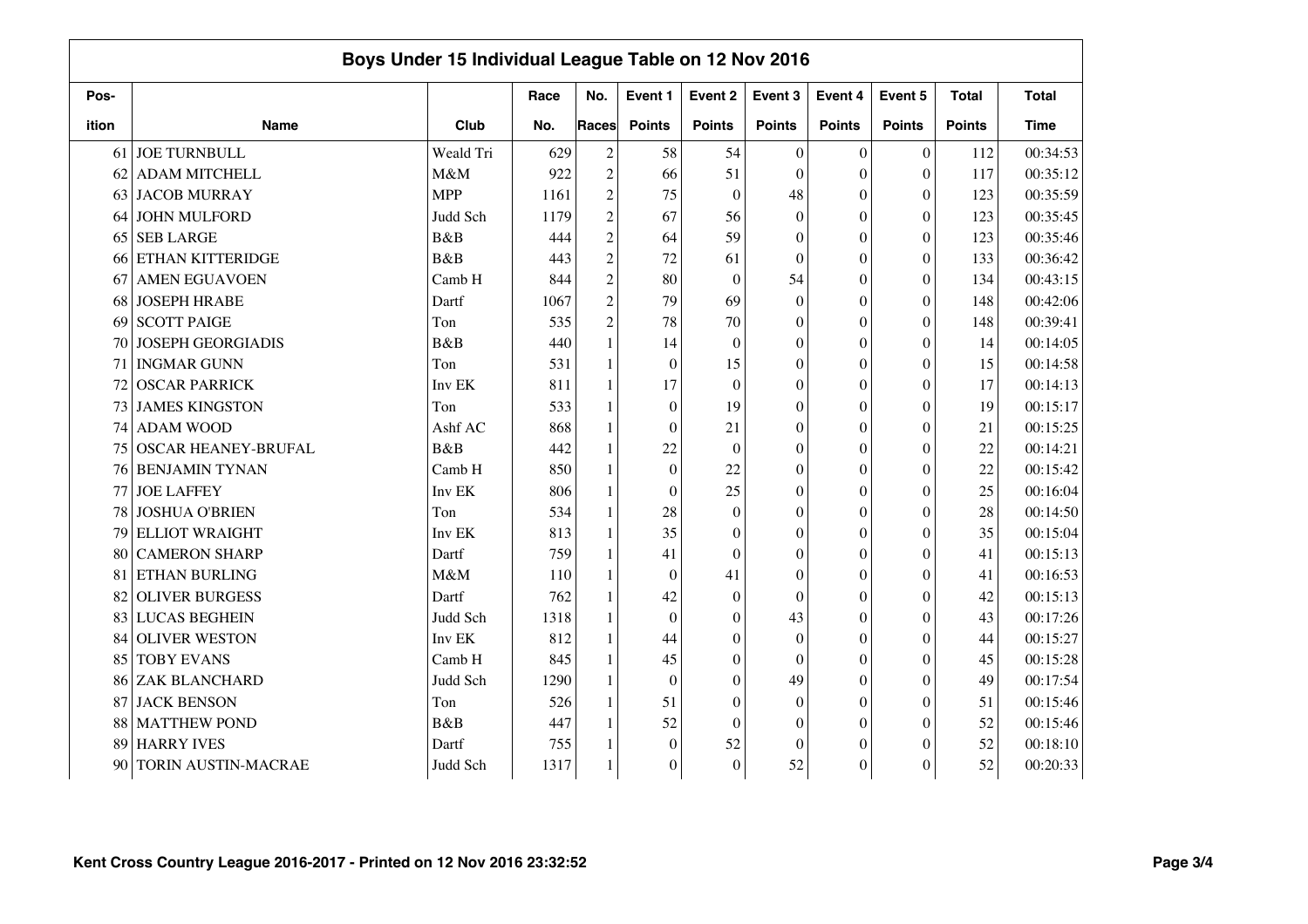# Boys Under 15 Individual League Table on 12 Nov 2016

| Position | Name | Club | Race No. | No. Races | Event 1 Points | Event 2 Points | Event 3 Points | Event 4 Points | Event 5 Points | Total Points | Total Time |
|---|---|---|---|---|---|---|---|---|---|---|---|
| 61 | JOE TURNBULL | Weald Tri | 629 | 2 | 58 | 54 | 0 | 0 | 0 | 112 | 00:34:53 |
| 62 | ADAM MITCHELL | M&M | 922 | 2 | 66 | 51 | 0 | 0 | 0 | 117 | 00:35:12 |
| 63 | JACOB MURRAY | MPP | 1161 | 2 | 75 | 0 | 48 | 0 | 0 | 123 | 00:35:59 |
| 64 | JOHN MULFORD | Judd Sch | 1179 | 2 | 67 | 56 | 0 | 0 | 0 | 123 | 00:35:45 |
| 65 | SEB LARGE | B&B | 444 | 2 | 64 | 59 | 0 | 0 | 0 | 123 | 00:35:46 |
| 66 | ETHAN KITTERIDGE | B&B | 443 | 2 | 72 | 61 | 0 | 0 | 0 | 133 | 00:36:42 |
| 67 | AMEN EGUAVOEN | Camb H | 844 | 2 | 80 | 0 | 54 | 0 | 0 | 134 | 00:43:15 |
| 68 | JOSEPH HRABE | Dartf | 1067 | 2 | 79 | 69 | 0 | 0 | 0 | 148 | 00:42:06 |
| 69 | SCOTT PAIGE | Ton | 535 | 2 | 78 | 70 | 0 | 0 | 0 | 148 | 00:39:41 |
| 70 | JOSEPH GEORGIADIS | B&B | 440 | 1 | 14 | 0 | 0 | 0 | 0 | 14 | 00:14:05 |
| 71 | INGMAR GUNN | Ton | 531 | 1 | 0 | 15 | 0 | 0 | 0 | 15 | 00:14:58 |
| 72 | OSCAR PARRICK | Inv EK | 811 | 1 | 17 | 0 | 0 | 0 | 0 | 17 | 00:14:13 |
| 73 | JAMES KINGSTON | Ton | 533 | 1 | 0 | 19 | 0 | 0 | 0 | 19 | 00:15:17 |
| 74 | ADAM WOOD | Ashf AC | 868 | 1 | 0 | 21 | 0 | 0 | 0 | 21 | 00:15:25 |
| 75 | OSCAR HEANEY-BRUFAL | B&B | 442 | 1 | 22 | 0 | 0 | 0 | 0 | 22 | 00:14:21 |
| 76 | BENJAMIN TYNAN | Camb H | 850 | 1 | 0 | 22 | 0 | 0 | 0 | 22 | 00:15:42 |
| 77 | JOE LAFFEY | Inv EK | 806 | 1 | 0 | 25 | 0 | 0 | 0 | 25 | 00:16:04 |
| 78 | JOSHUA O'BRIEN | Ton | 534 | 1 | 28 | 0 | 0 | 0 | 0 | 28 | 00:14:50 |
| 79 | ELLIOT WRAIGHT | Inv EK | 813 | 1 | 35 | 0 | 0 | 0 | 0 | 35 | 00:15:04 |
| 80 | CAMERON SHARP | Dartf | 759 | 1 | 41 | 0 | 0 | 0 | 0 | 41 | 00:15:13 |
| 81 | ETHAN BURLING | M&M | 110 | 1 | 0 | 41 | 0 | 0 | 0 | 41 | 00:16:53 |
| 82 | OLIVER BURGESS | Dartf | 762 | 1 | 42 | 0 | 0 | 0 | 0 | 42 | 00:15:13 |
| 83 | LUCAS BEGHEIN | Judd Sch | 1318 | 1 | 0 | 0 | 43 | 0 | 0 | 43 | 00:17:26 |
| 84 | OLIVER WESTON | Inv EK | 812 | 1 | 44 | 0 | 0 | 0 | 0 | 44 | 00:15:27 |
| 85 | TOBY EVANS | Camb H | 845 | 1 | 45 | 0 | 0 | 0 | 0 | 45 | 00:15:28 |
| 86 | ZAK BLANCHARD | Judd Sch | 1290 | 1 | 0 | 0 | 49 | 0 | 0 | 49 | 00:17:54 |
| 87 | JACK BENSON | Ton | 526 | 1 | 51 | 0 | 0 | 0 | 0 | 51 | 00:15:46 |
| 88 | MATTHEW POND | B&B | 447 | 1 | 52 | 0 | 0 | 0 | 0 | 52 | 00:15:46 |
| 89 | HARRY IVES | Dartf | 755 | 1 | 0 | 52 | 0 | 0 | 0 | 52 | 00:18:10 |
| 90 | TORIN AUSTIN-MACRAE | Judd Sch | 1317 | 1 | 0 | 0 | 52 | 0 | 0 | 52 | 00:20:33 |

Kent Cross Country League 2016-2017 - Printed on 12 Nov 2016 23:32:52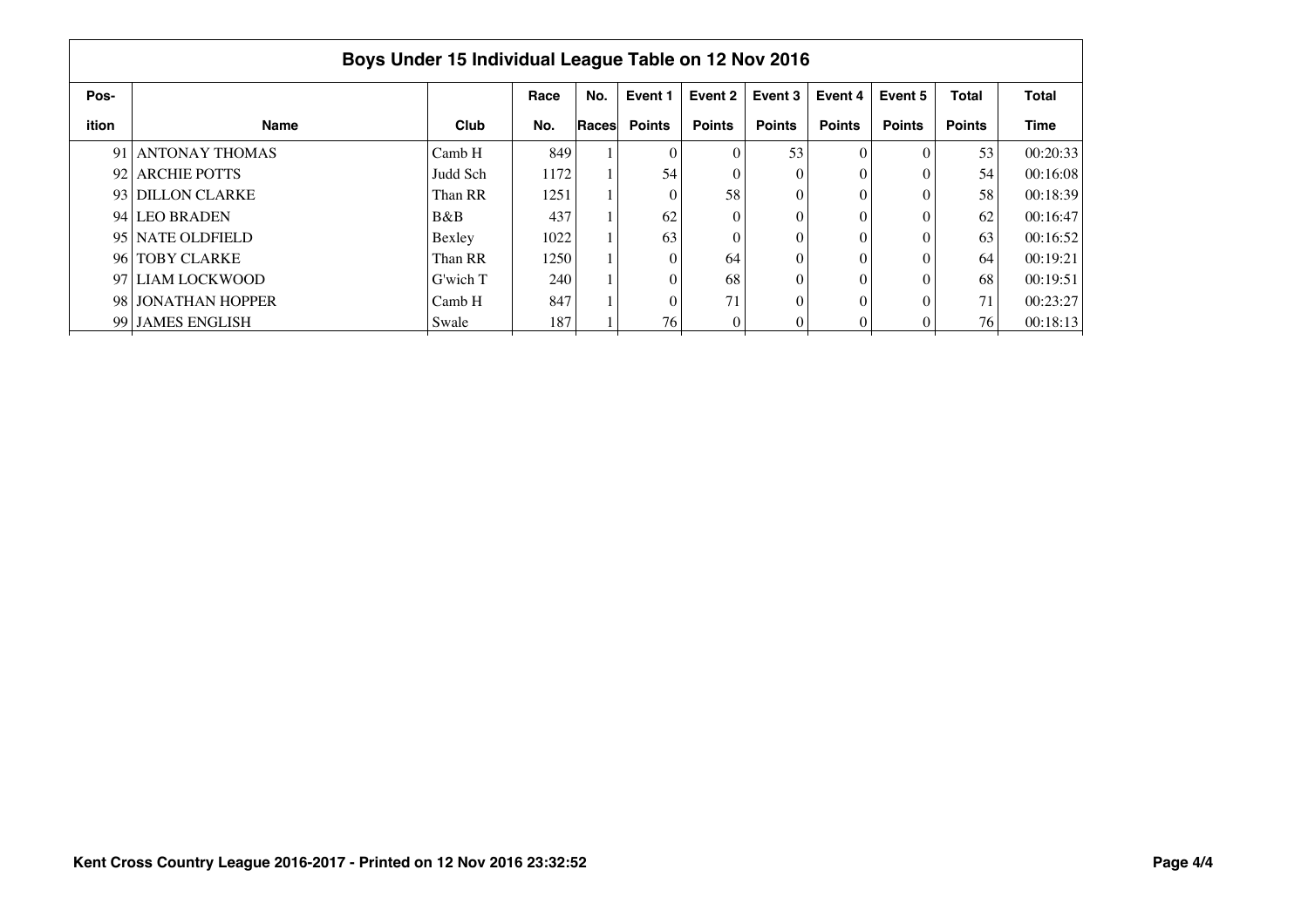## Boys Under 15 Individual League Table on 12 Nov 2016

| Pos-<br>ition | Name | Club | Race<br>No. | No.<br>Races | Event 1<br>Points | Event 2<br>Points | Event 3<br>Points | Event 4<br>Points | Event 5<br>Points | Total<br>Points | Total<br>Time |
|---|---|---|---|---|---|---|---|---|---|---|---|
| 91 | ANTONAY THOMAS | Camb H | 849 | 1 | 0 | 0 | 53 | 0 | 0 | 53 | 00:20:33 |
| 92 | ARCHIE POTTS | Judd Sch | 1172 | 1 | 54 | 0 | 0 | 0 | 0 | 54 | 00:16:08 |
| 93 | DILLON CLARKE | Than RR | 1251 | 1 | 0 | 58 | 0 | 0 | 0 | 58 | 00:18:39 |
| 94 | LEO BRADEN | B&B | 437 | 1 | 62 | 0 | 0 | 0 | 0 | 62 | 00:16:47 |
| 95 | NATE OLDFIELD | Bexley | 1022 | 1 | 63 | 0 | 0 | 0 | 0 | 63 | 00:16:52 |
| 96 | TOBY CLARKE | Than RR | 1250 | 1 | 0 | 64 | 0 | 0 | 0 | 64 | 00:19:21 |
| 97 | LIAM LOCKWOOD | G'wich T | 240 | 1 | 0 | 68 | 0 | 0 | 0 | 68 | 00:19:51 |
| 98 | JONATHAN HOPPER | Camb H | 847 | 1 | 0 | 71 | 0 | 0 | 0 | 71 | 00:23:27 |
| 99 | JAMES ENGLISH | Swale | 187 | 1 | 76 | 0 | 0 | 0 | 0 | 76 | 00:18:13 |

**Kent Cross Country League 2016-2017 - Printed on 12 Nov 2016 23:32:52**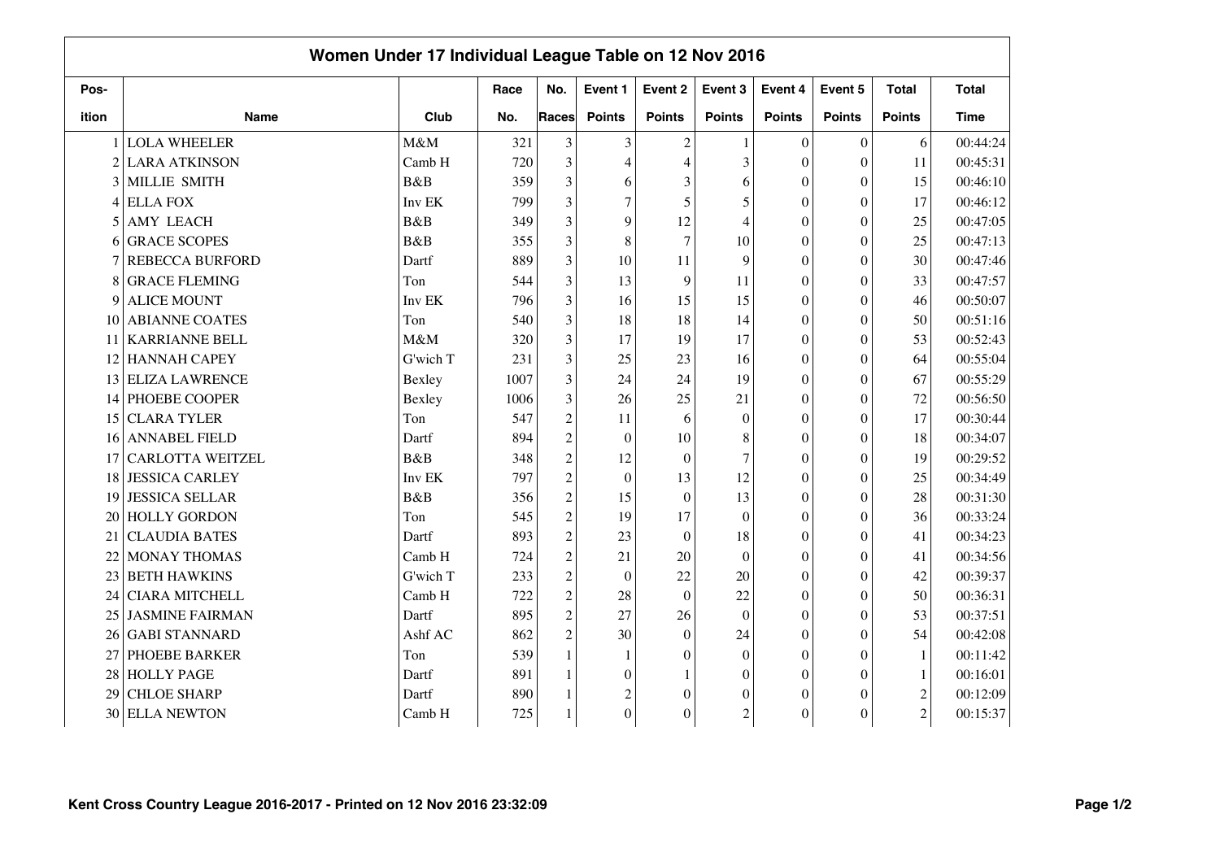## Women Under 17 Individual League Table on 12 Nov 2016

| Pos-ition | Name | Club | Race No. | No. Races | Event 1 Points | Event 2 Points | Event 3 Points | Event 4 Points | Event 5 Points | Total Points | Total Time |
|---|---|---|---|---|---|---|---|---|---|---|---|
| 1 | LOLA WHEELER | M&M | 321 | 3 | 3 | 2 | 1 | 0 | 0 | 6 | 00:44:24 |
| 2 | LARA ATKINSON | Camb H | 720 | 3 | 4 | 4 | 3 | 0 | 0 | 11 | 00:45:31 |
| 3 | MILLIE SMITH | B&B | 359 | 3 | 6 | 3 | 6 | 0 | 0 | 15 | 00:46:10 |
| 4 | ELLA FOX | Inv EK | 799 | 3 | 7 | 5 | 5 | 0 | 0 | 17 | 00:46:12 |
| 5 | AMY LEACH | B&B | 349 | 3 | 9 | 12 | 4 | 0 | 0 | 25 | 00:47:05 |
| 6 | GRACE SCOPES | B&B | 355 | 3 | 8 | 7 | 10 | 0 | 0 | 25 | 00:47:13 |
| 7 | REBECCA BURFORD | Dartf | 889 | 3 | 10 | 11 | 9 | 0 | 0 | 30 | 00:47:46 |
| 8 | GRACE FLEMING | Ton | 544 | 3 | 13 | 9 | 11 | 0 | 0 | 33 | 00:47:57 |
| 9 | ALICE MOUNT | Inv EK | 796 | 3 | 16 | 15 | 15 | 0 | 0 | 46 | 00:50:07 |
| 10 | ABIANNE COATES | Ton | 540 | 3 | 18 | 18 | 14 | 0 | 0 | 50 | 00:51:16 |
| 11 | KARRIANNE BELL | M&M | 320 | 3 | 17 | 19 | 17 | 0 | 0 | 53 | 00:52:43 |
| 12 | HANNAH CAPEY | G'wich T | 231 | 3 | 25 | 23 | 16 | 0 | 0 | 64 | 00:55:04 |
| 13 | ELIZA LAWRENCE | Bexley | 1007 | 3 | 24 | 24 | 19 | 0 | 0 | 67 | 00:55:29 |
| 14 | PHOEBE COOPER | Bexley | 1006 | 3 | 26 | 25 | 21 | 0 | 0 | 72 | 00:56:50 |
| 15 | CLARA TYLER | Ton | 547 | 2 | 11 | 6 | 0 | 0 | 0 | 17 | 00:30:44 |
| 16 | ANNABEL FIELD | Dartf | 894 | 2 | 0 | 10 | 8 | 0 | 0 | 18 | 00:34:07 |
| 17 | CARLOTTA WEITZEL | B&B | 348 | 2 | 12 | 0 | 7 | 0 | 0 | 19 | 00:29:52 |
| 18 | JESSICA CARLEY | Inv EK | 797 | 2 | 0 | 13 | 12 | 0 | 0 | 25 | 00:34:49 |
| 19 | JESSICA SELLAR | B&B | 356 | 2 | 15 | 0 | 13 | 0 | 0 | 28 | 00:31:30 |
| 20 | HOLLY GORDON | Ton | 545 | 2 | 19 | 17 | 0 | 0 | 0 | 36 | 00:33:24 |
| 21 | CLAUDIA BATES | Dartf | 893 | 2 | 23 | 0 | 18 | 0 | 0 | 41 | 00:34:23 |
| 22 | MONAY THOMAS | Camb H | 724 | 2 | 21 | 20 | 0 | 0 | 0 | 41 | 00:34:56 |
| 23 | BETH HAWKINS | G'wich T | 233 | 2 | 0 | 22 | 20 | 0 | 0 | 42 | 00:39:37 |
| 24 | CIARA MITCHELL | Camb H | 722 | 2 | 28 | 0 | 22 | 0 | 0 | 50 | 00:36:31 |
| 25 | JASMINE FAIRMAN | Dartf | 895 | 2 | 27 | 26 | 0 | 0 | 0 | 53 | 00:37:51 |
| 26 | GABI STANNARD | Ashf AC | 862 | 2 | 30 | 0 | 24 | 0 | 0 | 54 | 00:42:08 |
| 27 | PHOEBE BARKER | Ton | 539 | 1 | 1 | 0 | 0 | 0 | 0 | 1 | 00:11:42 |
| 28 | HOLLY PAGE | Dartf | 891 | 1 | 0 | 1 | 0 | 0 | 0 | 1 | 00:16:01 |
| 29 | CHLOE SHARP | Dartf | 890 | 1 | 2 | 0 | 0 | 0 | 0 | 2 | 00:12:09 |
| 30 | ELLA NEWTON | Camb H | 725 | 1 | 0 | 0 | 2 | 0 | 0 | 2 | 00:15:37 |

Kent Cross Country League 2016-2017 - Printed on 12 Nov 2016 23:32:09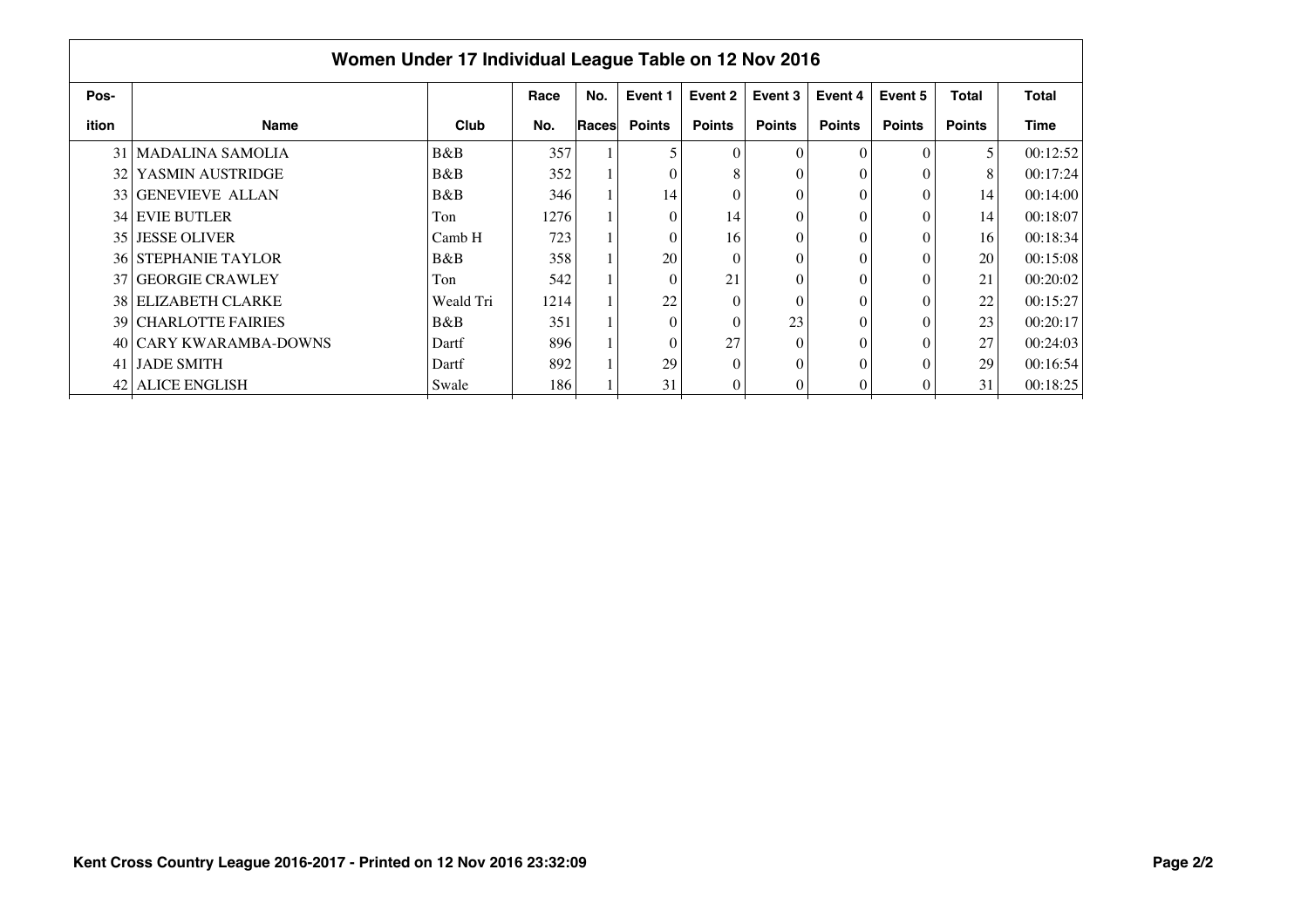## Women Under 17 Individual League Table on 12 Nov 2016

| Position | Name | Club | Race No. | No. Races | Event 1 Points | Event 2 Points | Event 3 Points | Event 4 Points | Event 5 Points | Total Points | Total Time |
|---|---|---|---|---|---|---|---|---|---|---|---|
| 31 | MADALINA SAMOLIA | B&B | 357 | 1 | 5 | 0 | 0 | 0 | 0 | 5 | 00:12:52 |
| 32 | YASMIN AUSTRIDGE | B&B | 352 | 1 | 0 | 8 | 0 | 0 | 0 | 8 | 00:17:24 |
| 33 | GENEVIEVE ALLAN | B&B | 346 | 1 | 14 | 0 | 0 | 0 | 0 | 14 | 00:14:00 |
| 34 | EVIE BUTLER | Ton | 1276 | 1 | 0 | 14 | 0 | 0 | 0 | 14 | 00:18:07 |
| 35 | JESSE OLIVER | Camb H | 723 | 1 | 0 | 16 | 0 | 0 | 0 | 16 | 00:18:34 |
| 36 | STEPHANIE TAYLOR | B&B | 358 | 1 | 20 | 0 | 0 | 0 | 0 | 20 | 00:15:08 |
| 37 | GEORGIE CRAWLEY | Ton | 542 | 1 | 0 | 21 | 0 | 0 | 0 | 21 | 00:20:02 |
| 38 | ELIZABETH CLARKE | Weald Tri | 1214 | 1 | 22 | 0 | 0 | 0 | 0 | 22 | 00:15:27 |
| 39 | CHARLOTTE FAIRIES | B&B | 351 | 1 | 0 | 0 | 23 | 0 | 0 | 23 | 00:20:17 |
| 40 | CARY KWARAMBA-DOWNS | Dartf | 896 | 1 | 0 | 27 | 0 | 0 | 0 | 27 | 00:24:03 |
| 41 | JADE SMITH | Dartf | 892 | 1 | 29 | 0 | 0 | 0 | 0 | 29 | 00:16:54 |
| 42 | ALICE ENGLISH | Swale | 186 | 1 | 31 | 0 | 0 | 0 | 0 | 31 | 00:18:25 |

Kent Cross Country League 2016-2017 - Printed on 12 Nov 2016 23:32:09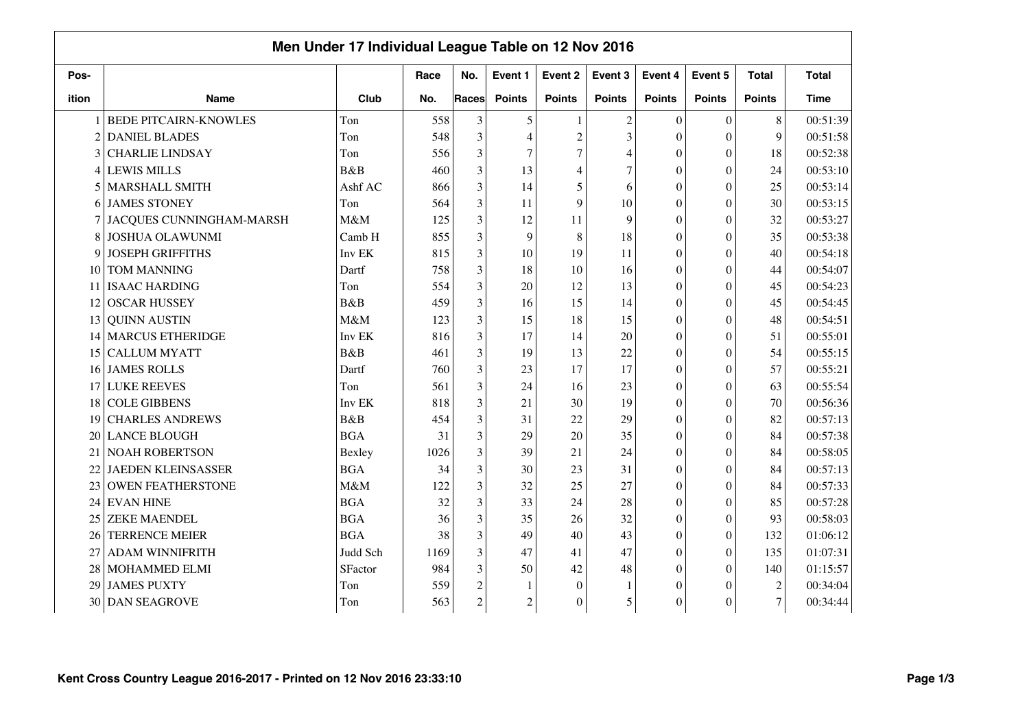## Men Under 17 Individual League Table on 12 Nov 2016

| Position | Name | Club | Race No. | No. Races | Event 1 Points | Event 2 Points | Event 3 Points | Event 4 Points | Event 5 Points | Total Points | Total Time |
|---|---|---|---|---|---|---|---|---|---|---|---|
| 1 | BEDE PITCAIRN-KNOWLES | Ton | 558 | 3 | 5 | 1 | 2 | 0 | 0 | 8 | 00:51:39 |
| 2 | DANIEL BLADES | Ton | 548 | 3 | 4 | 2 | 3 | 0 | 0 | 9 | 00:51:58 |
| 3 | CHARLIE LINDSAY | Ton | 556 | 3 | 7 | 7 | 4 | 0 | 0 | 18 | 00:52:38 |
| 4 | LEWIS MILLS | B&B | 460 | 3 | 13 | 4 | 7 | 0 | 0 | 24 | 00:53:10 |
| 5 | MARSHALL SMITH | Ashf AC | 866 | 3 | 14 | 5 | 6 | 0 | 0 | 25 | 00:53:14 |
| 6 | JAMES STONEY | Ton | 564 | 3 | 11 | 9 | 10 | 0 | 0 | 30 | 00:53:15 |
| 7 | JACQUES CUNNINGHAM-MARSH | M&M | 125 | 3 | 12 | 11 | 9 | 0 | 0 | 32 | 00:53:27 |
| 8 | JOSHUA OLAWUNMI | Camb H | 855 | 3 | 9 | 8 | 18 | 0 | 0 | 35 | 00:53:38 |
| 9 | JOSEPH GRIFFITHS | Inv EK | 815 | 3 | 10 | 19 | 11 | 0 | 0 | 40 | 00:54:18 |
| 10 | TOM MANNING | Dartf | 758 | 3 | 18 | 10 | 16 | 0 | 0 | 44 | 00:54:07 |
| 11 | ISAAC HARDING | Ton | 554 | 3 | 20 | 12 | 13 | 0 | 0 | 45 | 00:54:23 |
| 12 | OSCAR HUSSEY | B&B | 459 | 3 | 16 | 15 | 14 | 0 | 0 | 45 | 00:54:45 |
| 13 | QUINN AUSTIN | M&M | 123 | 3 | 15 | 18 | 15 | 0 | 0 | 48 | 00:54:51 |
| 14 | MARCUS ETHERIDGE | Inv EK | 816 | 3 | 17 | 14 | 20 | 0 | 0 | 51 | 00:55:01 |
| 15 | CALLUM MYATT | B&B | 461 | 3 | 19 | 13 | 22 | 0 | 0 | 54 | 00:55:15 |
| 16 | JAMES ROLLS | Dartf | 760 | 3 | 23 | 17 | 17 | 0 | 0 | 57 | 00:55:21 |
| 17 | LUKE REEVES | Ton | 561 | 3 | 24 | 16 | 23 | 0 | 0 | 63 | 00:55:54 |
| 18 | COLE GIBBENS | Inv EK | 818 | 3 | 21 | 30 | 19 | 0 | 0 | 70 | 00:56:36 |
| 19 | CHARLES ANDREWS | B&B | 454 | 3 | 31 | 22 | 29 | 0 | 0 | 82 | 00:57:13 |
| 20 | LANCE BLOUGH | BGA | 31 | 3 | 29 | 20 | 35 | 0 | 0 | 84 | 00:57:38 |
| 21 | NOAH ROBERTSON | Bexley | 1026 | 3 | 39 | 21 | 24 | 0 | 0 | 84 | 00:58:05 |
| 22 | JAEDEN KLEINSASSER | BGA | 34 | 3 | 30 | 23 | 31 | 0 | 0 | 84 | 00:57:13 |
| 23 | OWEN FEATHERSTONE | M&M | 122 | 3 | 32 | 25 | 27 | 0 | 0 | 84 | 00:57:33 |
| 24 | EVAN HINE | BGA | 32 | 3 | 33 | 24 | 28 | 0 | 0 | 85 | 00:57:28 |
| 25 | ZEKE MAENDEL | BGA | 36 | 3 | 35 | 26 | 32 | 0 | 0 | 93 | 00:58:03 |
| 26 | TERRENCE MEIER | BGA | 38 | 3 | 49 | 40 | 43 | 0 | 0 | 132 | 01:06:12 |
| 27 | ADAM WINNIFRITH | Judd Sch | 1169 | 3 | 47 | 41 | 47 | 0 | 0 | 135 | 01:07:31 |
| 28 | MOHAMMED ELMI | SFactor | 984 | 3 | 50 | 42 | 48 | 0 | 0 | 140 | 01:15:57 |
| 29 | JAMES PUXTY | Ton | 559 | 2 | 1 | 0 | 1 | 0 | 0 | 2 | 00:34:04 |
| 30 | DAN SEAGROVE | Ton | 563 | 2 | 2 | 0 | 5 | 0 | 0 | 7 | 00:34:44 |

Kent Cross Country League 2016-2017 - Printed on 12 Nov 2016 23:33:10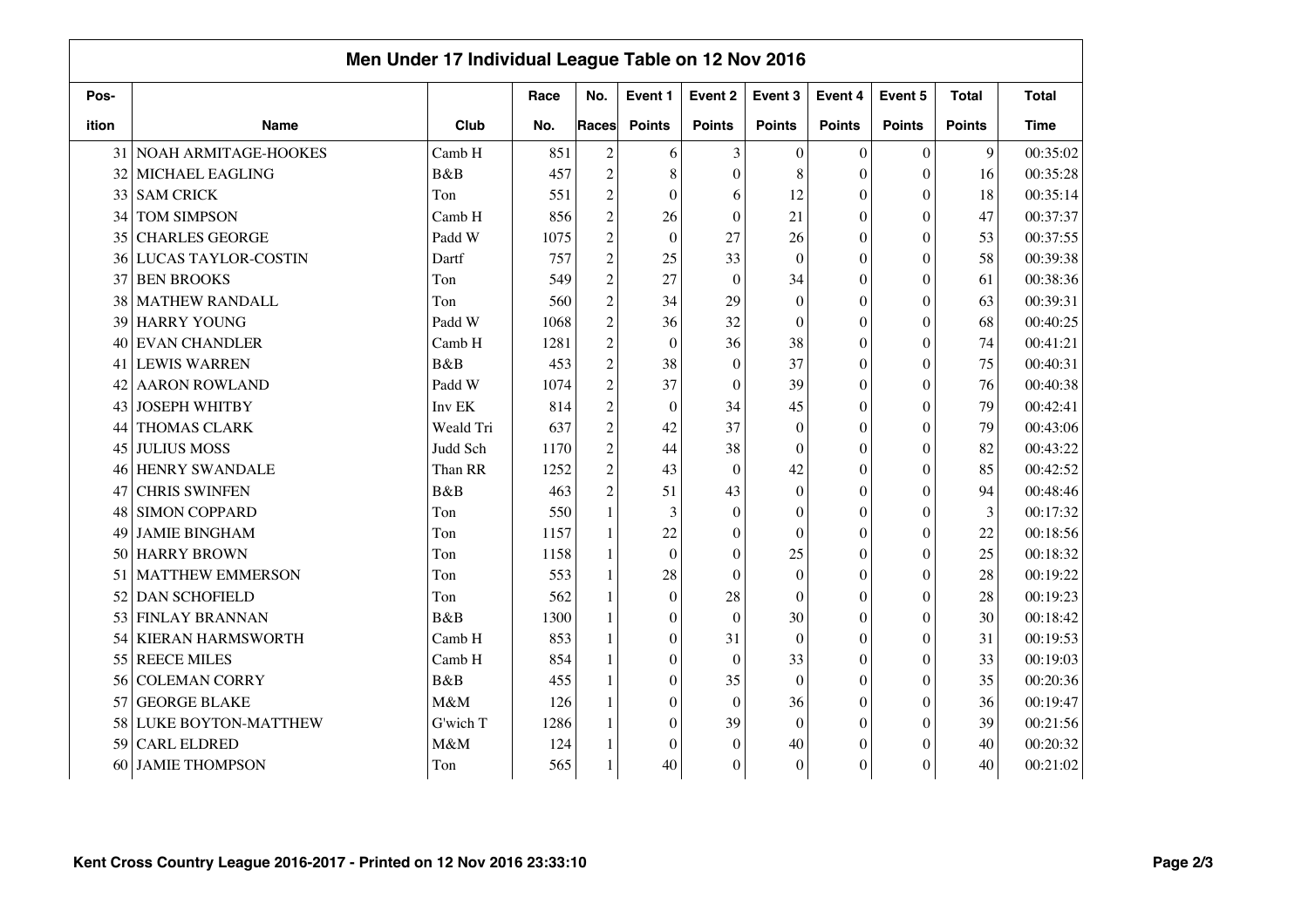## Men Under 17 Individual League Table on 12 Nov 2016

| Pos-<br>ition | Name | Club | Race No. | No. Races | Event 1 Points | Event 2 Points | Event 3 Points | Event 4 Points | Event 5 Points | Total Points | Total Time |
|---|---|---|---|---|---|---|---|---|---|---|---|
| 31 | NOAH ARMITAGE-HOOKES | Camb H | 851 | 2 | 6 | 3 | 0 | 0 | 0 | 9 | 00:35:02 |
| 32 | MICHAEL EAGLING | B&B | 457 | 2 | 8 | 0 | 8 | 0 | 0 | 16 | 00:35:28 |
| 33 | SAM CRICK | Ton | 551 | 2 | 0 | 6 | 12 | 0 | 0 | 18 | 00:35:14 |
| 34 | TOM SIMPSON | Camb H | 856 | 2 | 26 | 0 | 21 | 0 | 0 | 47 | 00:37:37 |
| 35 | CHARLES GEORGE | Padd W | 1075 | 2 | 0 | 27 | 26 | 0 | 0 | 53 | 00:37:55 |
| 36 | LUCAS TAYLOR-COSTIN | Dartf | 757 | 2 | 25 | 33 | 0 | 0 | 0 | 58 | 00:39:38 |
| 37 | BEN BROOKS | Ton | 549 | 2 | 27 | 0 | 34 | 0 | 0 | 61 | 00:38:36 |
| 38 | MATHEW RANDALL | Ton | 560 | 2 | 34 | 29 | 0 | 0 | 0 | 63 | 00:39:31 |
| 39 | HARRY YOUNG | Padd W | 1068 | 2 | 36 | 32 | 0 | 0 | 0 | 68 | 00:40:25 |
| 40 | EVAN CHANDLER | Camb H | 1281 | 2 | 0 | 36 | 38 | 0 | 0 | 74 | 00:41:21 |
| 41 | LEWIS WARREN | B&B | 453 | 2 | 38 | 0 | 37 | 0 | 0 | 75 | 00:40:31 |
| 42 | AARON ROWLAND | Padd W | 1074 | 2 | 37 | 0 | 39 | 0 | 0 | 76 | 00:40:38 |
| 43 | JOSEPH WHITBY | Inv EK | 814 | 2 | 0 | 34 | 45 | 0 | 0 | 79 | 00:42:41 |
| 44 | THOMAS CLARK | Weald Tri | 637 | 2 | 42 | 37 | 0 | 0 | 0 | 79 | 00:43:06 |
| 45 | JULIUS MOSS | Judd Sch | 1170 | 2 | 44 | 38 | 0 | 0 | 0 | 82 | 00:43:22 |
| 46 | HENRY SWANDALE | Than RR | 1252 | 2 | 43 | 0 | 42 | 0 | 0 | 85 | 00:42:52 |
| 47 | CHRIS SWINFEN | B&B | 463 | 2 | 51 | 43 | 0 | 0 | 0 | 94 | 00:48:46 |
| 48 | SIMON COPPARD | Ton | 550 | 1 | 3 | 0 | 0 | 0 | 0 | 3 | 00:17:32 |
| 49 | JAMIE BINGHAM | Ton | 1157 | 1 | 22 | 0 | 0 | 0 | 0 | 22 | 00:18:56 |
| 50 | HARRY BROWN | Ton | 1158 | 1 | 0 | 0 | 25 | 0 | 0 | 25 | 00:18:32 |
| 51 | MATTHEW EMMERSON | Ton | 553 | 1 | 28 | 0 | 0 | 0 | 0 | 28 | 00:19:22 |
| 52 | DAN SCHOFIELD | Ton | 562 | 1 | 0 | 28 | 0 | 0 | 0 | 28 | 00:19:23 |
| 53 | FINLAY BRANNAN | B&B | 1300 | 1 | 0 | 0 | 30 | 0 | 0 | 30 | 00:18:42 |
| 54 | KIERAN HARMSWORTH | Camb H | 853 | 1 | 0 | 31 | 0 | 0 | 0 | 31 | 00:19:53 |
| 55 | REECE MILES | Camb H | 854 | 1 | 0 | 0 | 33 | 0 | 0 | 33 | 00:19:03 |
| 56 | COLEMAN CORRY | B&B | 455 | 1 | 0 | 35 | 0 | 0 | 0 | 35 | 00:20:36 |
| 57 | GEORGE BLAKE | M&M | 126 | 1 | 0 | 0 | 36 | 0 | 0 | 36 | 00:19:47 |
| 58 | LUKE BOYTON-MATTHEW | G'wich T | 1286 | 1 | 0 | 39 | 0 | 0 | 0 | 39 | 00:21:56 |
| 59 | CARL ELDRED | M&M | 124 | 1 | 0 | 0 | 40 | 0 | 0 | 40 | 00:20:32 |
| 60 | JAMIE THOMPSON | Ton | 565 | 1 | 40 | 0 | 0 | 0 | 0 | 40 | 00:21:02 |

Kent Cross Country League 2016-2017 - Printed on 12 Nov 2016 23:33:10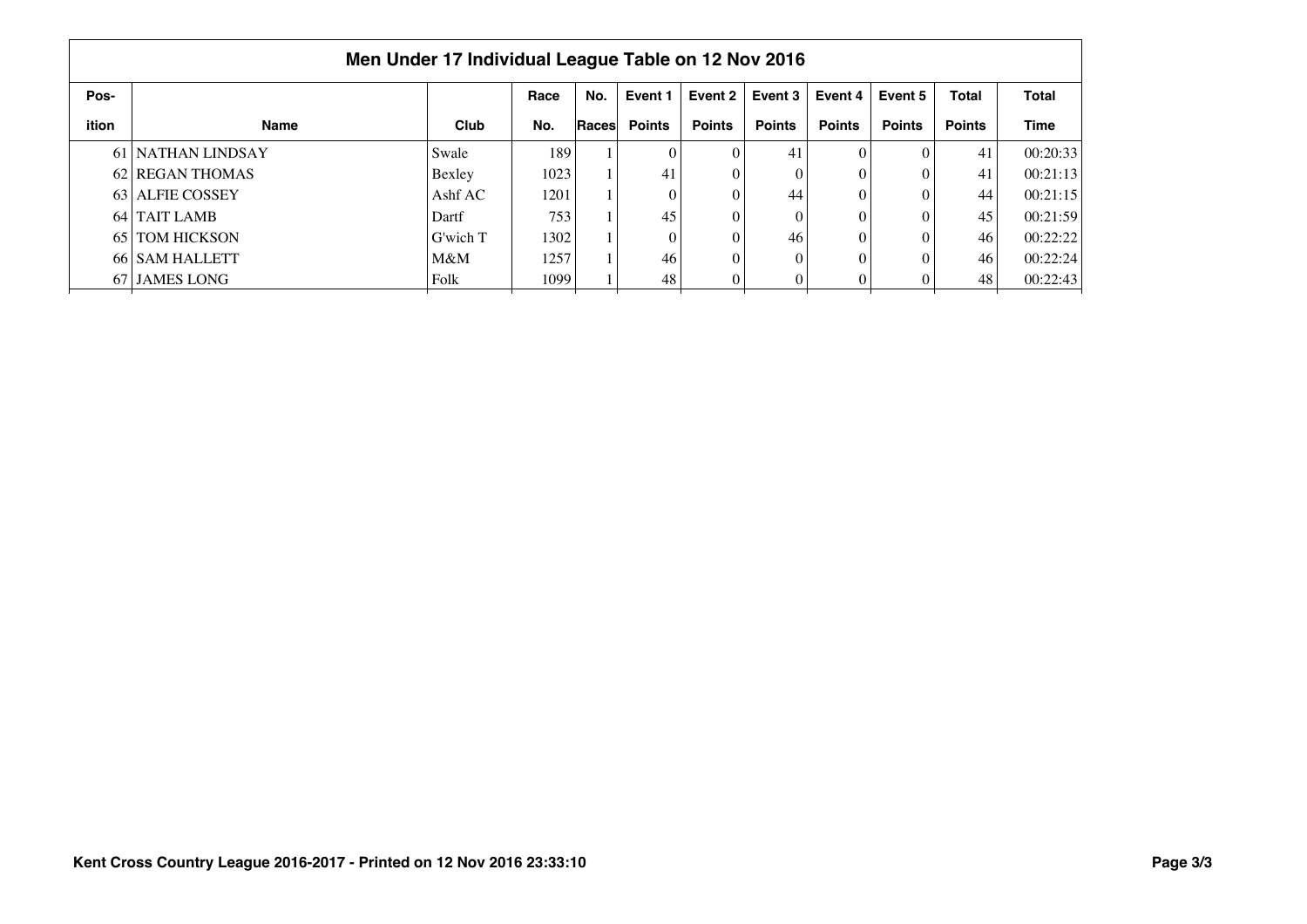## Men Under 17 Individual League Table on 12 Nov 2016

| Pos-ition | Name | Club | Race No. | No. Races | Event 1 Points | Event 2 Points | Event 3 Points | Event 4 Points | Event 5 Points | Total Points | Total Time |
|---|---|---|---|---|---|---|---|---|---|---|---|
| 61 | NATHAN LINDSAY | Swale | 189 | 1 | 0 | 0 | 41 | 0 | 0 | 41 | 00:20:33 |
| 62 | REGAN THOMAS | Bexley | 1023 | 1 | 41 | 0 | 0 | 0 | 0 | 41 | 00:21:13 |
| 63 | ALFIE COSSEY | Ashf AC | 1201 | 1 | 0 | 0 | 44 | 0 | 0 | 44 | 00:21:15 |
| 64 | TAIT LAMB | Dartf | 753 | 1 | 45 | 0 | 0 | 0 | 0 | 45 | 00:21:59 |
| 65 | TOM HICKSON | G'wich T | 1302 | 1 | 0 | 0 | 46 | 0 | 0 | 46 | 00:22:22 |
| 66 | SAM HALLETT | M&M | 1257 | 1 | 46 | 0 | 0 | 0 | 0 | 46 | 00:22:24 |
| 67 | JAMES LONG | Folk | 1099 | 1 | 48 | 0 | 0 | 0 | 0 | 48 | 00:22:43 |

**Kent Cross Country League 2016-2017 - Printed on 12 Nov 2016 23:33:10**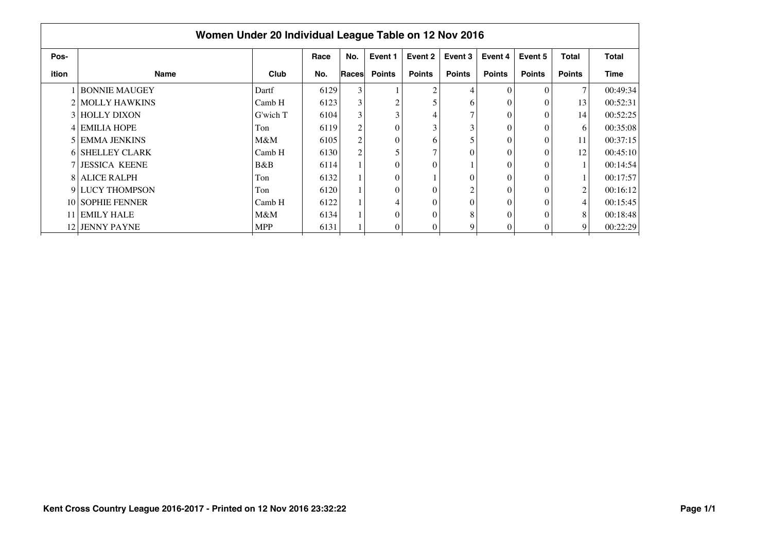# Women Under 20 Individual League Table on 12 Nov 2016

| Position | Name | Club | Race No. | No. Races | Event 1 Points | Event 2 Points | Event 3 Points | Event 4 Points | Event 5 Points | Total Points | Total Time |
|---|---|---|---|---|---|---|---|---|---|---|---|
| 1 | BONNIE MAUGEY | Dartf | 6129 | 3 | 1 | 2 | 4 | 0 | 0 | 7 | 00:49:34 |
| 2 | MOLLY HAWKINS | Camb H | 6123 | 3 | 2 | 5 | 6 | 0 | 0 | 13 | 00:52:31 |
| 3 | HOLLY DIXON | G'wich T | 6104 | 3 | 3 | 4 | 7 | 0 | 0 | 14 | 00:52:25 |
| 4 | EMILIA HOPE | Ton | 6119 | 2 | 0 | 3 | 3 | 0 | 0 | 6 | 00:35:08 |
| 5 | EMMA JENKINS | M&M | 6105 | 2 | 0 | 6 | 5 | 0 | 0 | 11 | 00:37:15 |
| 6 | SHELLEY CLARK | Camb H | 6130 | 2 | 5 | 7 | 0 | 0 | 0 | 12 | 00:45:10 |
| 7 | JESSICA KEENE | B&B | 6114 | 1 | 0 | 0 | 1 | 0 | 0 | 1 | 00:14:54 |
| 8 | ALICE RALPH | Ton | 6132 | 1 | 0 | 1 | 0 | 0 | 0 | 1 | 00:17:57 |
| 9 | LUCY THOMPSON | Ton | 6120 | 1 | 0 | 0 | 2 | 0 | 0 | 2 | 00:16:12 |
| 10 | SOPHIE FENNER | Camb H | 6122 | 1 | 4 | 0 | 0 | 0 | 0 | 4 | 00:15:45 |
| 11 | EMILY HALE | M&M | 6134 | 1 | 0 | 0 | 8 | 0 | 0 | 8 | 00:18:48 |
| 12 | JENNY PAYNE | MPP | 6131 | 1 | 0 | 0 | 9 | 0 | 0 | 9 | 00:22:29 |

Kent Cross Country League 2016-2017 - Printed on 12 Nov 2016 23:32:22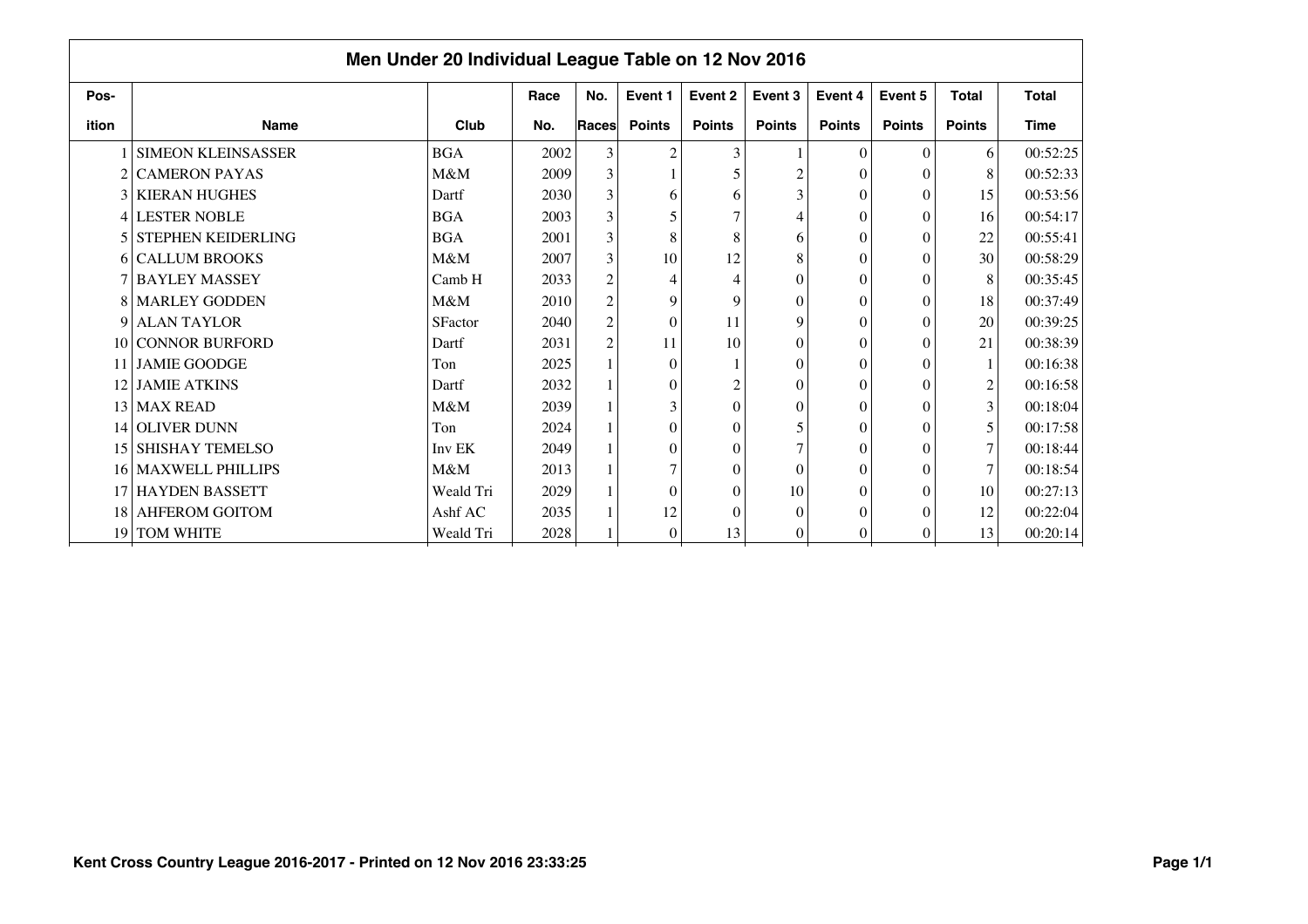## Men Under 20 Individual League Table on 12 Nov 2016

| Pos-ition | Name | Club | Race No. | No. Races | Event 1 Points | Event 2 Points | Event 3 Points | Event 4 Points | Event 5 Points | Total Points | Total Time |
|---|---|---|---|---|---|---|---|---|---|---|---|
| 1 | SIMEON KLEINSASSER | BGA | 2002 | 3 | 2 | 3 | 1 | 0 | 0 | 6 | 00:52:25 |
| 2 | CAMERON PAYAS | M&M | 2009 | 3 | 1 | 5 | 2 | 0 | 0 | 8 | 00:52:33 |
| 3 | KIERAN HUGHES | Dartf | 2030 | 3 | 6 | 6 | 3 | 0 | 0 | 15 | 00:53:56 |
| 4 | LESTER NOBLE | BGA | 2003 | 3 | 5 | 7 | 4 | 0 | 0 | 16 | 00:54:17 |
| 5 | STEPHEN KEIDERLING | BGA | 2001 | 3 | 8 | 8 | 6 | 0 | 0 | 22 | 00:55:41 |
| 6 | CALLUM BROOKS | M&M | 2007 | 3 | 10 | 12 | 8 | 0 | 0 | 30 | 00:58:29 |
| 7 | BAYLEY MASSEY | Camb H | 2033 | 2 | 4 | 4 | 0 | 0 | 0 | 8 | 00:35:45 |
| 8 | MARLEY GODDEN | M&M | 2010 | 2 | 9 | 9 | 0 | 0 | 0 | 18 | 00:37:49 |
| 9 | ALAN TAYLOR | SFactor | 2040 | 2 | 0 | 11 | 9 | 0 | 0 | 20 | 00:39:25 |
| 10 | CONNOR BURFORD | Dartf | 2031 | 2 | 11 | 10 | 0 | 0 | 0 | 21 | 00:38:39 |
| 11 | JAMIE GOODGE | Ton | 2025 | 1 | 0 | 1 | 0 | 0 | 0 | 1 | 00:16:38 |
| 12 | JAMIE ATKINS | Dartf | 2032 | 1 | 0 | 2 | 0 | 0 | 0 | 2 | 00:16:58 |
| 13 | MAX READ | M&M | 2039 | 1 | 3 | 0 | 0 | 0 | 0 | 3 | 00:18:04 |
| 14 | OLIVER DUNN | Ton | 2024 | 1 | 0 | 0 | 5 | 0 | 0 | 5 | 00:17:58 |
| 15 | SHISHAY TEMELSO | Inv EK | 2049 | 1 | 0 | 0 | 7 | 0 | 0 | 7 | 00:18:44 |
| 16 | MAXWELL PHILLIPS | M&M | 2013 | 1 | 7 | 0 | 0 | 0 | 0 | 7 | 00:18:54 |
| 17 | HAYDEN BASSETT | Weald Tri | 2029 | 1 | 0 | 0 | 10 | 0 | 0 | 10 | 00:27:13 |
| 18 | AHFEROM GOITOM | Ashf AC | 2035 | 1 | 12 | 0 | 0 | 0 | 0 | 12 | 00:22:04 |
| 19 | TOM WHITE | Weald Tri | 2028 | 1 | 0 | 13 | 0 | 0 | 0 | 13 | 00:20:14 |

Kent Cross Country League 2016-2017 - Printed on 12 Nov 2016 23:33:25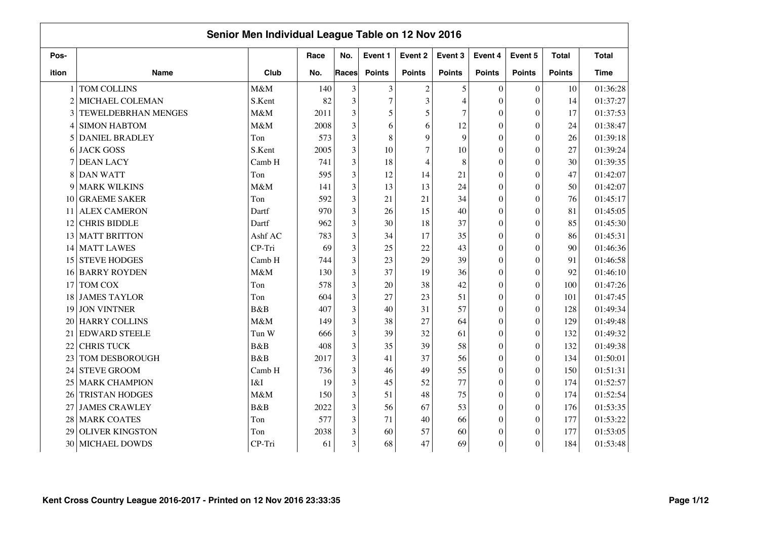## Senior Men Individual League Table on 12 Nov 2016

| Pos-ition | Name | Club | Race No. | No. Races | Event 1 Points | Event 2 Points | Event 3 Points | Event 4 Points | Event 5 Points | Total Points | Total Time |
|---|---|---|---|---|---|---|---|---|---|---|---|
| 1 | TOM COLLINS | M&M | 140 | 3 | 3 | 2 | 5 | 0 | 0 | 10 | 01:36:28 |
| 2 | MICHAEL COLEMAN | S.Kent | 82 | 3 | 7 | 3 | 4 | 0 | 0 | 14 | 01:37:27 |
| 3 | TEWELDEBRHAN MENGES | M&M | 2011 | 3 | 5 | 5 | 7 | 0 | 0 | 17 | 01:37:53 |
| 4 | SIMON HABTOM | M&M | 2008 | 3 | 6 | 6 | 12 | 0 | 0 | 24 | 01:38:47 |
| 5 | DANIEL BRADLEY | Ton | 573 | 3 | 8 | 9 | 9 | 0 | 0 | 26 | 01:39:18 |
| 6 | JACK GOSS | S.Kent | 2005 | 3 | 10 | 7 | 10 | 0 | 0 | 27 | 01:39:24 |
| 7 | DEAN LACY | Camb H | 741 | 3 | 18 | 4 | 8 | 0 | 0 | 30 | 01:39:35 |
| 8 | DAN WATT | Ton | 595 | 3 | 12 | 14 | 21 | 0 | 0 | 47 | 01:42:07 |
| 9 | MARK WILKINS | M&M | 141 | 3 | 13 | 13 | 24 | 0 | 0 | 50 | 01:42:07 |
| 10 | GRAEME SAKER | Ton | 592 | 3 | 21 | 21 | 34 | 0 | 0 | 76 | 01:45:17 |
| 11 | ALEX CAMERON | Dartf | 970 | 3 | 26 | 15 | 40 | 0 | 0 | 81 | 01:45:05 |
| 12 | CHRIS BIDDLE | Dartf | 962 | 3 | 30 | 18 | 37 | 0 | 0 | 85 | 01:45:30 |
| 13 | MATT BRITTON | Ashf AC | 783 | 3 | 34 | 17 | 35 | 0 | 0 | 86 | 01:45:31 |
| 14 | MATT LAWES | CP-Tri | 69 | 3 | 25 | 22 | 43 | 0 | 0 | 90 | 01:46:36 |
| 15 | STEVE HODGES | Camb H | 744 | 3 | 23 | 29 | 39 | 0 | 0 | 91 | 01:46:58 |
| 16 | BARRY ROYDEN | M&M | 130 | 3 | 37 | 19 | 36 | 0 | 0 | 92 | 01:46:10 |
| 17 | TOM COX | Ton | 578 | 3 | 20 | 38 | 42 | 0 | 0 | 100 | 01:47:26 |
| 18 | JAMES TAYLOR | Ton | 604 | 3 | 27 | 23 | 51 | 0 | 0 | 101 | 01:47:45 |
| 19 | JON VINTNER | B&B | 407 | 3 | 40 | 31 | 57 | 0 | 0 | 128 | 01:49:34 |
| 20 | HARRY COLLINS | M&M | 149 | 3 | 38 | 27 | 64 | 0 | 0 | 129 | 01:49:48 |
| 21 | EDWARD STEELE | Tun W | 666 | 3 | 39 | 32 | 61 | 0 | 0 | 132 | 01:49:32 |
| 22 | CHRIS TUCK | B&B | 408 | 3 | 35 | 39 | 58 | 0 | 0 | 132 | 01:49:38 |
| 23 | TOM DESBOROUGH | B&B | 2017 | 3 | 41 | 37 | 56 | 0 | 0 | 134 | 01:50:01 |
| 24 | STEVE GROOM | Camb H | 736 | 3 | 46 | 49 | 55 | 0 | 0 | 150 | 01:51:31 |
| 25 | MARK CHAMPION | I&I | 19 | 3 | 45 | 52 | 77 | 0 | 0 | 174 | 01:52:57 |
| 26 | TRISTAN HODGES | M&M | 150 | 3 | 51 | 48 | 75 | 0 | 0 | 174 | 01:52:54 |
| 27 | JAMES CRAWLEY | B&B | 2022 | 3 | 56 | 67 | 53 | 0 | 0 | 176 | 01:53:35 |
| 28 | MARK COATES | Ton | 577 | 3 | 71 | 40 | 66 | 0 | 0 | 177 | 01:53:22 |
| 29 | OLIVER KINGSTON | Ton | 2038 | 3 | 60 | 57 | 60 | 0 | 0 | 177 | 01:53:05 |
| 30 | MICHAEL DOWDS | CP-Tri | 61 | 3 | 68 | 47 | 69 | 0 | 0 | 184 | 01:53:48 |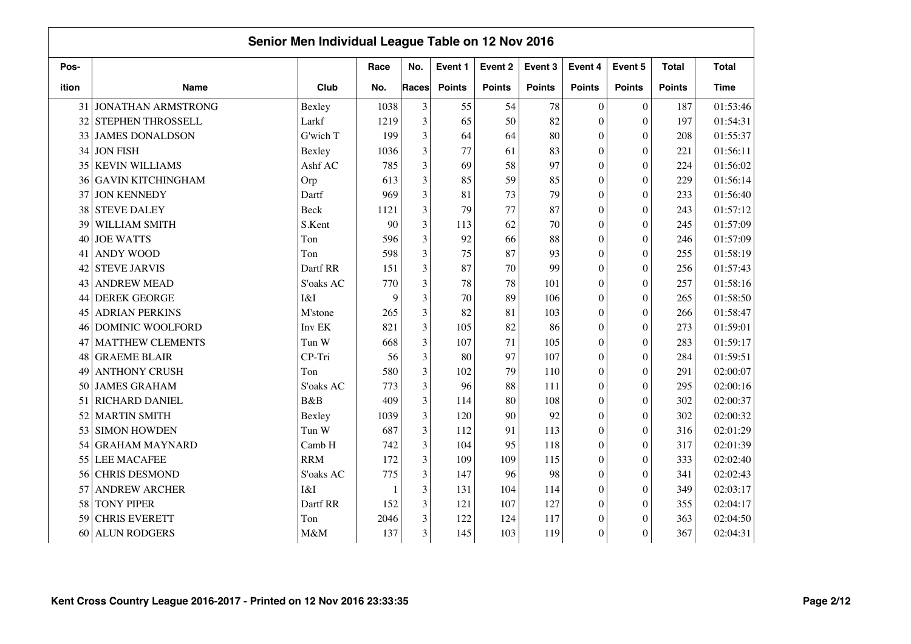## Senior Men Individual League Table on 12 Nov 2016

| Pos-ition | Name | Club | Race No. | No. Races | Event 1 Points | Event 2 Points | Event 3 Points | Event 4 Points | Event 5 Points | Total Points | Total Time |
|---|---|---|---|---|---|---|---|---|---|---|---|
| 31 | JONATHAN ARMSTRONG | Bexley | 1038 | 3 | 55 | 54 | 78 | 0 | 0 | 187 | 01:53:46 |
| 32 | STEPHEN THROSSELL | Larkf | 1219 | 3 | 65 | 50 | 82 | 0 | 0 | 197 | 01:54:31 |
| 33 | JAMES DONALDSON | G'wich T | 199 | 3 | 64 | 64 | 80 | 0 | 0 | 208 | 01:55:37 |
| 34 | JON FISH | Bexley | 1036 | 3 | 77 | 61 | 83 | 0 | 0 | 221 | 01:56:11 |
| 35 | KEVIN WILLIAMS | Ashf AC | 785 | 3 | 69 | 58 | 97 | 0 | 0 | 224 | 01:56:02 |
| 36 | GAVIN KITCHINGHAM | Orp | 613 | 3 | 85 | 59 | 85 | 0 | 0 | 229 | 01:56:14 |
| 37 | JON KENNEDY | Dartf | 969 | 3 | 81 | 73 | 79 | 0 | 0 | 233 | 01:56:40 |
| 38 | STEVE DALEY | Beck | 1121 | 3 | 79 | 77 | 87 | 0 | 0 | 243 | 01:57:12 |
| 39 | WILLIAM SMITH | S.Kent | 90 | 3 | 113 | 62 | 70 | 0 | 0 | 245 | 01:57:09 |
| 40 | JOE WATTS | Ton | 596 | 3 | 92 | 66 | 88 | 0 | 0 | 246 | 01:57:09 |
| 41 | ANDY WOOD | Ton | 598 | 3 | 75 | 87 | 93 | 0 | 0 | 255 | 01:58:19 |
| 42 | STEVE JARVIS | Dartf RR | 151 | 3 | 87 | 70 | 99 | 0 | 0 | 256 | 01:57:43 |
| 43 | ANDREW MEAD | S'oaks AC | 770 | 3 | 78 | 78 | 101 | 0 | 0 | 257 | 01:58:16 |
| 44 | DEREK GEORGE | I&I | 9 | 3 | 70 | 89 | 106 | 0 | 0 | 265 | 01:58:50 |
| 45 | ADRIAN PERKINS | M'stone | 265 | 3 | 82 | 81 | 103 | 0 | 0 | 266 | 01:58:47 |
| 46 | DOMINIC WOOLFORD | Inv EK | 821 | 3 | 105 | 82 | 86 | 0 | 0 | 273 | 01:59:01 |
| 47 | MATTHEW CLEMENTS | Tun W | 668 | 3 | 107 | 71 | 105 | 0 | 0 | 283 | 01:59:17 |
| 48 | GRAEME BLAIR | CP-Tri | 56 | 3 | 80 | 97 | 107 | 0 | 0 | 284 | 01:59:51 |
| 49 | ANTHONY CRUSH | Ton | 580 | 3 | 102 | 79 | 110 | 0 | 0 | 291 | 02:00:07 |
| 50 | JAMES GRAHAM | S'oaks AC | 773 | 3 | 96 | 88 | 111 | 0 | 0 | 295 | 02:00:16 |
| 51 | RICHARD DANIEL | B&B | 409 | 3 | 114 | 80 | 108 | 0 | 0 | 302 | 02:00:37 |
| 52 | MARTIN SMITH | Bexley | 1039 | 3 | 120 | 90 | 92 | 0 | 0 | 302 | 02:00:32 |
| 53 | SIMON HOWDEN | Tun W | 687 | 3 | 112 | 91 | 113 | 0 | 0 | 316 | 02:01:29 |
| 54 | GRAHAM MAYNARD | Camb H | 742 | 3 | 104 | 95 | 118 | 0 | 0 | 317 | 02:01:39 |
| 55 | LEE MACAFEE | RRM | 172 | 3 | 109 | 109 | 115 | 0 | 0 | 333 | 02:02:40 |
| 56 | CHRIS DESMOND | S'oaks AC | 775 | 3 | 147 | 96 | 98 | 0 | 0 | 341 | 02:02:43 |
| 57 | ANDREW ARCHER | I&I | 1 | 3 | 131 | 104 | 114 | 0 | 0 | 349 | 02:03:17 |
| 58 | TONY PIPER | Dartf RR | 152 | 3 | 121 | 107 | 127 | 0 | 0 | 355 | 02:04:17 |
| 59 | CHRIS EVERETT | Ton | 2046 | 3 | 122 | 124 | 117 | 0 | 0 | 363 | 02:04:50 |
| 60 | ALUN RODGERS | M&M | 137 | 3 | 145 | 103 | 119 | 0 | 0 | 367 | 02:04:31 |

Kent Cross Country League 2016-2017 - Printed on 12 Nov 2016 23:33:35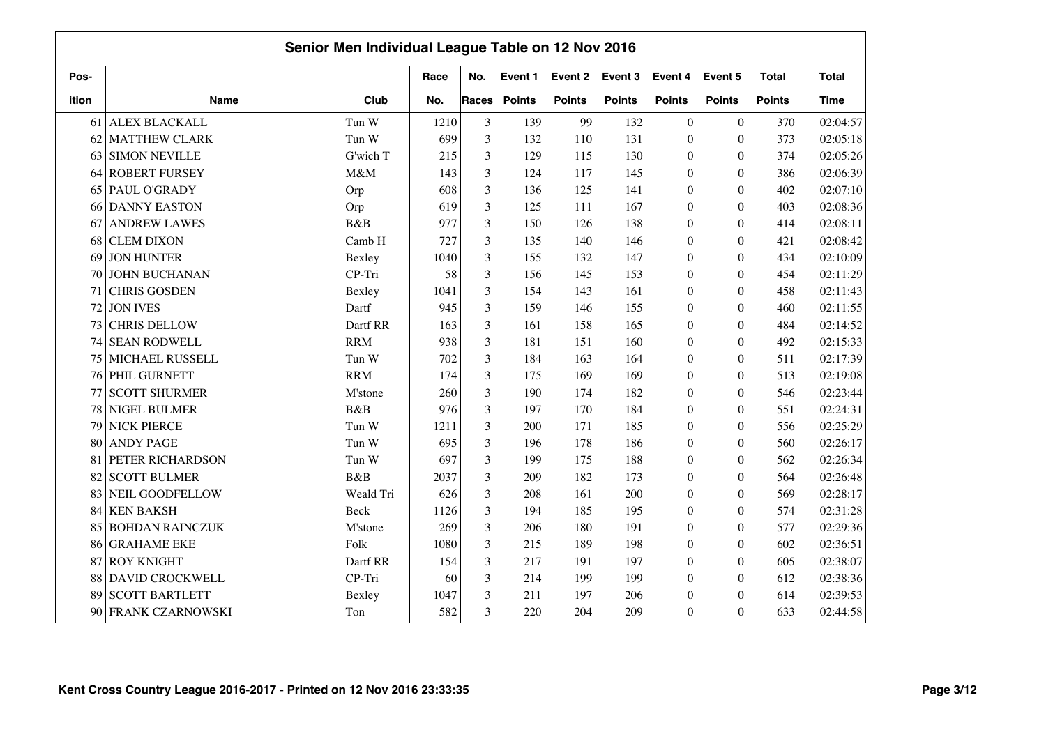## Senior Men Individual League Table on 12 Nov 2016

| Pos-ition | Name | Club | Race No. | No. Races | Event 1 Points | Event 2 Points | Event 3 Points | Event 4 Points | Event 5 Points | Total Points | Total Time |
|---|---|---|---|---|---|---|---|---|---|---|---|
| 61 | ALEX BLACKALL | Tun W | 1210 | 3 | 139 | 99 | 132 | 0 | 0 | 370 | 02:04:57 |
| 62 | MATTHEW CLARK | Tun W | 699 | 3 | 132 | 110 | 131 | 0 | 0 | 373 | 02:05:18 |
| 63 | SIMON NEVILLE | G'wich T | 215 | 3 | 129 | 115 | 130 | 0 | 0 | 374 | 02:05:26 |
| 64 | ROBERT FURSEY | M&M | 143 | 3 | 124 | 117 | 145 | 0 | 0 | 386 | 02:06:39 |
| 65 | PAUL O'GRADY | Orp | 608 | 3 | 136 | 125 | 141 | 0 | 0 | 402 | 02:07:10 |
| 66 | DANNY EASTON | Orp | 619 | 3 | 125 | 111 | 167 | 0 | 0 | 403 | 02:08:36 |
| 67 | ANDREW LAWES | B&B | 977 | 3 | 150 | 126 | 138 | 0 | 0 | 414 | 02:08:11 |
| 68 | CLEM DIXON | Camb H | 727 | 3 | 135 | 140 | 146 | 0 | 0 | 421 | 02:08:42 |
| 69 | JON HUNTER | Bexley | 1040 | 3 | 155 | 132 | 147 | 0 | 0 | 434 | 02:10:09 |
| 70 | JOHN BUCHANAN | CP-Tri | 58 | 3 | 156 | 145 | 153 | 0 | 0 | 454 | 02:11:29 |
| 71 | CHRIS GOSDEN | Bexley | 1041 | 3 | 154 | 143 | 161 | 0 | 0 | 458 | 02:11:43 |
| 72 | JON IVES | Dartf | 945 | 3 | 159 | 146 | 155 | 0 | 0 | 460 | 02:11:55 |
| 73 | CHRIS DELLOW | Dartf RR | 163 | 3 | 161 | 158 | 165 | 0 | 0 | 484 | 02:14:52 |
| 74 | SEAN RODWELL | RRM | 938 | 3 | 181 | 151 | 160 | 0 | 0 | 492 | 02:15:33 |
| 75 | MICHAEL RUSSELL | Tun W | 702 | 3 | 184 | 163 | 164 | 0 | 0 | 511 | 02:17:39 |
| 76 | PHIL GURNETT | RRM | 174 | 3 | 175 | 169 | 169 | 0 | 0 | 513 | 02:19:08 |
| 77 | SCOTT SHURMER | M'stone | 260 | 3 | 190 | 174 | 182 | 0 | 0 | 546 | 02:23:44 |
| 78 | NIGEL BULMER | B&B | 976 | 3 | 197 | 170 | 184 | 0 | 0 | 551 | 02:24:31 |
| 79 | NICK PIERCE | Tun W | 1211 | 3 | 200 | 171 | 185 | 0 | 0 | 556 | 02:25:29 |
| 80 | ANDY PAGE | Tun W | 695 | 3 | 196 | 178 | 186 | 0 | 0 | 560 | 02:26:17 |
| 81 | PETER RICHARDSON | Tun W | 697 | 3 | 199 | 175 | 188 | 0 | 0 | 562 | 02:26:34 |
| 82 | SCOTT BULMER | B&B | 2037 | 3 | 209 | 182 | 173 | 0 | 0 | 564 | 02:26:48 |
| 83 | NEIL GOODFELLOW | Weald Tri | 626 | 3 | 208 | 161 | 200 | 0 | 0 | 569 | 02:28:17 |
| 84 | KEN BAKSH | Beck | 1126 | 3 | 194 | 185 | 195 | 0 | 0 | 574 | 02:31:28 |
| 85 | BOHDAN RAINCZUK | M'stone | 269 | 3 | 206 | 180 | 191 | 0 | 0 | 577 | 02:29:36 |
| 86 | GRAHAME EKE | Folk | 1080 | 3 | 215 | 189 | 198 | 0 | 0 | 602 | 02:36:51 |
| 87 | ROY KNIGHT | Dartf RR | 154 | 3 | 217 | 191 | 197 | 0 | 0 | 605 | 02:38:07 |
| 88 | DAVID CROCKWELL | CP-Tri | 60 | 3 | 214 | 199 | 199 | 0 | 0 | 612 | 02:38:36 |
| 89 | SCOTT BARTLETT | Bexley | 1047 | 3 | 211 | 197 | 206 | 0 | 0 | 614 | 02:39:53 |
| 90 | FRANK CZARNOWSKI | Ton | 582 | 3 | 220 | 204 | 209 | 0 | 0 | 633 | 02:44:58 |

Kent Cross Country League 2016-2017 - Printed on 12 Nov 2016 23:33:35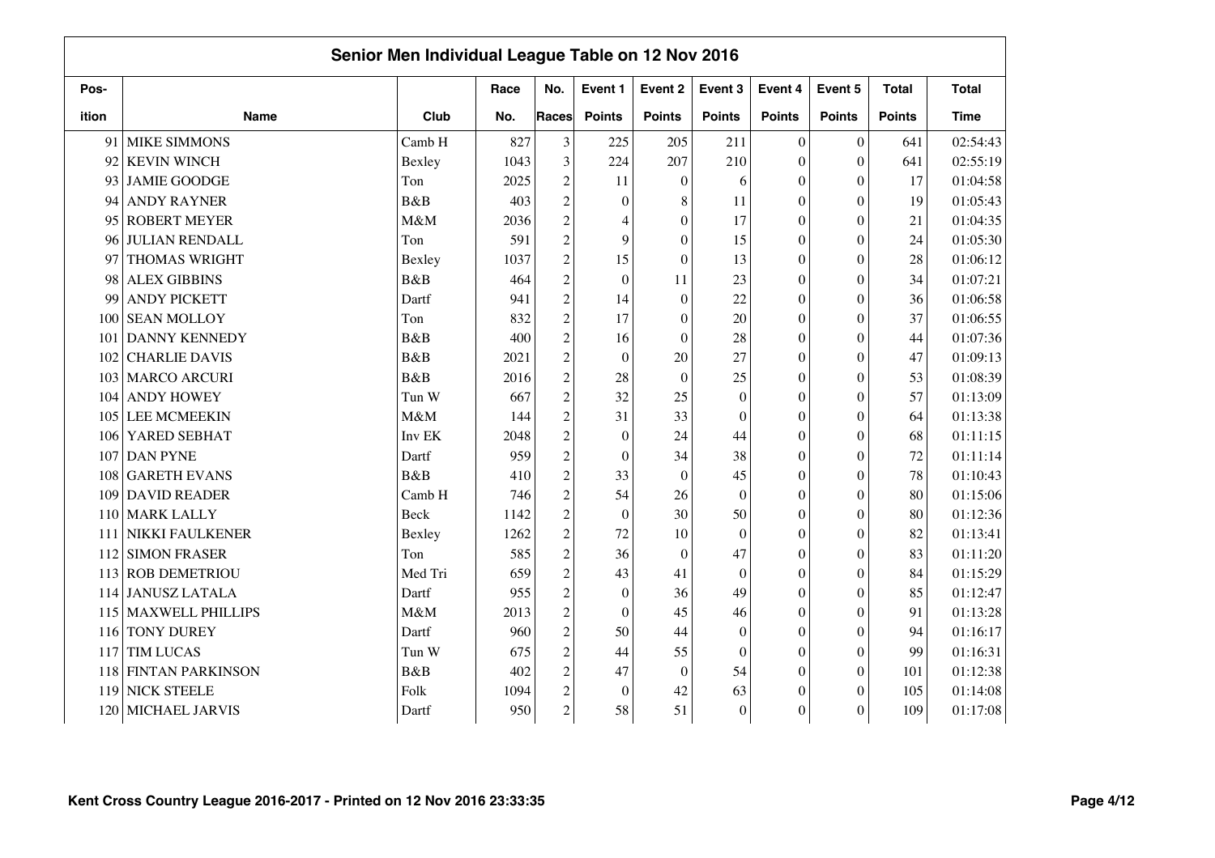# Senior Men Individual League Table on 12 Nov 2016

| Pos-ition | Name | Club | Race No. | No. Races | Event 1 Points | Event 2 Points | Event 3 Points | Event 4 Points | Event 5 Points | Total Points | Total Time |
|---|---|---|---|---|---|---|---|---|---|---|---|
| 91 | MIKE SIMMONS | Camb H | 827 | 3 | 225 | 205 | 211 | 0 | 0 | 641 | 02:54:43 |
| 92 | KEVIN WINCH | Bexley | 1043 | 3 | 224 | 207 | 210 | 0 | 0 | 641 | 02:55:19 |
| 93 | JAMIE GOODGE | Ton | 2025 | 2 | 11 | 0 | 6 | 0 | 0 | 17 | 01:04:58 |
| 94 | ANDY RAYNER | B&B | 403 | 2 | 0 | 8 | 11 | 0 | 0 | 19 | 01:05:43 |
| 95 | ROBERT MEYER | M&M | 2036 | 2 | 4 | 0 | 17 | 0 | 0 | 21 | 01:04:35 |
| 96 | JULIAN RENDALL | Ton | 591 | 2 | 9 | 0 | 15 | 0 | 0 | 24 | 01:05:30 |
| 97 | THOMAS WRIGHT | Bexley | 1037 | 2 | 15 | 0 | 13 | 0 | 0 | 28 | 01:06:12 |
| 98 | ALEX GIBBINS | B&B | 464 | 2 | 0 | 11 | 23 | 0 | 0 | 34 | 01:07:21 |
| 99 | ANDY PICKETT | Dartf | 941 | 2 | 14 | 0 | 22 | 0 | 0 | 36 | 01:06:58 |
| 100 | SEAN MOLLOY | Ton | 832 | 2 | 17 | 0 | 20 | 0 | 0 | 37 | 01:06:55 |
| 101 | DANNY KENNEDY | B&B | 400 | 2 | 16 | 0 | 28 | 0 | 0 | 44 | 01:07:36 |
| 102 | CHARLIE DAVIS | B&B | 2021 | 2 | 0 | 20 | 27 | 0 | 0 | 47 | 01:09:13 |
| 103 | MARCO ARCURI | B&B | 2016 | 2 | 28 | 0 | 25 | 0 | 0 | 53 | 01:08:39 |
| 104 | ANDY HOWEY | Tun W | 667 | 2 | 32 | 25 | 0 | 0 | 0 | 57 | 01:13:09 |
| 105 | LEE MCMEEKIN | M&M | 144 | 2 | 31 | 33 | 0 | 0 | 0 | 64 | 01:13:38 |
| 106 | YARED SEBHAT | Inv EK | 2048 | 2 | 0 | 24 | 44 | 0 | 0 | 68 | 01:11:15 |
| 107 | DAN PYNE | Dartf | 959 | 2 | 0 | 34 | 38 | 0 | 0 | 72 | 01:11:14 |
| 108 | GARETH EVANS | B&B | 410 | 2 | 33 | 0 | 45 | 0 | 0 | 78 | 01:10:43 |
| 109 | DAVID READER | Camb H | 746 | 2 | 54 | 26 | 0 | 0 | 0 | 80 | 01:15:06 |
| 110 | MARK LALLY | Beck | 1142 | 2 | 0 | 30 | 50 | 0 | 0 | 80 | 01:12:36 |
| 111 | NIKKI FAULKENER | Bexley | 1262 | 2 | 72 | 10 | 0 | 0 | 0 | 82 | 01:13:41 |
| 112 | SIMON FRASER | Ton | 585 | 2 | 36 | 0 | 47 | 0 | 0 | 83 | 01:11:20 |
| 113 | ROB DEMETRIOU | Med Tri | 659 | 2 | 43 | 41 | 0 | 0 | 0 | 84 | 01:15:29 |
| 114 | JANUSZ LATALA | Dartf | 955 | 2 | 0 | 36 | 49 | 0 | 0 | 85 | 01:12:47 |
| 115 | MAXWELL PHILLIPS | M&M | 2013 | 2 | 0 | 45 | 46 | 0 | 0 | 91 | 01:13:28 |
| 116 | TONY DUREY | Dartf | 960 | 2 | 50 | 44 | 0 | 0 | 0 | 94 | 01:16:17 |
| 117 | TIM LUCAS | Tun W | 675 | 2 | 44 | 55 | 0 | 0 | 0 | 99 | 01:16:31 |
| 118 | FINTAN PARKINSON | B&B | 402 | 2 | 47 | 0 | 54 | 0 | 0 | 101 | 01:12:38 |
| 119 | NICK STEELE | Folk | 1094 | 2 | 0 | 42 | 63 | 0 | 0 | 105 | 01:14:08 |
| 120 | MICHAEL JARVIS | Dartf | 950 | 2 | 58 | 51 | 0 | 0 | 0 | 109 | 01:17:08 |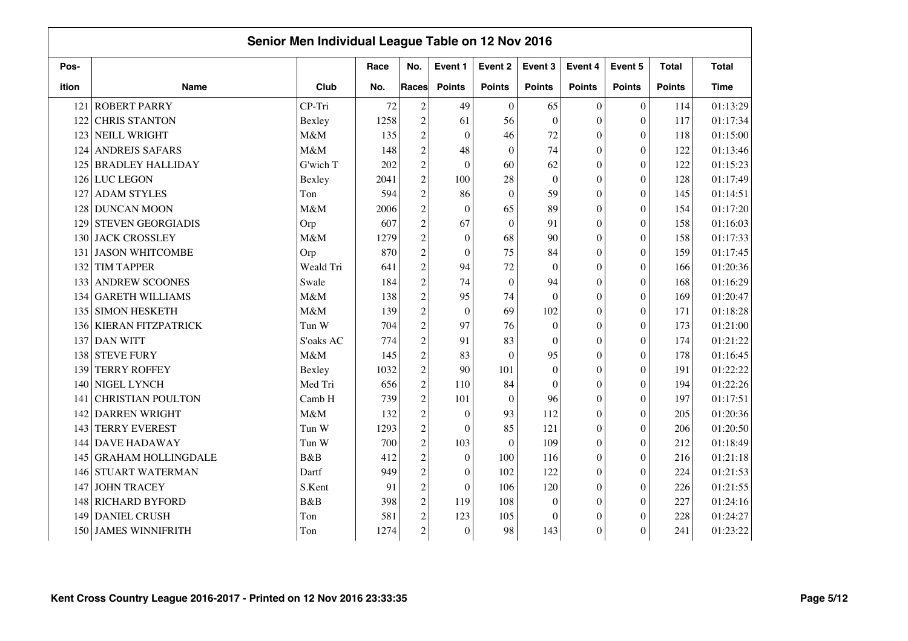## Senior Men Individual League Table on 12 Nov 2016

| Pos-ition | Name | Club | Race No. | No. Races | Event 1 Points | Event 2 Points | Event 3 Points | Event 4 Points | Event 5 Points | Total Points | Total Time |
|---|---|---|---|---|---|---|---|---|---|---|---|
| 121 | ROBERT PARRY | CP-Tri | 72 | 2 | 49 | 0 | 65 | 0 | 0 | 114 | 01:13:29 |
| 122 | CHRIS STANTON | Bexley | 1258 | 2 | 61 | 56 | 0 | 0 | 0 | 117 | 01:17:34 |
| 123 | NEILL WRIGHT | M&M | 135 | 2 | 0 | 46 | 72 | 0 | 0 | 118 | 01:15:00 |
| 124 | ANDREJS SAFARS | M&M | 148 | 2 | 48 | 0 | 74 | 0 | 0 | 122 | 01:13:46 |
| 125 | BRADLEY HALLIDAY | G'wich T | 202 | 2 | 0 | 60 | 62 | 0 | 0 | 122 | 01:15:23 |
| 126 | LUC LEGON | Bexley | 2041 | 2 | 100 | 28 | 0 | 0 | 0 | 128 | 01:17:49 |
| 127 | ADAM STYLES | Ton | 594 | 2 | 86 | 0 | 59 | 0 | 0 | 145 | 01:14:51 |
| 128 | DUNCAN MOON | M&M | 2006 | 2 | 0 | 65 | 89 | 0 | 0 | 154 | 01:17:20 |
| 129 | STEVEN GEORGIADIS | Orp | 607 | 2 | 67 | 0 | 91 | 0 | 0 | 158 | 01:16:03 |
| 130 | JACK CROSSLEY | M&M | 1279 | 2 | 0 | 68 | 90 | 0 | 0 | 158 | 01:17:33 |
| 131 | JASON WHITCOMBE | Orp | 870 | 2 | 0 | 75 | 84 | 0 | 0 | 159 | 01:17:45 |
| 132 | TIM TAPPER | Weald Tri | 641 | 2 | 94 | 72 | 0 | 0 | 0 | 166 | 01:20:36 |
| 133 | ANDREW SCOONES | Swale | 184 | 2 | 74 | 0 | 94 | 0 | 0 | 168 | 01:16:29 |
| 134 | GARETH WILLIAMS | M&M | 138 | 2 | 95 | 74 | 0 | 0 | 0 | 169 | 01:20:47 |
| 135 | SIMON HESKETH | M&M | 139 | 2 | 0 | 69 | 102 | 0 | 0 | 171 | 01:18:28 |
| 136 | KIERAN FITZPATRICK | Tun W | 704 | 2 | 97 | 76 | 0 | 0 | 0 | 173 | 01:21:00 |
| 137 | DAN WITT | S'oaks AC | 774 | 2 | 91 | 83 | 0 | 0 | 0 | 174 | 01:21:22 |
| 138 | STEVE FURY | M&M | 145 | 2 | 83 | 0 | 95 | 0 | 0 | 178 | 01:16:45 |
| 139 | TERRY ROFFEY | Bexley | 1032 | 2 | 90 | 101 | 0 | 0 | 0 | 191 | 01:22:22 |
| 140 | NIGEL LYNCH | Med Tri | 656 | 2 | 110 | 84 | 0 | 0 | 0 | 194 | 01:22:26 |
| 141 | CHRISTIAN POULTON | Camb H | 739 | 2 | 101 | 0 | 96 | 0 | 0 | 197 | 01:17:51 |
| 142 | DARREN WRIGHT | M&M | 132 | 2 | 0 | 93 | 112 | 0 | 0 | 205 | 01:20:36 |
| 143 | TERRY EVEREST | Tun W | 1293 | 2 | 0 | 85 | 121 | 0 | 0 | 206 | 01:20:50 |
| 144 | DAVE HADAWAY | Tun W | 700 | 2 | 103 | 0 | 109 | 0 | 0 | 212 | 01:18:49 |
| 145 | GRAHAM HOLLINGDALE | B&B | 412 | 2 | 0 | 100 | 116 | 0 | 0 | 216 | 01:21:18 |
| 146 | STUART WATERMAN | Dartf | 949 | 2 | 0 | 102 | 122 | 0 | 0 | 224 | 01:21:53 |
| 147 | JOHN TRACEY | S.Kent | 91 | 2 | 0 | 106 | 120 | 0 | 0 | 226 | 01:21:55 |
| 148 | RICHARD BYFORD | B&B | 398 | 2 | 119 | 108 | 0 | 0 | 0 | 227 | 01:24:16 |
| 149 | DANIEL CRUSH | Ton | 581 | 2 | 123 | 105 | 0 | 0 | 0 | 228 | 01:24:27 |
| 150 | JAMES WINNIFRITH | Ton | 1274 | 2 | 0 | 98 | 143 | 0 | 0 | 241 | 01:23:22 |

Kent Cross Country League 2016-2017 - Printed on 12 Nov 2016 23:33:35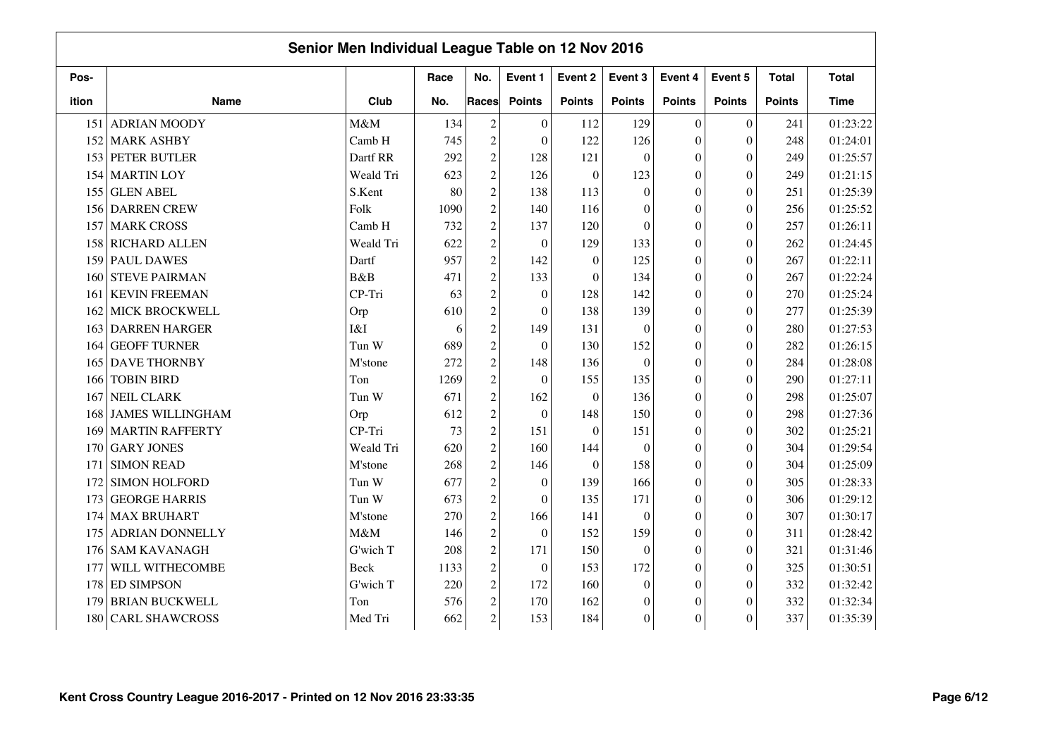## Senior Men Individual League Table on 12 Nov 2016

| Pos-ition | Name | Club | Race No. | No. Races | Event 1 Points | Event 2 Points | Event 3 Points | Event 4 Points | Event 5 Points | Total Points | Total Time |
|---|---|---|---|---|---|---|---|---|---|---|---|
| 151 | ADRIAN MOODY | M&M | 134 | 2 | 0 | 112 | 129 | 0 | 0 | 241 | 01:23:22 |
| 152 | MARK ASHBY | Camb H | 745 | 2 | 0 | 122 | 126 | 0 | 0 | 248 | 01:24:01 |
| 153 | PETER BUTLER | Dartf RR | 292 | 2 | 128 | 121 | 0 | 0 | 0 | 249 | 01:25:57 |
| 154 | MARTIN LOY | Weald Tri | 623 | 2 | 126 | 0 | 123 | 0 | 0 | 249 | 01:21:15 |
| 155 | GLEN ABEL | S.Kent | 80 | 2 | 138 | 113 | 0 | 0 | 0 | 251 | 01:25:39 |
| 156 | DARREN CREW | Folk | 1090 | 2 | 140 | 116 | 0 | 0 | 0 | 256 | 01:25:52 |
| 157 | MARK CROSS | Camb H | 732 | 2 | 137 | 120 | 0 | 0 | 0 | 257 | 01:26:11 |
| 158 | RICHARD ALLEN | Weald Tri | 622 | 2 | 0 | 129 | 133 | 0 | 0 | 262 | 01:24:45 |
| 159 | PAUL DAWES | Dartf | 957 | 2 | 142 | 0 | 125 | 0 | 0 | 267 | 01:22:11 |
| 160 | STEVE PAIRMAN | B&B | 471 | 2 | 133 | 0 | 134 | 0 | 0 | 267 | 01:22:24 |
| 161 | KEVIN FREEMAN | CP-Tri | 63 | 2 | 0 | 128 | 142 | 0 | 0 | 270 | 01:25:24 |
| 162 | MICK BROCKWELL | Orp | 610 | 2 | 0 | 138 | 139 | 0 | 0 | 277 | 01:25:39 |
| 163 | DARREN HARGER | I&I | 6 | 2 | 149 | 131 | 0 | 0 | 0 | 280 | 01:27:53 |
| 164 | GEOFF TURNER | Tun W | 689 | 2 | 0 | 130 | 152 | 0 | 0 | 282 | 01:26:15 |
| 165 | DAVE THORNBY | M'stone | 272 | 2 | 148 | 136 | 0 | 0 | 0 | 284 | 01:28:08 |
| 166 | TOBIN BIRD | Ton | 1269 | 2 | 0 | 155 | 135 | 0 | 0 | 290 | 01:27:11 |
| 167 | NEIL CLARK | Tun W | 671 | 2 | 162 | 0 | 136 | 0 | 0 | 298 | 01:25:07 |
| 168 | JAMES WILLINGHAM | Orp | 612 | 2 | 0 | 148 | 150 | 0 | 0 | 298 | 01:27:36 |
| 169 | MARTIN RAFFERTY | CP-Tri | 73 | 2 | 151 | 0 | 151 | 0 | 0 | 302 | 01:25:21 |
| 170 | GARY JONES | Weald Tri | 620 | 2 | 160 | 144 | 0 | 0 | 0 | 304 | 01:29:54 |
| 171 | SIMON READ | M'stone | 268 | 2 | 146 | 0 | 158 | 0 | 0 | 304 | 01:25:09 |
| 172 | SIMON HOLFORD | Tun W | 677 | 2 | 0 | 139 | 166 | 0 | 0 | 305 | 01:28:33 |
| 173 | GEORGE HARRIS | Tun W | 673 | 2 | 0 | 135 | 171 | 0 | 0 | 306 | 01:29:12 |
| 174 | MAX BRUHART | M'stone | 270 | 2 | 166 | 141 | 0 | 0 | 0 | 307 | 01:30:17 |
| 175 | ADRIAN DONNELLY | M&M | 146 | 2 | 0 | 152 | 159 | 0 | 0 | 311 | 01:28:42 |
| 176 | SAM KAVANAGH | G'wich T | 208 | 2 | 171 | 150 | 0 | 0 | 0 | 321 | 01:31:46 |
| 177 | WILL WITHECOMBE | Beck | 1133 | 2 | 0 | 153 | 172 | 0 | 0 | 325 | 01:30:51 |
| 178 | ED SIMPSON | G'wich T | 220 | 2 | 172 | 160 | 0 | 0 | 0 | 332 | 01:32:42 |
| 179 | BRIAN BUCKWELL | Ton | 576 | 2 | 170 | 162 | 0 | 0 | 0 | 332 | 01:32:34 |
| 180 | CARL SHAWCROSS | Med Tri | 662 | 2 | 153 | 184 | 0 | 0 | 0 | 337 | 01:35:39 |

Kent Cross Country League 2016-2017 - Printed on 12 Nov 2016 23:33:35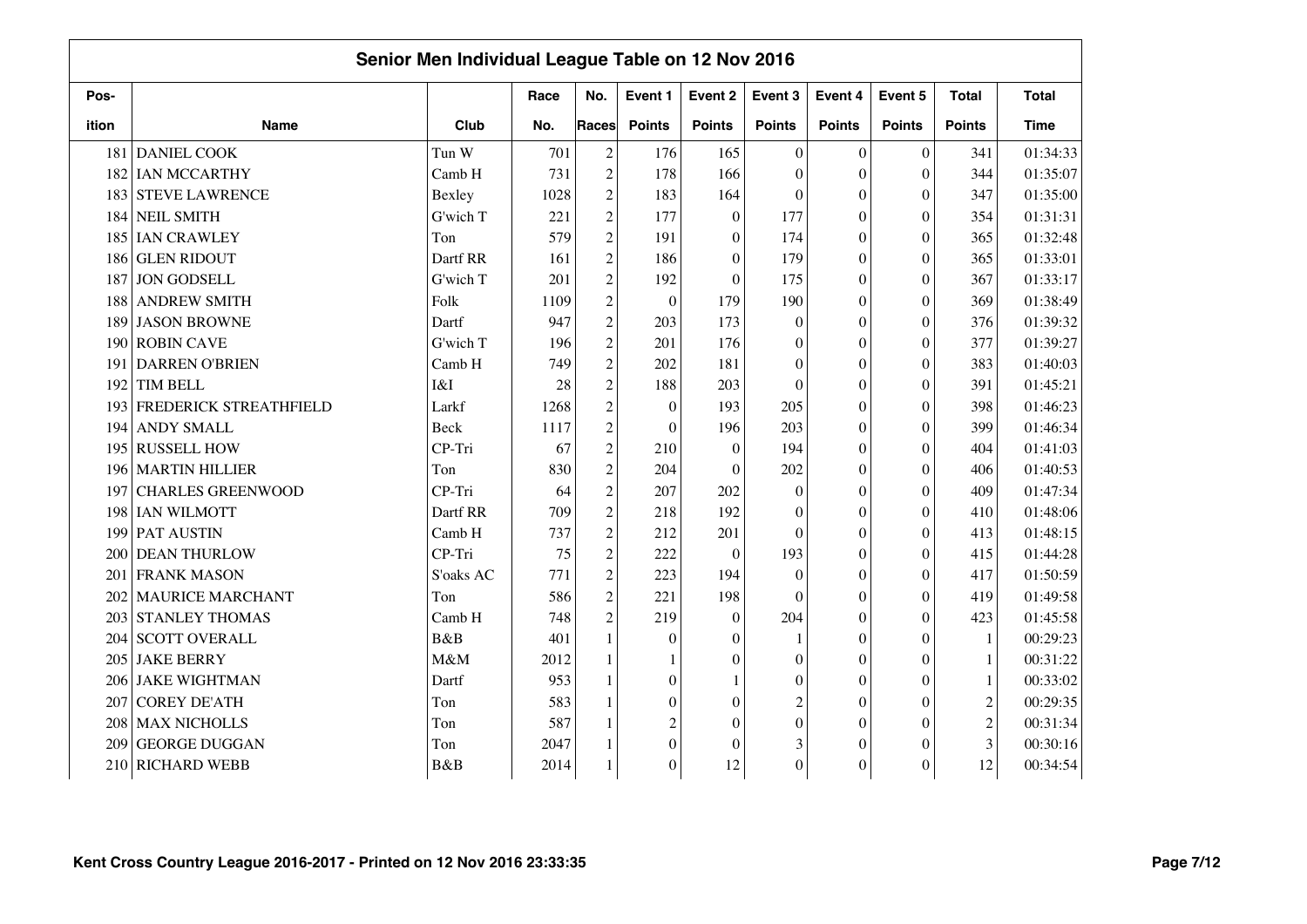## Senior Men Individual League Table on 12 Nov 2016

| Pos-<br>ition | Name | Club | Race<br>No. | No.<br>Races | Event 1<br>Points | Event 2<br>Points | Event 3<br>Points | Event 4<br>Points | Event 5<br>Points | Total<br>Points | Total<br>Time |
|---|---|---|---|---|---|---|---|---|---|---|---|
| 181 | DANIEL COOK | Tun W | 701 | 2 | 176 | 165 | 0 | 0 | 0 | 341 | 01:34:33 |
| 182 | IAN MCCARTHY | Camb H | 731 | 2 | 178 | 166 | 0 | 0 | 0 | 344 | 01:35:07 |
| 183 | STEVE LAWRENCE | Bexley | 1028 | 2 | 183 | 164 | 0 | 0 | 0 | 347 | 01:35:00 |
| 184 | NEIL SMITH | G'wich T | 221 | 2 | 177 | 0 | 177 | 0 | 0 | 354 | 01:31:31 |
| 185 | IAN CRAWLEY | Ton | 579 | 2 | 191 | 0 | 174 | 0 | 0 | 365 | 01:32:48 |
| 186 | GLEN RIDOUT | Dartf RR | 161 | 2 | 186 | 0 | 179 | 0 | 0 | 365 | 01:33:01 |
| 187 | JON GODSELL | G'wich T | 201 | 2 | 192 | 0 | 175 | 0 | 0 | 367 | 01:33:17 |
| 188 | ANDREW SMITH | Folk | 1109 | 2 | 0 | 179 | 190 | 0 | 0 | 369 | 01:38:49 |
| 189 | JASON BROWNE | Dartf | 947 | 2 | 203 | 173 | 0 | 0 | 0 | 376 | 01:39:32 |
| 190 | ROBIN CAVE | G'wich T | 196 | 2 | 201 | 176 | 0 | 0 | 0 | 377 | 01:39:27 |
| 191 | DARREN O'BRIEN | Camb H | 749 | 2 | 202 | 181 | 0 | 0 | 0 | 383 | 01:40:03 |
| 192 | TIM BELL | I&I | 28 | 2 | 188 | 203 | 0 | 0 | 0 | 391 | 01:45:21 |
| 193 | FREDERICK STREATHFIELD | Larkf | 1268 | 2 | 0 | 193 | 205 | 0 | 0 | 398 | 01:46:23 |
| 194 | ANDY SMALL | Beck | 1117 | 2 | 0 | 196 | 203 | 0 | 0 | 399 | 01:46:34 |
| 195 | RUSSELL HOW | CP-Tri | 67 | 2 | 210 | 0 | 194 | 0 | 0 | 404 | 01:41:03 |
| 196 | MARTIN HILLIER | Ton | 830 | 2 | 204 | 0 | 202 | 0 | 0 | 406 | 01:40:53 |
| 197 | CHARLES GREENWOOD | CP-Tri | 64 | 2 | 207 | 202 | 0 | 0 | 0 | 409 | 01:47:34 |
| 198 | IAN WILMOTT | Dartf RR | 709 | 2 | 218 | 192 | 0 | 0 | 0 | 410 | 01:48:06 |
| 199 | PAT AUSTIN | Camb H | 737 | 2 | 212 | 201 | 0 | 0 | 0 | 413 | 01:48:15 |
| 200 | DEAN THURLOW | CP-Tri | 75 | 2 | 222 | 0 | 193 | 0 | 0 | 415 | 01:44:28 |
| 201 | FRANK MASON | S'oaks AC | 771 | 2 | 223 | 194 | 0 | 0 | 0 | 417 | 01:50:59 |
| 202 | MAURICE MARCHANT | Ton | 586 | 2 | 221 | 198 | 0 | 0 | 0 | 419 | 01:49:58 |
| 203 | STANLEY THOMAS | Camb H | 748 | 2 | 219 | 0 | 204 | 0 | 0 | 423 | 01:45:58 |
| 204 | SCOTT OVERALL | B&B | 401 | 1 | 0 | 0 | 1 | 0 | 0 | 1 | 00:29:23 |
| 205 | JAKE BERRY | M&M | 2012 | 1 | 1 | 0 | 0 | 0 | 0 | 1 | 00:31:22 |
| 206 | JAKE WIGHTMAN | Dartf | 953 | 1 | 0 | 1 | 0 | 0 | 0 | 1 | 00:33:02 |
| 207 | COREY DE'ATH | Ton | 583 | 1 | 0 | 0 | 2 | 0 | 0 | 2 | 00:29:35 |
| 208 | MAX NICHOLLS | Ton | 587 | 1 | 2 | 0 | 0 | 0 | 0 | 2 | 00:31:34 |
| 209 | GEORGE DUGGAN | Ton | 2047 | 1 | 0 | 0 | 3 | 0 | 0 | 3 | 00:30:16 |
| 210 | RICHARD WEBB | B&B | 2014 | 1 | 0 | 12 | 0 | 0 | 0 | 12 | 00:34:54 |

Kent Cross Country League 2016-2017 - Printed on 12 Nov 2016 23:33:35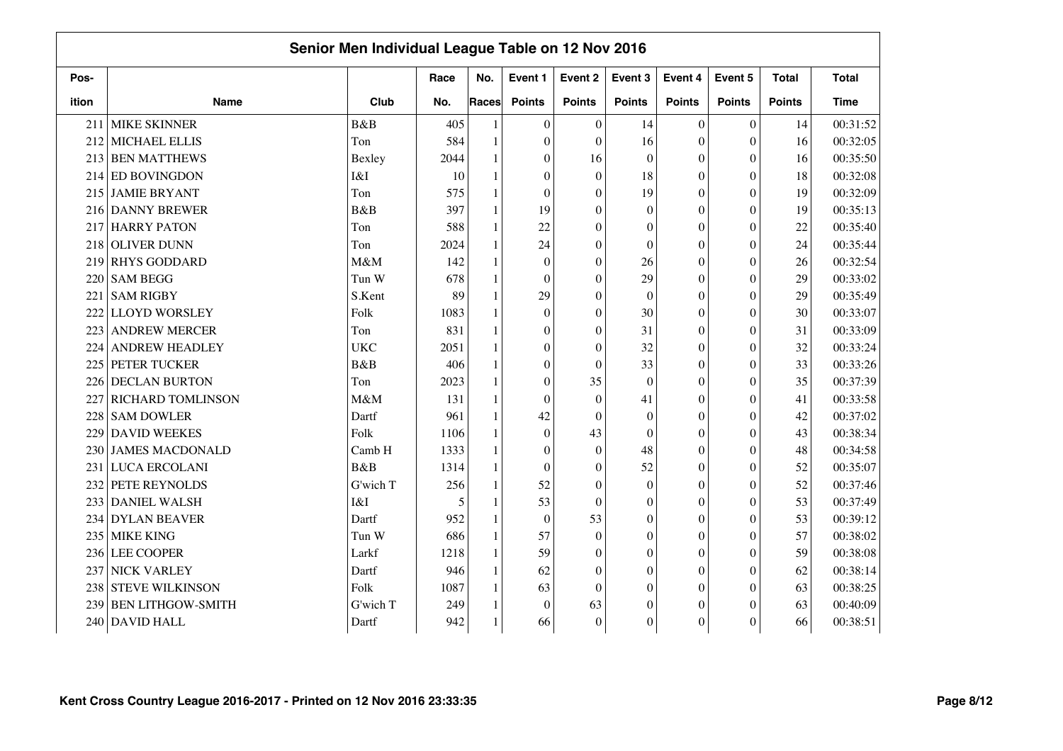## Senior Men Individual League Table on 12 Nov 2016

| Pos-ition | Name | Club | Race No. | No. Races | Event 1 Points | Event 2 Points | Event 3 Points | Event 4 Points | Event 5 Points | Total Points | Total Time |
|---|---|---|---|---|---|---|---|---|---|---|---|
| 211 | MIKE SKINNER | B&B | 405 | 1 | 0 | 0 | 14 | 0 | 0 | 14 | 00:31:52 |
| 212 | MICHAEL ELLIS | Ton | 584 | 1 | 0 | 0 | 16 | 0 | 0 | 16 | 00:32:05 |
| 213 | BEN MATTHEWS | Bexley | 2044 | 1 | 0 | 16 | 0 | 0 | 0 | 16 | 00:35:50 |
| 214 | ED BOVINGDON | I&I | 10 | 1 | 0 | 0 | 18 | 0 | 0 | 18 | 00:32:08 |
| 215 | JAMIE BRYANT | Ton | 575 | 1 | 0 | 0 | 19 | 0 | 0 | 19 | 00:32:09 |
| 216 | DANNY BREWER | B&B | 397 | 1 | 19 | 0 | 0 | 0 | 0 | 19 | 00:35:13 |
| 217 | HARRY PATON | Ton | 588 | 1 | 22 | 0 | 0 | 0 | 0 | 22 | 00:35:40 |
| 218 | OLIVER DUNN | Ton | 2024 | 1 | 24 | 0 | 0 | 0 | 0 | 24 | 00:35:44 |
| 219 | RHYS GODDARD | M&M | 142 | 1 | 0 | 0 | 26 | 0 | 0 | 26 | 00:32:54 |
| 220 | SAM BEGG | Tun W | 678 | 1 | 0 | 0 | 29 | 0 | 0 | 29 | 00:33:02 |
| 221 | SAM RIGBY | S.Kent | 89 | 1 | 29 | 0 | 0 | 0 | 0 | 29 | 00:35:49 |
| 222 | LLOYD WORSLEY | Folk | 1083 | 1 | 0 | 0 | 30 | 0 | 0 | 30 | 00:33:07 |
| 223 | ANDREW MERCER | Ton | 831 | 1 | 0 | 0 | 31 | 0 | 0 | 31 | 00:33:09 |
| 224 | ANDREW HEADLEY | UKC | 2051 | 1 | 0 | 0 | 32 | 0 | 0 | 32 | 00:33:24 |
| 225 | PETER TUCKER | B&B | 406 | 1 | 0 | 0 | 33 | 0 | 0 | 33 | 00:33:26 |
| 226 | DECLAN BURTON | Ton | 2023 | 1 | 0 | 35 | 0 | 0 | 0 | 35 | 00:37:39 |
| 227 | RICHARD TOMLINSON | M&M | 131 | 1 | 0 | 0 | 41 | 0 | 0 | 41 | 00:33:58 |
| 228 | SAM DOWLER | Dartf | 961 | 1 | 42 | 0 | 0 | 0 | 0 | 42 | 00:37:02 |
| 229 | DAVID WEEKES | Folk | 1106 | 1 | 0 | 43 | 0 | 0 | 0 | 43 | 00:38:34 |
| 230 | JAMES MACDONALD | Camb H | 1333 | 1 | 0 | 0 | 48 | 0 | 0 | 48 | 00:34:58 |
| 231 | LUCA ERCOLANI | B&B | 1314 | 1 | 0 | 0 | 52 | 0 | 0 | 52 | 00:35:07 |
| 232 | PETE REYNOLDS | G'wich T | 256 | 1 | 52 | 0 | 0 | 0 | 0 | 52 | 00:37:46 |
| 233 | DANIEL WALSH | I&I | 5 | 1 | 53 | 0 | 0 | 0 | 0 | 53 | 00:37:49 |
| 234 | DYLAN BEAVER | Dartf | 952 | 1 | 0 | 53 | 0 | 0 | 0 | 53 | 00:39:12 |
| 235 | MIKE KING | Tun W | 686 | 1 | 57 | 0 | 0 | 0 | 0 | 57 | 00:38:02 |
| 236 | LEE COOPER | Larkf | 1218 | 1 | 59 | 0 | 0 | 0 | 0 | 59 | 00:38:08 |
| 237 | NICK VARLEY | Dartf | 946 | 1 | 62 | 0 | 0 | 0 | 0 | 62 | 00:38:14 |
| 238 | STEVE WILKINSON | Folk | 1087 | 1 | 63 | 0 | 0 | 0 | 0 | 63 | 00:38:25 |
| 239 | BEN LITHGOW-SMITH | G'wich T | 249 | 1 | 0 | 63 | 0 | 0 | 0 | 63 | 00:40:09 |
| 240 | DAVID HALL | Dartf | 942 | 1 | 66 | 0 | 0 | 0 | 0 | 66 | 00:38:51 |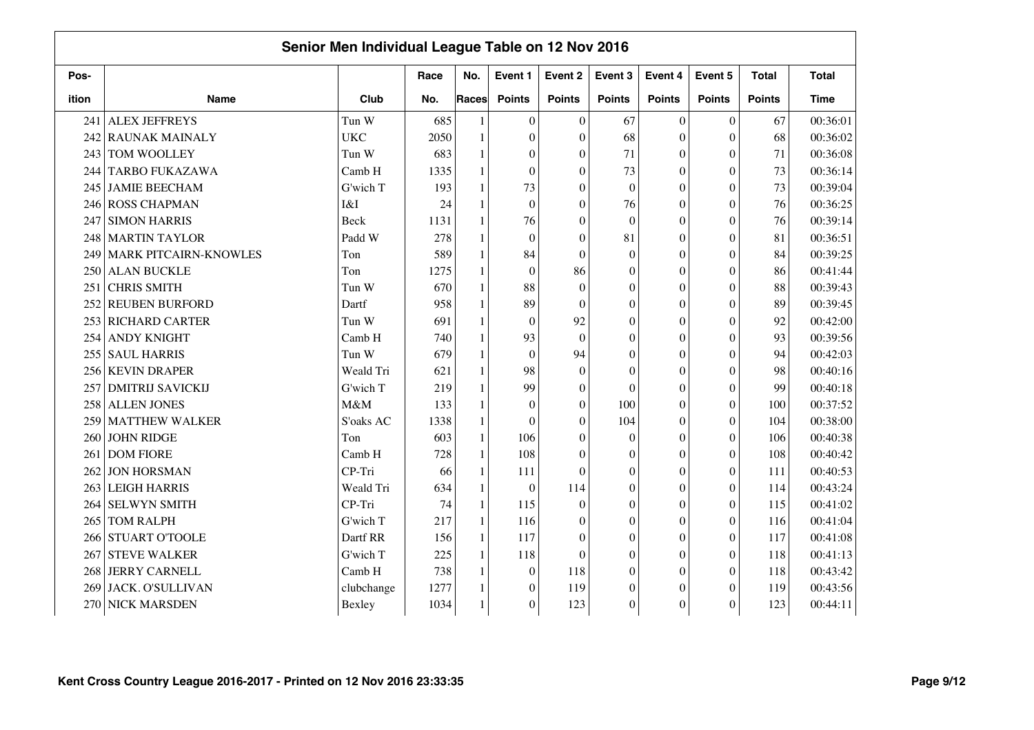## Senior Men Individual League Table on 12 Nov 2016

| Pos-ition | Name | Club | Race No. | No. Races | Event 1 Points | Event 2 Points | Event 3 Points | Event 4 Points | Event 5 Points | Total Points | Total Time |
|---|---|---|---|---|---|---|---|---|---|---|---|
| 241 | ALEX JEFFREYS | Tun W | 685 | 1 | 0 | 0 | 67 | 0 | 0 | 67 | 00:36:01 |
| 242 | RAUNAK MAINALY | UKC | 2050 | 1 | 0 | 0 | 68 | 0 | 0 | 68 | 00:36:02 |
| 243 | TOM WOOLLEY | Tun W | 683 | 1 | 0 | 0 | 71 | 0 | 0 | 71 | 00:36:08 |
| 244 | TARBO FUKAZAWA | Camb H | 1335 | 1 | 0 | 0 | 73 | 0 | 0 | 73 | 00:36:14 |
| 245 | JAMIE BEECHAM | G'wich T | 193 | 1 | 73 | 0 | 0 | 0 | 0 | 73 | 00:39:04 |
| 246 | ROSS CHAPMAN | I&I | 24 | 1 | 0 | 0 | 76 | 0 | 0 | 76 | 00:36:25 |
| 247 | SIMON HARRIS | Beck | 1131 | 1 | 76 | 0 | 0 | 0 | 0 | 76 | 00:39:14 |
| 248 | MARTIN TAYLOR | Padd W | 278 | 1 | 0 | 0 | 81 | 0 | 0 | 81 | 00:36:51 |
| 249 | MARK PITCAIRN-KNOWLES | Ton | 589 | 1 | 84 | 0 | 0 | 0 | 0 | 84 | 00:39:25 |
| 250 | ALAN BUCKLE | Ton | 1275 | 1 | 0 | 86 | 0 | 0 | 0 | 86 | 00:41:44 |
| 251 | CHRIS SMITH | Tun W | 670 | 1 | 88 | 0 | 0 | 0 | 0 | 88 | 00:39:43 |
| 252 | REUBEN BURFORD | Dartf | 958 | 1 | 89 | 0 | 0 | 0 | 0 | 89 | 00:39:45 |
| 253 | RICHARD CARTER | Tun W | 691 | 1 | 0 | 92 | 0 | 0 | 0 | 92 | 00:42:00 |
| 254 | ANDY KNIGHT | Camb H | 740 | 1 | 93 | 0 | 0 | 0 | 0 | 93 | 00:39:56 |
| 255 | SAUL HARRIS | Tun W | 679 | 1 | 0 | 94 | 0 | 0 | 0 | 94 | 00:42:03 |
| 256 | KEVIN DRAPER | Weald Tri | 621 | 1 | 98 | 0 | 0 | 0 | 0 | 98 | 00:40:16 |
| 257 | DMITRIJ SAVICKIJ | G'wich T | 219 | 1 | 99 | 0 | 0 | 0 | 0 | 99 | 00:40:18 |
| 258 | ALLEN JONES | M&M | 133 | 1 | 0 | 0 | 100 | 0 | 0 | 100 | 00:37:52 |
| 259 | MATTHEW WALKER | S'oaks AC | 1338 | 1 | 0 | 0 | 104 | 0 | 0 | 104 | 00:38:00 |
| 260 | JOHN RIDGE | Ton | 603 | 1 | 106 | 0 | 0 | 0 | 0 | 106 | 00:40:38 |
| 261 | DOM FIORE | Camb H | 728 | 1 | 108 | 0 | 0 | 0 | 0 | 108 | 00:40:42 |
| 262 | JON HORSMAN | CP-Tri | 66 | 1 | 111 | 0 | 0 | 0 | 0 | 111 | 00:40:53 |
| 263 | LEIGH HARRIS | Weald Tri | 634 | 1 | 0 | 114 | 0 | 0 | 0 | 114 | 00:43:24 |
| 264 | SELWYN SMITH | CP-Tri | 74 | 1 | 115 | 0 | 0 | 0 | 0 | 115 | 00:41:02 |
| 265 | TOM RALPH | G'wich T | 217 | 1 | 116 | 0 | 0 | 0 | 0 | 116 | 00:41:04 |
| 266 | STUART O'TOOLE | Dartf RR | 156 | 1 | 117 | 0 | 0 | 0 | 0 | 117 | 00:41:08 |
| 267 | STEVE WALKER | G'wich T | 225 | 1 | 118 | 0 | 0 | 0 | 0 | 118 | 00:41:13 |
| 268 | JERRY CARNELL | Camb H | 738 | 1 | 0 | 118 | 0 | 0 | 0 | 118 | 00:43:42 |
| 269 | JACK. O'SULLIVAN | clubchange | 1277 | 1 | 0 | 119 | 0 | 0 | 0 | 119 | 00:43:56 |
| 270 | NICK MARSDEN | Bexley | 1034 | 1 | 0 | 123 | 0 | 0 | 0 | 123 | 00:44:11 |

Kent Cross Country League 2016-2017 - Printed on 12 Nov 2016 23:33:35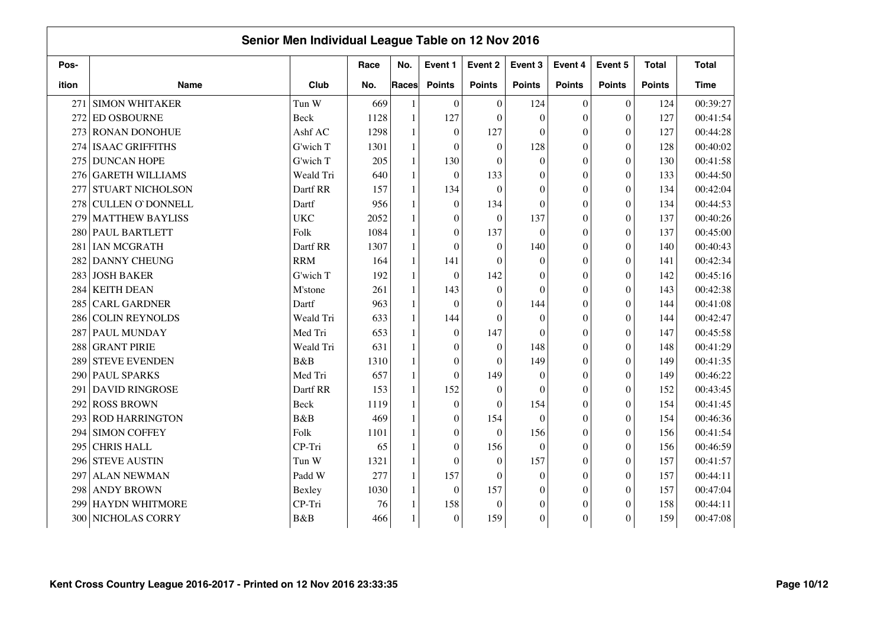## Senior Men Individual League Table on 12 Nov 2016

| Pos-ition | Name | Club | Race No. | No. Races | Event 1 Points | Event 2 Points | Event 3 Points | Event 4 Points | Event 5 Points | Total Points | Total Time |
|---|---|---|---|---|---|---|---|---|---|---|---|
| 271 | SIMON WHITAKER | Tun W | 669 | 1 | 0 | 0 | 124 | 0 | 0 | 124 | 00:39:27 |
| 272 | ED OSBOURNE | Beck | 1128 | 1 | 127 | 0 | 0 | 0 | 0 | 127 | 00:41:54 |
| 273 | RONAN DONOHUE | Ashf AC | 1298 | 1 | 0 | 127 | 0 | 0 | 0 | 127 | 00:44:28 |
| 274 | ISAAC GRIFFITHS | G'wich T | 1301 | 1 | 0 | 0 | 128 | 0 | 0 | 128 | 00:40:02 |
| 275 | DUNCAN HOPE | G'wich T | 205 | 1 | 130 | 0 | 0 | 0 | 0 | 130 | 00:41:58 |
| 276 | GARETH WILLIAMS | Weald Tri | 640 | 1 | 0 | 133 | 0 | 0 | 0 | 133 | 00:44:50 |
| 277 | STUART NICHOLSON | Dartf RR | 157 | 1 | 134 | 0 | 0 | 0 | 0 | 134 | 00:42:04 |
| 278 | CULLEN O`DONNELL | Dartf | 956 | 1 | 0 | 134 | 0 | 0 | 0 | 134 | 00:44:53 |
| 279 | MATTHEW BAYLISS | UKC | 2052 | 1 | 0 | 0 | 137 | 0 | 0 | 137 | 00:40:26 |
| 280 | PAUL BARTLETT | Folk | 1084 | 1 | 0 | 137 | 0 | 0 | 0 | 137 | 00:45:00 |
| 281 | IAN MCGRATH | Dartf RR | 1307 | 1 | 0 | 0 | 140 | 0 | 0 | 140 | 00:40:43 |
| 282 | DANNY CHEUNG | RRM | 164 | 1 | 141 | 0 | 0 | 0 | 0 | 141 | 00:42:34 |
| 283 | JOSH BAKER | G'wich T | 192 | 1 | 0 | 142 | 0 | 0 | 0 | 142 | 00:45:16 |
| 284 | KEITH DEAN | M'stone | 261 | 1 | 143 | 0 | 0 | 0 | 0 | 143 | 00:42:38 |
| 285 | CARL GARDNER | Dartf | 963 | 1 | 0 | 0 | 144 | 0 | 0 | 144 | 00:41:08 |
| 286 | COLIN REYNOLDS | Weald Tri | 633 | 1 | 144 | 0 | 0 | 0 | 0 | 144 | 00:42:47 |
| 287 | PAUL MUNDAY | Med Tri | 653 | 1 | 0 | 147 | 0 | 0 | 0 | 147 | 00:45:58 |
| 288 | GRANT PIRIE | Weald Tri | 631 | 1 | 0 | 0 | 148 | 0 | 0 | 148 | 00:41:29 |
| 289 | STEVE EVENDEN | B&B | 1310 | 1 | 0 | 0 | 149 | 0 | 0 | 149 | 00:41:35 |
| 290 | PAUL SPARKS | Med Tri | 657 | 1 | 0 | 149 | 0 | 0 | 0 | 149 | 00:46:22 |
| 291 | DAVID RINGROSE | Dartf RR | 153 | 1 | 152 | 0 | 0 | 0 | 0 | 152 | 00:43:45 |
| 292 | ROSS BROWN | Beck | 1119 | 1 | 0 | 0 | 154 | 0 | 0 | 154 | 00:41:45 |
| 293 | ROD HARRINGTON | B&B | 469 | 1 | 0 | 154 | 0 | 0 | 0 | 154 | 00:46:36 |
| 294 | SIMON COFFEY | Folk | 1101 | 1 | 0 | 0 | 156 | 0 | 0 | 156 | 00:41:54 |
| 295 | CHRIS HALL | CP-Tri | 65 | 1 | 0 | 156 | 0 | 0 | 0 | 156 | 00:46:59 |
| 296 | STEVE AUSTIN | Tun W | 1321 | 1 | 0 | 0 | 157 | 0 | 0 | 157 | 00:41:57 |
| 297 | ALAN NEWMAN | Padd W | 277 | 1 | 157 | 0 | 0 | 0 | 0 | 157 | 00:44:11 |
| 298 | ANDY BROWN | Bexley | 1030 | 1 | 0 | 157 | 0 | 0 | 0 | 157 | 00:47:04 |
| 299 | HAYDN WHITMORE | CP-Tri | 76 | 1 | 158 | 0 | 0 | 0 | 0 | 158 | 00:44:11 |
| 300 | NICHOLAS CORRY | B&B | 466 | 1 | 0 | 159 | 0 | 0 | 0 | 159 | 00:47:08 |

Kent Cross Country League 2016-2017 - Printed on 12 Nov 2016 23:33:35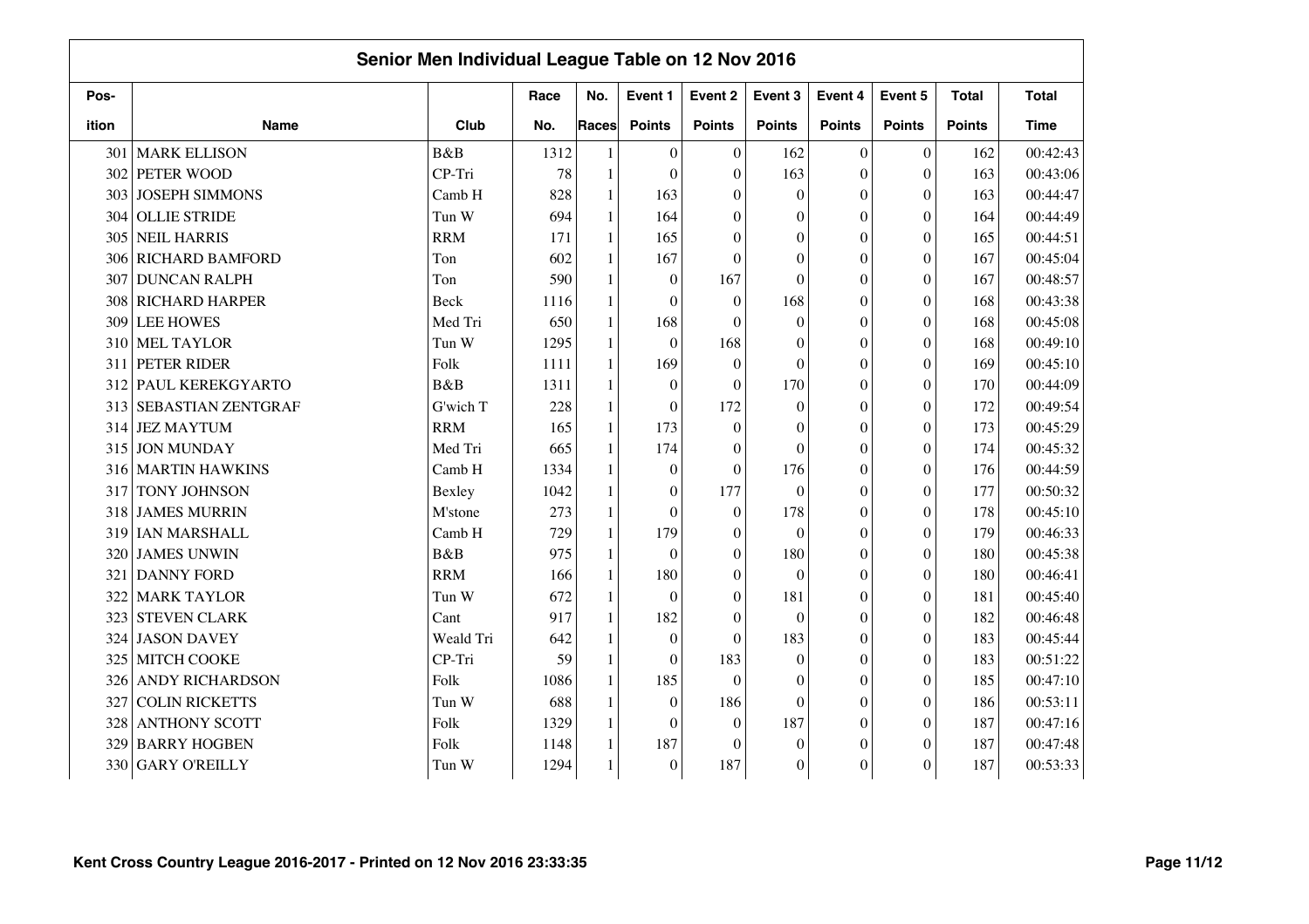## Senior Men Individual League Table on 12 Nov 2016

| Pos-ition | Name | Club | Race No. | No. Races | Event 1 Points | Event 2 Points | Event 3 Points | Event 4 Points | Event 5 Points | Total Points | Total Time |
|---|---|---|---|---|---|---|---|---|---|---|---|
| 301 | MARK ELLISON | B&B | 1312 | 1 | 0 | 0 | 162 | 0 | 0 | 162 | 00:42:43 |
| 302 | PETER WOOD | CP-Tri | 78 | 1 | 0 | 0 | 163 | 0 | 0 | 163 | 00:43:06 |
| 303 | JOSEPH SIMMONS | Camb H | 828 | 1 | 163 | 0 | 0 | 0 | 0 | 163 | 00:44:47 |
| 304 | OLLIE STRIDE | Tun W | 694 | 1 | 164 | 0 | 0 | 0 | 0 | 164 | 00:44:49 |
| 305 | NEIL HARRIS | RRM | 171 | 1 | 165 | 0 | 0 | 0 | 0 | 165 | 00:44:51 |
| 306 | RICHARD BAMFORD | Ton | 602 | 1 | 167 | 0 | 0 | 0 | 0 | 167 | 00:45:04 |
| 307 | DUNCAN RALPH | Ton | 590 | 1 | 0 | 167 | 0 | 0 | 0 | 167 | 00:48:57 |
| 308 | RICHARD HARPER | Beck | 1116 | 1 | 0 | 0 | 168 | 0 | 0 | 168 | 00:43:38 |
| 309 | LEE HOWES | Med Tri | 650 | 1 | 168 | 0 | 0 | 0 | 0 | 168 | 00:45:08 |
| 310 | MEL TAYLOR | Tun W | 1295 | 1 | 0 | 168 | 0 | 0 | 0 | 168 | 00:49:10 |
| 311 | PETER RIDER | Folk | 1111 | 1 | 169 | 0 | 0 | 0 | 0 | 169 | 00:45:10 |
| 312 | PAUL KEREKGYARTO | B&B | 1311 | 1 | 0 | 0 | 170 | 0 | 0 | 170 | 00:44:09 |
| 313 | SEBASTIAN ZENTGRAF | G'wich T | 228 | 1 | 0 | 172 | 0 | 0 | 0 | 172 | 00:49:54 |
| 314 | JEZ MAYTUM | RRM | 165 | 1 | 173 | 0 | 0 | 0 | 0 | 173 | 00:45:29 |
| 315 | JON MUNDAY | Med Tri | 665 | 1 | 174 | 0 | 0 | 0 | 0 | 174 | 00:45:32 |
| 316 | MARTIN HAWKINS | Camb H | 1334 | 1 | 0 | 0 | 176 | 0 | 0 | 176 | 00:44:59 |
| 317 | TONY JOHNSON | Bexley | 1042 | 1 | 0 | 177 | 0 | 0 | 0 | 177 | 00:50:32 |
| 318 | JAMES MURRIN | M'stone | 273 | 1 | 0 | 0 | 178 | 0 | 0 | 178 | 00:45:10 |
| 319 | IAN MARSHALL | Camb H | 729 | 1 | 179 | 0 | 0 | 0 | 0 | 179 | 00:46:33 |
| 320 | JAMES UNWIN | B&B | 975 | 1 | 0 | 0 | 180 | 0 | 0 | 180 | 00:45:38 |
| 321 | DANNY FORD | RRM | 166 | 1 | 180 | 0 | 0 | 0 | 0 | 180 | 00:46:41 |
| 322 | MARK TAYLOR | Tun W | 672 | 1 | 0 | 0 | 181 | 0 | 0 | 181 | 00:45:40 |
| 323 | STEVEN CLARK | Cant | 917 | 1 | 182 | 0 | 0 | 0 | 0 | 182 | 00:46:48 |
| 324 | JASON DAVEY | Weald Tri | 642 | 1 | 0 | 0 | 183 | 0 | 0 | 183 | 00:45:44 |
| 325 | MITCH COOKE | CP-Tri | 59 | 1 | 0 | 183 | 0 | 0 | 0 | 183 | 00:51:22 |
| 326 | ANDY RICHARDSON | Folk | 1086 | 1 | 185 | 0 | 0 | 0 | 0 | 185 | 00:47:10 |
| 327 | COLIN RICKETTS | Tun W | 688 | 1 | 0 | 186 | 0 | 0 | 0 | 186 | 00:53:11 |
| 328 | ANTHONY SCOTT | Folk | 1329 | 1 | 0 | 0 | 187 | 0 | 0 | 187 | 00:47:16 |
| 329 | BARRY HOGBEN | Folk | 1148 | 1 | 187 | 0 | 0 | 0 | 0 | 187 | 00:47:48 |
| 330 | GARY O'REILLY | Tun W | 1294 | 1 | 0 | 187 | 0 | 0 | 0 | 187 | 00:53:33 |

Kent Cross Country League 2016-2017 - Printed on 12 Nov 2016 23:33:35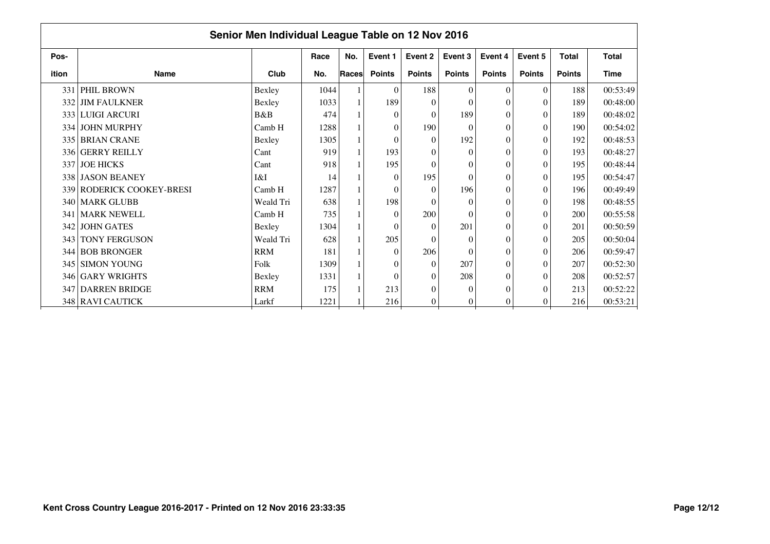## Senior Men Individual League Table on 12 Nov 2016

| Pos-ition | Name | Club | Race No. | No. Races | Event 1 Points | Event 2 Points | Event 3 Points | Event 4 Points | Event 5 Points | Total Points | Total Time |
|---|---|---|---|---|---|---|---|---|---|---|---|
| 331 | PHIL BROWN | Bexley | 1044 | 1 | 0 | 188 | 0 | 0 | 0 | 188 | 00:53:49 |
| 332 | JIM FAULKNER | Bexley | 1033 | 1 | 189 | 0 | 0 | 0 | 0 | 189 | 00:48:00 |
| 333 | LUIGI ARCURI | B&B | 474 | 1 | 0 | 0 | 189 | 0 | 0 | 189 | 00:48:02 |
| 334 | JOHN MURPHY | Camb H | 1288 | 1 | 0 | 190 | 0 | 0 | 0 | 190 | 00:54:02 |
| 335 | BRIAN CRANE | Bexley | 1305 | 1 | 0 | 0 | 192 | 0 | 0 | 192 | 00:48:53 |
| 336 | GERRY REILLY | Cant | 919 | 1 | 193 | 0 | 0 | 0 | 0 | 193 | 00:48:27 |
| 337 | JOE HICKS | Cant | 918 | 1 | 195 | 0 | 0 | 0 | 0 | 195 | 00:48:44 |
| 338 | JASON BEANEY | I&I | 14 | 1 | 0 | 195 | 0 | 0 | 0 | 195 | 00:54:47 |
| 339 | RODERICK COOKEY-BRESI | Camb H | 1287 | 1 | 0 | 0 | 196 | 0 | 0 | 196 | 00:49:49 |
| 340 | MARK GLUBB | Weald Tri | 638 | 1 | 198 | 0 | 0 | 0 | 0 | 198 | 00:48:55 |
| 341 | MARK NEWELL | Camb H | 735 | 1 | 0 | 200 | 0 | 0 | 0 | 200 | 00:55:58 |
| 342 | JOHN GATES | Bexley | 1304 | 1 | 0 | 0 | 201 | 0 | 0 | 201 | 00:50:59 |
| 343 | TONY FERGUSON | Weald Tri | 628 | 1 | 205 | 0 | 0 | 0 | 0 | 205 | 00:50:04 |
| 344 | BOB BRONGER | RRM | 181 | 1 | 0 | 206 | 0 | 0 | 0 | 206 | 00:59:47 |
| 345 | SIMON YOUNG | Folk | 1309 | 1 | 0 | 0 | 207 | 0 | 0 | 207 | 00:52:30 |
| 346 | GARY WRIGHTS | Bexley | 1331 | 1 | 0 | 0 | 208 | 0 | 0 | 208 | 00:52:57 |
| 347 | DARREN BRIDGE | RRM | 175 | 1 | 213 | 0 | 0 | 0 | 0 | 213 | 00:52:22 |
| 348 | RAVI CAUTICK | Larkf | 1221 | 1 | 216 | 0 | 0 | 0 | 0 | 216 | 00:53:21 |

Kent Cross Country League 2016-2017 - Printed on 12 Nov 2016 23:33:35